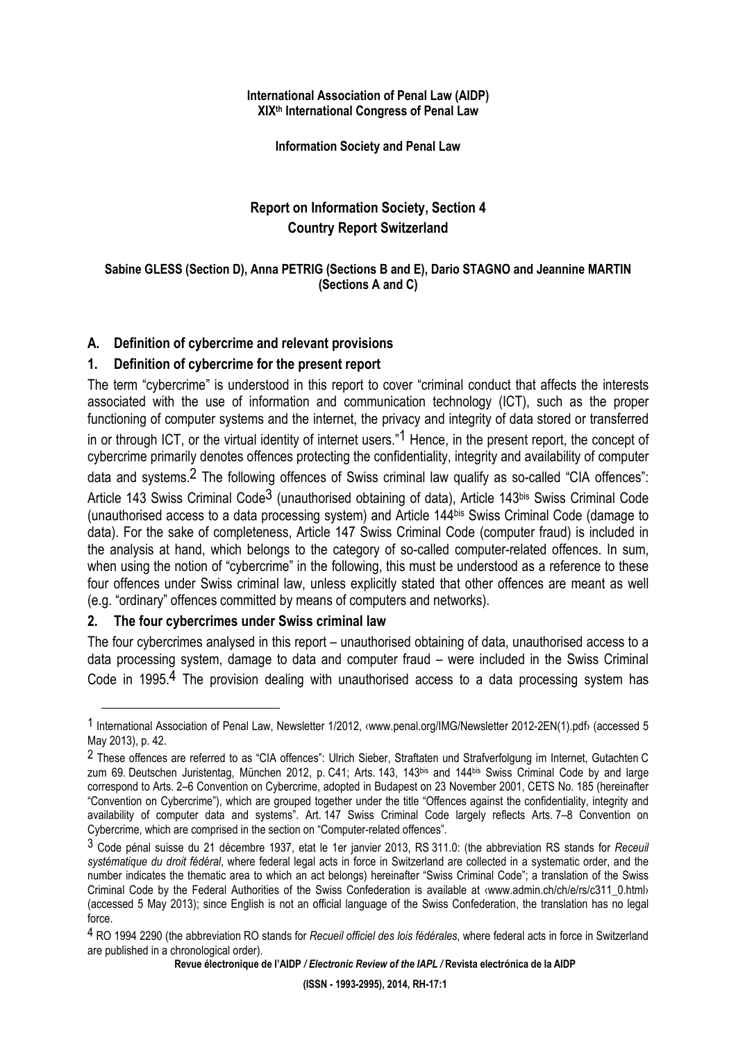**International Association of Penal Law (AIDP)**
**XIX[th] International Congress of Penal Law**

**Information Society and Penal Law**

# Report on Information Society, Section 4
# Country Report Switzerland

**Sabine GLESS (Section D), Anna PETRIG (Sections B and E), Dario STAGNO and Jeannine MARTIN (Sections A and C)**

## A. Definition of cybercrime and relevant provisions

### 1. Definition of cybercrime for the present report

The term "cybercrime" is understood in this report to cover "criminal conduct that affects the interests associated with the use of information and communication technology (ICT), such as the proper functioning of computer systems and the internet, the privacy and integrity of data stored or transferred in or through ICT, or the virtual identity of internet users."[1] Hence, in the present report, the concept of cybercrime primarily denotes offences protecting the confidentiality, integrity and availability of computer data and systems.[2] The following offences of Swiss criminal law qualify as so-called "CIA offences": Article 143 Swiss Criminal Code[3] (unauthorised obtaining of data), Article 143[bis] Swiss Criminal Code (unauthorised access to a data processing system) and Article 144[bis] Swiss Criminal Code (damage to data). For the sake of completeness, Article 147 Swiss Criminal Code (computer fraud) is included in the analysis at hand, which belongs to the category of so-called computer-related offences. In sum, when using the notion of "cybercrime" in the following, this must be understood as a reference to these four offences under Swiss criminal law, unless explicitly stated that other offences are meant as well (e.g. "ordinary" offences committed by means of computers and networks).

### 2. The four cybercrimes under Swiss criminal law

The four cybercrimes analysed in this report – unauthorised obtaining of data, unauthorised access to a data processing system, damage to data and computer fraud – were included in the Swiss Criminal Code in 1995.[4] The provision dealing with unauthorised access to a data processing system has

---

[1] International Association of Penal Law, Newsletter 1/2012, ‹www.penal.org/IMG/Newsletter 2012-2EN(1).pdf› (accessed 5 May 2013), p. 42.

[2] These offences are referred to as "CIA offences": Ulrich Sieber, Straftaten und Strafverfolgung im Internet, Gutachten C zum 69. Deutschen Juristentag, München 2012, p. C41; Arts. 143, 143[bis] and 144[bis] Swiss Criminal Code by and large correspond to Arts. 2–6 Convention on Cybercrime, adopted in Budapest on 23 November 2001, CETS No. 185 (hereinafter "Convention on Cybercrime"), which are grouped together under the title "Offences against the confidentiality, integrity and availability of computer data and systems". Art. 147 Swiss Criminal Code largely reflects Arts. 7–8 Convention on Cybercrime, which are comprised in the section on "Computer-related offences".

[3] Code pénal suisse du 21 décembre 1937, etat le 1er janvier 2013, RS 311.0: (the abbreviation RS stands for *Receuil systématique du droit fédéral*, where federal legal acts in force in Switzerland are collected in a systematic order, and the number indicates the thematic area to which an act belongs) hereinafter "Swiss Criminal Code"; a translation of the Swiss Criminal Code by the Federal Authorities of the Swiss Confederation is available at ‹www.admin.ch/ch/e/rs/c311_0.html› (accessed 5 May 2013); since English is not an official language of the Swiss Confederation, the translation has no legal force.

[4] RO 1994 2290 (the abbreviation RO stands for *Recueil officiel des lois fédérales*, where federal acts in force in Switzerland are published in a chronological order).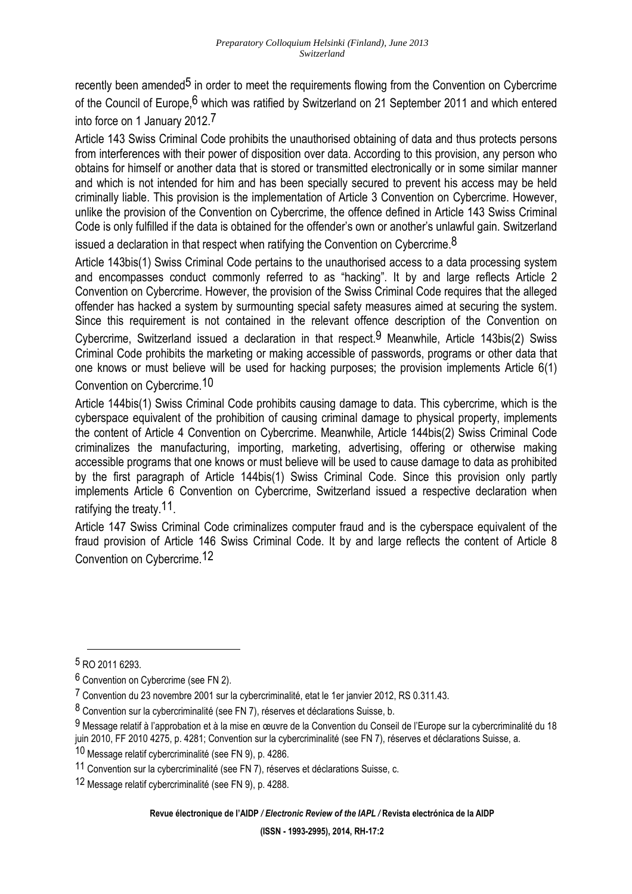recently been amended[5] in order to meet the requirements flowing from the Convention on Cybercrime of the Council of Europe,[6] which was ratified by Switzerland on 21 September 2011 and which entered into force on 1 January 2012.[7]

Article 143 Swiss Criminal Code prohibits the unauthorised obtaining of data and thus protects persons from interferences with their power of disposition over data. According to this provision, any person who obtains for himself or another data that is stored or transmitted electronically or in some similar manner and which is not intended for him and has been specially secured to prevent his access may be held criminally liable. This provision is the implementation of Article 3 Convention on Cybercrime. However, unlike the provision of the Convention on Cybercrime, the offence defined in Article 143 Swiss Criminal Code is only fulfilled if the data is obtained for the offender's own or another's unlawful gain. Switzerland issued a declaration in that respect when ratifying the Convention on Cybercrime.[8]

Article 143bis(1) Swiss Criminal Code pertains to the unauthorised access to a data processing system and encompasses conduct commonly referred to as "hacking". It by and large reflects Article 2 Convention on Cybercrime. However, the provision of the Swiss Criminal Code requires that the alleged offender has hacked a system by surmounting special safety measures aimed at securing the system. Since this requirement is not contained in the relevant offence description of the Convention on Cybercrime, Switzerland issued a declaration in that respect.[9] Meanwhile, Article 143bis(2) Swiss Criminal Code prohibits the marketing or making accessible of passwords, programs or other data that one knows or must believe will be used for hacking purposes; the provision implements Article 6(1) Convention on Cybercrime.[10]

Article 144bis(1) Swiss Criminal Code prohibits causing damage to data. This cybercrime, which is the cyberspace equivalent of the prohibition of causing criminal damage to physical property, implements the content of Article 4 Convention on Cybercrime. Meanwhile, Article 144bis(2) Swiss Criminal Code criminalizes the manufacturing, importing, marketing, advertising, offering or otherwise making accessible programs that one knows or must believe will be used to cause damage to data as prohibited by the first paragraph of Article 144bis(1) Swiss Criminal Code. Since this provision only partly implements Article 6 Convention on Cybercrime, Switzerland issued a respective declaration when ratifying the treaty.[11].

Article 147 Swiss Criminal Code criminalizes computer fraud and is the cyberspace equivalent of the fraud provision of Article 146 Swiss Criminal Code. It by and large reflects the content of Article 8 Convention on Cybercrime.[12]

---

[5] RO 2011 6293.

[6] Convention on Cybercrime (see FN 2).

[7] Convention du 23 novembre 2001 sur la cybercriminalité, etat le 1er janvier 2012, RS 0.311.43.

[8] Convention sur la cybercriminalité (see FN 7), réserves et déclarations Suisse, b.

[9] Message relatif à l'approbation et à la mise en œuvre de la Convention du Conseil de l'Europe sur la cybercriminalité du 18 juin 2010, FF 2010 4275, p. 4281; Convention sur la cybercriminalité (see FN 7), réserves et déclarations Suisse, a.

[10] Message relatif cybercriminalité (see FN 9), p. 4286.

[11] Convention sur la cybercriminalité (see FN 7), réserves et déclarations Suisse, c.

[12] Message relatif cybercriminalité (see FN 9), p. 4288.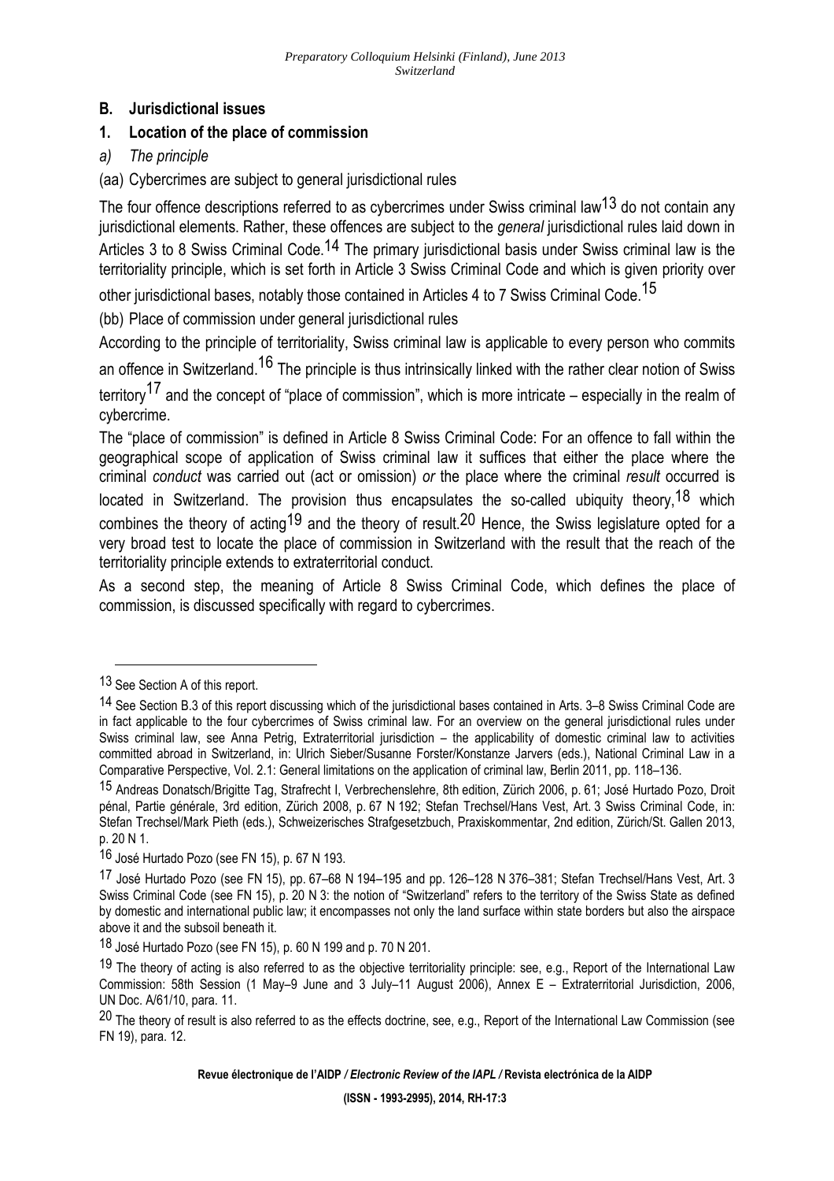## B. Jurisdictional issues

### 1. Location of the place of commission

#### *a) The principle*

(aa) Cybercrimes are subject to general jurisdictional rules

The four offence descriptions referred to as cybercrimes under Swiss criminal law[13] do not contain any jurisdictional elements. Rather, these offences are subject to the *general* jurisdictional rules laid down in Articles 3 to 8 Swiss Criminal Code.[14] The primary jurisdictional basis under Swiss criminal law is the territoriality principle, which is set forth in Article 3 Swiss Criminal Code and which is given priority over other jurisdictional bases, notably those contained in Articles 4 to 7 Swiss Criminal Code.[15]

(bb) Place of commission under general jurisdictional rules

According to the principle of territoriality, Swiss criminal law is applicable to every person who commits an offence in Switzerland.[16] The principle is thus intrinsically linked with the rather clear notion of Swiss territory[17] and the concept of "place of commission", which is more intricate – especially in the realm of cybercrime.

The "place of commission" is defined in Article 8 Swiss Criminal Code: For an offence to fall within the geographical scope of application of Swiss criminal law it suffices that either the place where the criminal *conduct* was carried out (act or omission) *or* the place where the criminal *result* occurred is located in Switzerland. The provision thus encapsulates the so-called ubiquity theory,[18] which combines the theory of acting[19] and the theory of result.[20] Hence, the Swiss legislature opted for a very broad test to locate the place of commission in Switzerland with the result that the reach of the territoriality principle extends to extraterritorial conduct.

As a second step, the meaning of Article 8 Swiss Criminal Code, which defines the place of commission, is discussed specifically with regard to cybercrimes.

---

[13] See Section A of this report.

[14] See Section B.3 of this report discussing which of the jurisdictional bases contained in Arts. 3–8 Swiss Criminal Code are in fact applicable to the four cybercrimes of Swiss criminal law. For an overview on the general jurisdictional rules under Swiss criminal law, see Anna Petrig, Extraterritorial jurisdiction – the applicability of domestic criminal law to activities committed abroad in Switzerland, in: Ulrich Sieber/Susanne Forster/Konstanze Jarvers (eds.), National Criminal Law in a Comparative Perspective, Vol. 2.1: General limitations on the application of criminal law, Berlin 2011, pp. 118–136.

[15] Andreas Donatsch/Brigitte Tag, Strafrecht I, Verbrechenslehre, 8th edition, Zürich 2006, p. 61; José Hurtado Pozo, Droit pénal, Partie générale, 3rd edition, Zürich 2008, p. 67 N 192; Stefan Trechsel/Hans Vest, Art. 3 Swiss Criminal Code, in: Stefan Trechsel/Mark Pieth (eds.), Schweizerisches Strafgesetzbuch, Praxiskommentar, 2nd edition, Zürich/St. Gallen 2013, p. 20 N 1.

[16] José Hurtado Pozo (see FN 15), p. 67 N 193.

[17] José Hurtado Pozo (see FN 15), pp. 67–68 N 194–195 and pp. 126–128 N 376–381; Stefan Trechsel/Hans Vest, Art. 3 Swiss Criminal Code (see FN 15), p. 20 N 3: the notion of "Switzerland" refers to the territory of the Swiss State as defined by domestic and international public law; it encompasses not only the land surface within state borders but also the airspace above it and the subsoil beneath it.

[18] José Hurtado Pozo (see FN 15), p. 60 N 199 and p. 70 N 201.

[19] The theory of acting is also referred to as the objective territoriality principle: see, e.g., Report of the International Law Commission: 58th Session (1 May–9 June and 3 July–11 August 2006), Annex E – Extraterritorial Jurisdiction, 2006, UN Doc. A/61/10, para. 11.

[20] The theory of result is also referred to as the effects doctrine, see, e.g., Report of the International Law Commission (see FN 19), para. 12.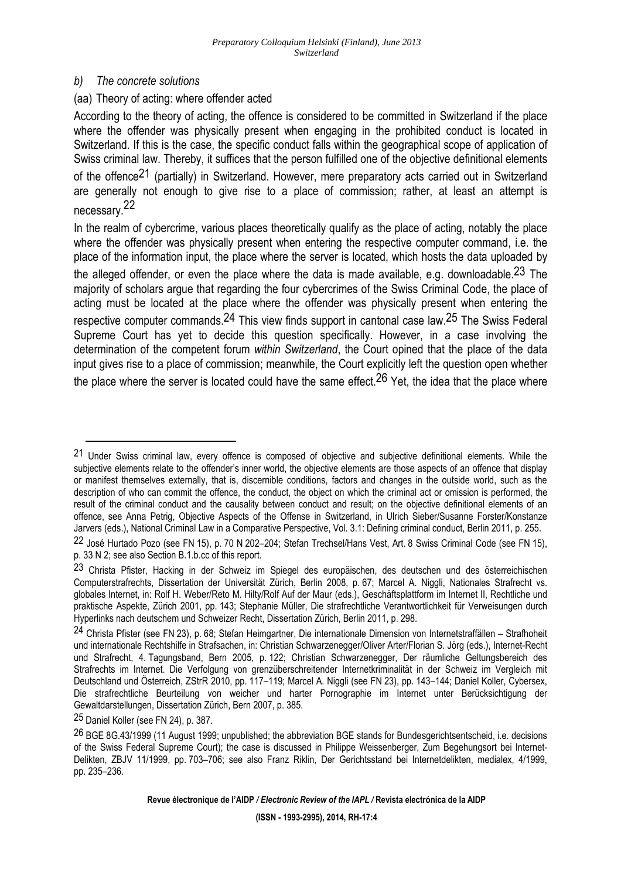*b) The concrete solutions*

(aa) Theory of acting: where offender acted

According to the theory of acting, the offence is considered to be committed in Switzerland if the place where the offender was physically present when engaging in the prohibited conduct is located in Switzerland. If this is the case, the specific conduct falls within the geographical scope of application of Swiss criminal law. Thereby, it suffices that the person fulfilled one of the objective definitional elements of the offence[21] (partially) in Switzerland. However, mere preparatory acts carried out in Switzerland are generally not enough to give rise to a place of commission; rather, at least an attempt is necessary.[22]

In the realm of cybercrime, various places theoretically qualify as the place of acting, notably the place where the offender was physically present when entering the respective computer command, i.e. the place of the information input, the place where the server is located, which hosts the data uploaded by the alleged offender, or even the place where the data is made available, e.g. downloadable.[23] The majority of scholars argue that regarding the four cybercrimes of the Swiss Criminal Code, the place of acting must be located at the place where the offender was physically present when entering the respective computer commands.[24] This view finds support in cantonal case law.[25] The Swiss Federal Supreme Court has yet to decide this question specifically. However, in a case involving the determination of the competent forum *within Switzerland*, the Court opined that the place of the data input gives rise to a place of commission; meanwhile, the Court explicitly left the question open whether the place where the server is located could have the same effect.[26] Yet, the idea that the place where

---

[21] Under Swiss criminal law, every offence is composed of objective and subjective definitional elements. While the subjective elements relate to the offender's inner world, the objective elements are those aspects of an offence that display or manifest themselves externally, that is, discernible conditions, factors and changes in the outside world, such as the description of who can commit the offence, the conduct, the object on which the criminal act or omission is performed, the result of the criminal conduct and the causality between conduct and result; on the objective definitional elements of an offence, see Anna Petrig, Objective Aspects of the Offense in Switzerland, in Ulrich Sieber/Susanne Forster/Konstanze Jarvers (eds.), National Criminal Law in a Comparative Perspective, Vol. 3.1: Defining criminal conduct, Berlin 2011, p. 255.

[22] José Hurtado Pozo (see FN 15), p. 70 N 202–204; Stefan Trechsel/Hans Vest, Art. 8 Swiss Criminal Code (see FN 15), p. 33 N 2; see also Section B.1.b.cc of this report.

[23] Christa Pfister, Hacking in der Schweiz im Spiegel des europäischen, des deutschen und des österreichischen Computerstrafrechts, Dissertation der Universität Zürich, Berlin 2008, p. 67; Marcel A. Niggli, Nationales Strafrecht vs. globales Internet, in: Rolf H. Weber/Reto M. Hilty/Rolf Auf der Maur (eds.), Geschäftsplattform im Internet II, Rechtliche und praktische Aspekte, Zürich 2001, pp. 143; Stephanie Müller, Die strafrechtliche Verantwortlichkeit für Verweisungen durch Hyperlinks nach deutschem und Schweizer Recht, Dissertation Zürich, Berlin 2011, p. 298.

[24] Christa Pfister (see FN 23), p. 68; Stefan Heimgartner, Die internationale Dimension von Internetstraffällen – Strafhoheit und internationale Rechtshilfe in Strafsachen, in: Christian Schwarzenegger/Oliver Arter/Florian S. Jörg (eds.), Internet-Recht und Strafrecht, 4. Tagungsband, Bern 2005, p. 122; Christian Schwarzenegger, Der räumliche Geltungsbereich des Strafrechts im Internet. Die Verfolgung von grenzüberschreitender Internetkriminalität in der Schweiz im Vergleich mit Deutschland und Österreich, ZStrR 2010, pp. 117–119; Marcel A. Niggli (see FN 23), pp. 143–144; Daniel Koller, Cybersex, Die strafrechtliche Beurteilung von weicher und harter Pornographie im Internet unter Berücksichtigung der Gewaltdarstellungen, Dissertation Zürich, Bern 2007, p. 385.

[25] Daniel Koller (see FN 24), p. 387.

[26] BGE 8G.43/1999 (11 August 1999; unpublished; the abbreviation BGE stands for Bundesgerichtsentscheid, i.e. decisions of the Swiss Federal Supreme Court); the case is discussed in Philippe Weissenberger, Zum Begehungsort bei Internet-Delikten, ZBJV 11/1999, pp. 703–706; see also Franz Riklin, Der Gerichtsstand bei Internetdelikten, medialex, 4/1999, pp. 235–236.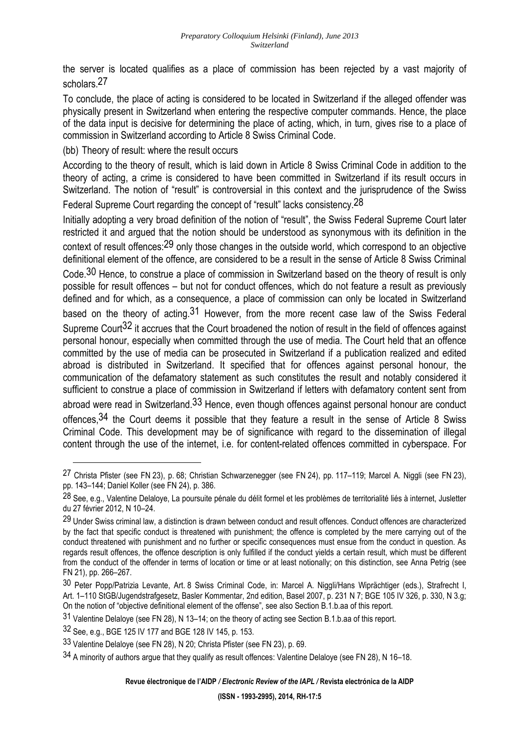the server is located qualifies as a place of commission has been rejected by a vast majority of scholars.[27]

To conclude, the place of acting is considered to be located in Switzerland if the alleged offender was physically present in Switzerland when entering the respective computer commands. Hence, the place of the data input is decisive for determining the place of acting, which, in turn, gives rise to a place of commission in Switzerland according to Article 8 Swiss Criminal Code.

(bb) Theory of result: where the result occurs

According to the theory of result, which is laid down in Article 8 Swiss Criminal Code in addition to the theory of acting, a crime is considered to have been committed in Switzerland if its result occurs in Switzerland. The notion of "result" is controversial in this context and the jurisprudence of the Swiss Federal Supreme Court regarding the concept of "result" lacks consistency.[28]

Initially adopting a very broad definition of the notion of "result", the Swiss Federal Supreme Court later restricted it and argued that the notion should be understood as synonymous with its definition in the context of result offences:[29] only those changes in the outside world, which correspond to an objective definitional element of the offence, are considered to be a result in the sense of Article 8 Swiss Criminal Code.[30] Hence, to construe a place of commission in Switzerland based on the theory of result is only possible for result offences – but not for conduct offences, which do not feature a result as previously defined and for which, as a consequence, a place of commission can only be located in Switzerland based on the theory of acting.[31] However, from the more recent case law of the Swiss Federal Supreme Court[32] it accrues that the Court broadened the notion of result in the field of offences against personal honour, especially when committed through the use of media. The Court held that an offence committed by the use of media can be prosecuted in Switzerland if a publication realized and edited abroad is distributed in Switzerland. It specified that for offences against personal honour, the communication of the defamatory statement as such constitutes the result and notably considered it sufficient to construe a place of commission in Switzerland if letters with defamatory content sent from abroad were read in Switzerland.[33] Hence, even though offences against personal honour are conduct offences,[34] the Court deems it possible that they feature a result in the sense of Article 8 Swiss Criminal Code. This development may be of significance with regard to the dissemination of illegal content through the use of the internet, i.e. for content-related offences committed in cyberspace. For

---

[27] Christa Pfister (see FN 23), p. 68; Christian Schwarzenegger (see FN 24), pp. 117–119; Marcel A. Niggli (see FN 23), pp. 143–144; Daniel Koller (see FN 24), p. 386.

[28] See, e.g., Valentine Delaloye, La poursuite pénale du délit formel et les problèmes de territorialité liés à internet, Jusletter du 27 février 2012, N 10–24.

[29] Under Swiss criminal law, a distinction is drawn between conduct and result offences. Conduct offences are characterized by the fact that specific conduct is threatened with punishment; the offence is completed by the mere carrying out of the conduct threatened with punishment and no further or specific consequences must ensue from the conduct in question. As regards result offences, the offence description is only fulfilled if the conduct yields a certain result, which must be different from the conduct of the offender in terms of location or time or at least notionally; on this distinction, see Anna Petrig (see FN 21), pp. 266–267.

[30] Peter Popp/Patrizia Levante, Art. 8 Swiss Criminal Code, in: Marcel A. Niggli/Hans Wiprächtiger (eds.), Strafrecht I, Art. 1–110 StGB/Jugendstrafgesetz, Basler Kommentar, 2nd edition, Basel 2007, p. 231 N 7; BGE 105 IV 326, p. 330, N 3.g; On the notion of "objective definitional element of the offense", see also Section B.1.b.aa of this report.

[31] Valentine Delaloye (see FN 28), N 13–14; on the theory of acting see Section B.1.b.aa of this report.

[32] See, e.g., BGE 125 IV 177 and BGE 128 IV 145, p. 153.

[33] Valentine Delaloye (see FN 28), N 20; Christa Pfister (see FN 23), p. 69.

[34] A minority of authors argue that they qualify as result offences: Valentine Delaloye (see FN 28), N 16–18.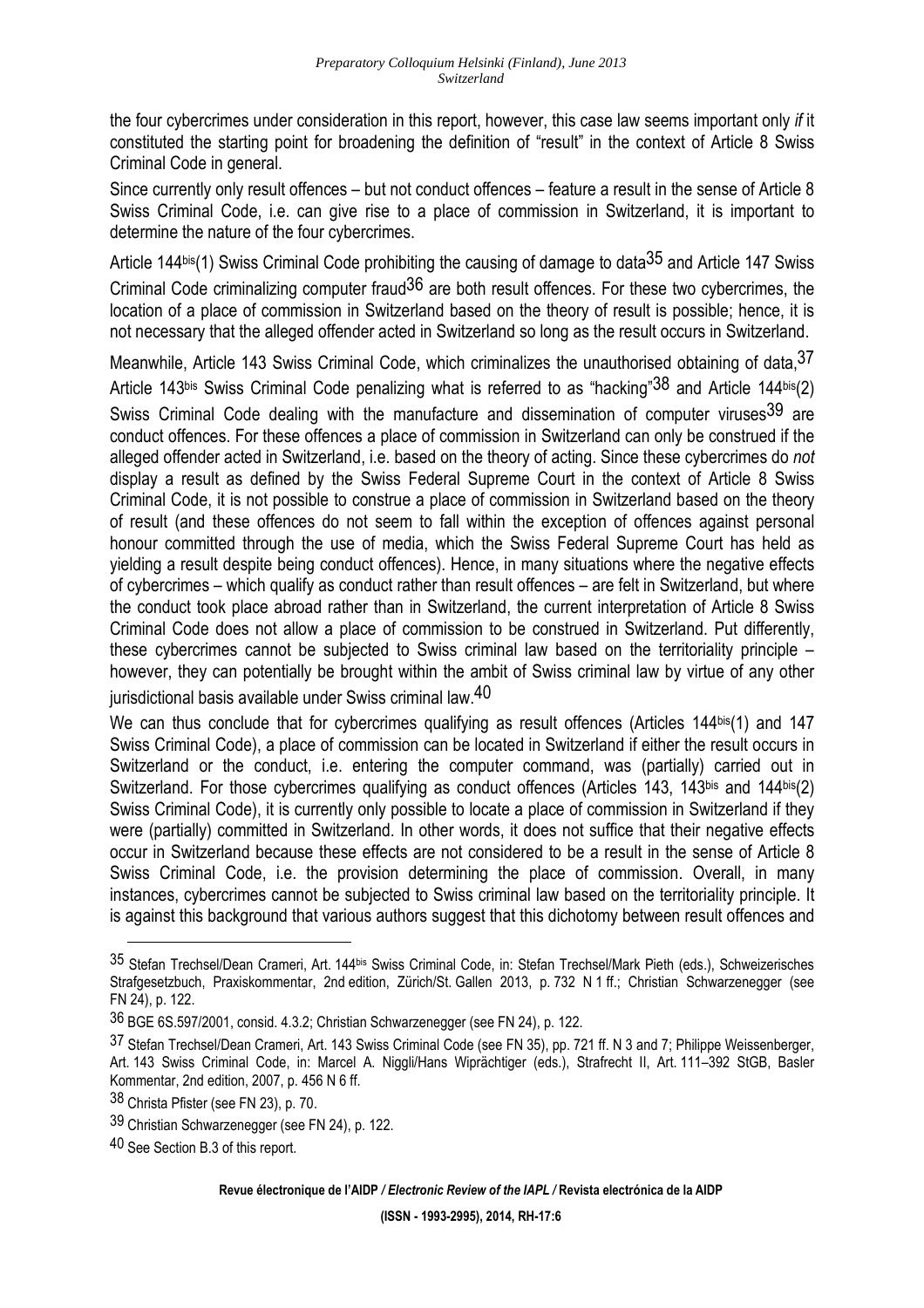the four cybercrimes under consideration in this report, however, this case law seems important only *if* it constituted the starting point for broadening the definition of "result" in the context of Article 8 Swiss Criminal Code in general.

Since currently only result offences – but not conduct offences – feature a result in the sense of Article 8 Swiss Criminal Code, i.e. can give rise to a place of commission in Switzerland, it is important to determine the nature of the four cybercrimes.

Article 144bis(1) Swiss Criminal Code prohibiting the causing of damage to data[35] and Article 147 Swiss Criminal Code criminalizing computer fraud[36] are both result offences. For these two cybercrimes, the location of a place of commission in Switzerland based on the theory of result is possible; hence, it is not necessary that the alleged offender acted in Switzerland so long as the result occurs in Switzerland.

Meanwhile, Article 143 Swiss Criminal Code, which criminalizes the unauthorised obtaining of data,[37] Article 143bis Swiss Criminal Code penalizing what is referred to as "hacking"[38] and Article 144bis(2) Swiss Criminal Code dealing with the manufacture and dissemination of computer viruses[39] are conduct offences. For these offences a place of commission in Switzerland can only be construed if the alleged offender acted in Switzerland, i.e. based on the theory of acting. Since these cybercrimes do *not* display a result as defined by the Swiss Federal Supreme Court in the context of Article 8 Swiss Criminal Code, it is not possible to construe a place of commission in Switzerland based on the theory of result (and these offences do not seem to fall within the exception of offences against personal honour committed through the use of media, which the Swiss Federal Supreme Court has held as yielding a result despite being conduct offences). Hence, in many situations where the negative effects of cybercrimes – which qualify as conduct rather than result offences – are felt in Switzerland, but where the conduct took place abroad rather than in Switzerland, the current interpretation of Article 8 Swiss Criminal Code does not allow a place of commission to be construed in Switzerland. Put differently, these cybercrimes cannot be subjected to Swiss criminal law based on the territoriality principle – however, they can potentially be brought within the ambit of Swiss criminal law by virtue of any other jurisdictional basis available under Swiss criminal law.[40]

We can thus conclude that for cybercrimes qualifying as result offences (Articles 144bis(1) and 147 Swiss Criminal Code), a place of commission can be located in Switzerland if either the result occurs in Switzerland or the conduct, i.e. entering the computer command, was (partially) carried out in Switzerland. For those cybercrimes qualifying as conduct offences (Articles 143, 143bis and 144bis(2) Swiss Criminal Code), it is currently only possible to locate a place of commission in Switzerland if they were (partially) committed in Switzerland. In other words, it does not suffice that their negative effects occur in Switzerland because these effects are not considered to be a result in the sense of Article 8 Swiss Criminal Code, i.e. the provision determining the place of commission. Overall, in many instances, cybercrimes cannot be subjected to Swiss criminal law based on the territoriality principle. It is against this background that various authors suggest that this dichotomy between result offences and

---

[35] Stefan Trechsel/Dean Crameri, Art. 144bis Swiss Criminal Code, in: Stefan Trechsel/Mark Pieth (eds.), Schweizerisches Strafgesetzbuch, Praxiskommentar, 2nd edition, Zürich/St. Gallen 2013, p. 732 N 1 ff.; Christian Schwarzenegger (see FN 24), p. 122.

[36] BGE 6S.597/2001, consid. 4.3.2; Christian Schwarzenegger (see FN 24), p. 122.

[37] Stefan Trechsel/Dean Crameri, Art. 143 Swiss Criminal Code (see FN 35), pp. 721 ff. N 3 and 7; Philippe Weissenberger, Art. 143 Swiss Criminal Code, in: Marcel A. Niggli/Hans Wiprächtiger (eds.), Strafrecht II, Art. 111–392 StGB, Basler Kommentar, 2nd edition, 2007, p. 456 N 6 ff.

[38] Christa Pfister (see FN 23), p. 70.

[39] Christian Schwarzenegger (see FN 24), p. 122.

[40] See Section B.3 of this report.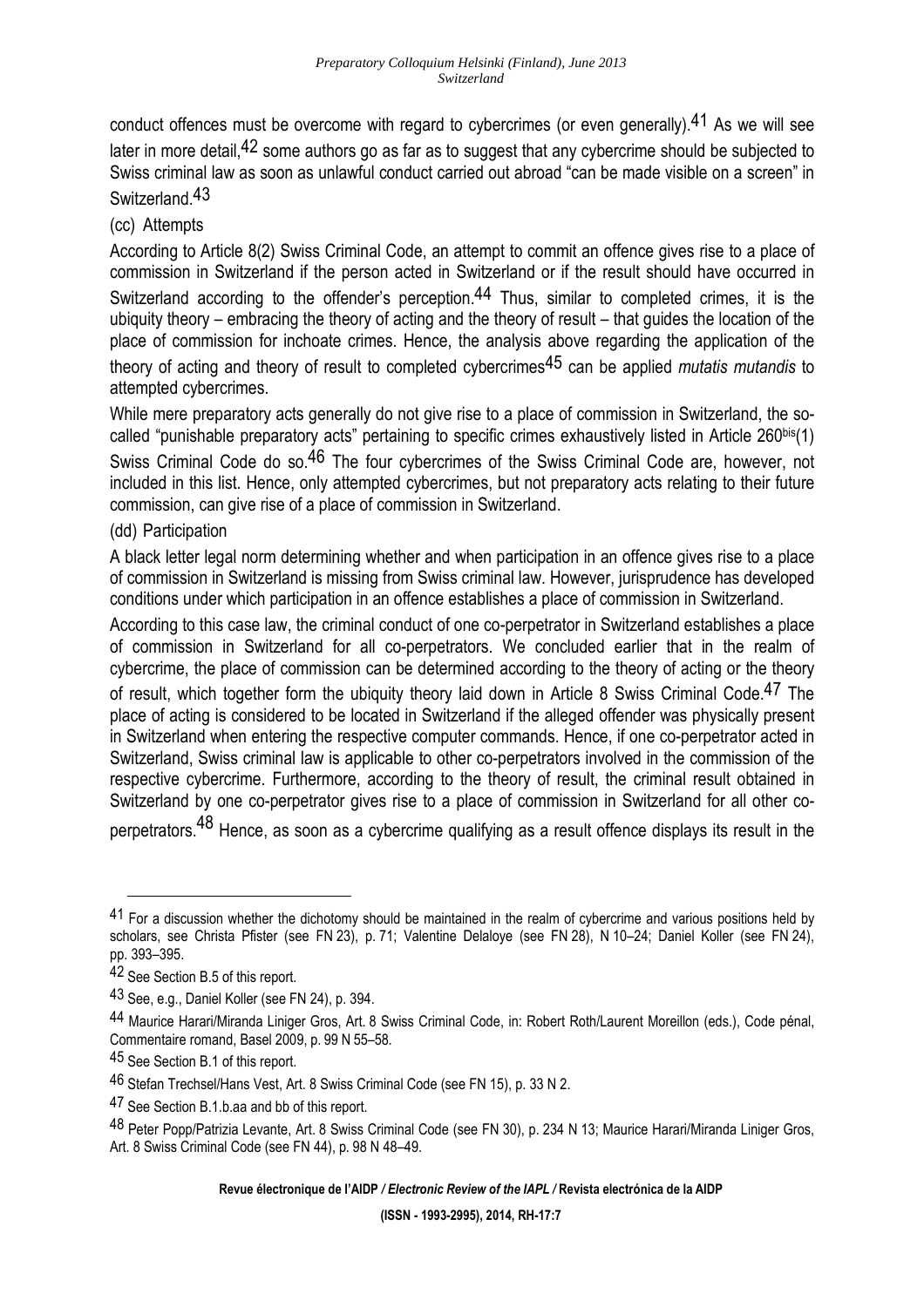conduct offences must be overcome with regard to cybercrimes (or even generally).[41] As we will see later in more detail,[42] some authors go as far as to suggest that any cybercrime should be subjected to Swiss criminal law as soon as unlawful conduct carried out abroad "can be made visible on a screen" in Switzerland.[43]

(cc) Attempts

According to Article 8(2) Swiss Criminal Code, an attempt to commit an offence gives rise to a place of commission in Switzerland if the person acted in Switzerland or if the result should have occurred in Switzerland according to the offender's perception.[44] Thus, similar to completed crimes, it is the ubiquity theory – embracing the theory of acting and the theory of result – that guides the location of the place of commission for inchoate crimes. Hence, the analysis above regarding the application of the theory of acting and theory of result to completed cybercrimes[45] can be applied *mutatis mutandis* to attempted cybercrimes.

While mere preparatory acts generally do not give rise to a place of commission in Switzerland, the so-called "punishable preparatory acts" pertaining to specific crimes exhaustively listed in Article 260bis(1) Swiss Criminal Code do so.[46] The four cybercrimes of the Swiss Criminal Code are, however, not included in this list. Hence, only attempted cybercrimes, but not preparatory acts relating to their future commission, can give rise of a place of commission in Switzerland.

(dd) Participation

A black letter legal norm determining whether and when participation in an offence gives rise to a place of commission in Switzerland is missing from Swiss criminal law. However, jurisprudence has developed conditions under which participation in an offence establishes a place of commission in Switzerland.

According to this case law, the criminal conduct of one co-perpetrator in Switzerland establishes a place of commission in Switzerland for all co-perpetrators. We concluded earlier that in the realm of cybercrime, the place of commission can be determined according to the theory of acting or the theory of result, which together form the ubiquity theory laid down in Article 8 Swiss Criminal Code.[47] The place of acting is considered to be located in Switzerland if the alleged offender was physically present in Switzerland when entering the respective computer commands. Hence, if one co-perpetrator acted in Switzerland, Swiss criminal law is applicable to other co-perpetrators involved in the commission of the respective cybercrime. Furthermore, according to the theory of result, the criminal result obtained in Switzerland by one co-perpetrator gives rise to a place of commission in Switzerland for all other co-perpetrators.[48] Hence, as soon as a cybercrime qualifying as a result offence displays its result in the

---

[41] For a discussion whether the dichotomy should be maintained in the realm of cybercrime and various positions held by scholars, see Christa Pfister (see FN 23), p. 71; Valentine Delaloye (see FN 28), N 10–24; Daniel Koller (see FN 24), pp. 393–395.

[42] See Section B.5 of this report.

[43] See, e.g., Daniel Koller (see FN 24), p. 394.

[44] Maurice Harari/Miranda Liniger Gros, Art. 8 Swiss Criminal Code, in: Robert Roth/Laurent Moreillon (eds.), Code pénal, Commentaire romand, Basel 2009, p. 99 N 55–58.

[45] See Section B.1 of this report.

[46] Stefan Trechsel/Hans Vest, Art. 8 Swiss Criminal Code (see FN 15), p. 33 N 2.

[47] See Section B.1.b.aa and bb of this report.

[48] Peter Popp/Patrizia Levante, Art. 8 Swiss Criminal Code (see FN 30), p. 234 N 13; Maurice Harari/Miranda Liniger Gros, Art. 8 Swiss Criminal Code (see FN 44), p. 98 N 48–49.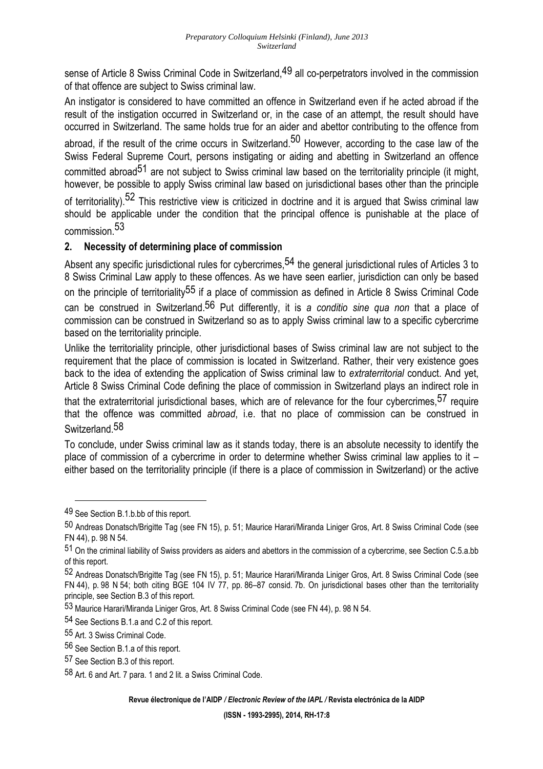sense of Article 8 Swiss Criminal Code in Switzerland,[49] all co-perpetrators involved in the commission of that offence are subject to Swiss criminal law.

An instigator is considered to have committed an offence in Switzerland even if he acted abroad if the result of the instigation occurred in Switzerland or, in the case of an attempt, the result should have occurred in Switzerland. The same holds true for an aider and abettor contributing to the offence from abroad, if the result of the crime occurs in Switzerland.[50] However, according to the case law of the Swiss Federal Supreme Court, persons instigating or aiding and abetting in Switzerland an offence committed abroad[51] are not subject to Swiss criminal law based on the territoriality principle (it might, however, be possible to apply Swiss criminal law based on jurisdictional bases other than the principle of territoriality).[52] This restrictive view is criticized in doctrine and it is argued that Swiss criminal law should be applicable under the condition that the principal offence is punishable at the place of commission.[53]

## 2. Necessity of determining place of commission

Absent any specific jurisdictional rules for cybercrimes,[54] the general jurisdictional rules of Articles 3 to 8 Swiss Criminal Law apply to these offences. As we have seen earlier, jurisdiction can only be based on the principle of territoriality[55] if a place of commission as defined in Article 8 Swiss Criminal Code can be construed in Switzerland.[56] Put differently, it is *a conditio sine qua non* that a place of commission can be construed in Switzerland so as to apply Swiss criminal law to a specific cybercrime based on the territoriality principle.

Unlike the territoriality principle, other jurisdictional bases of Swiss criminal law are not subject to the requirement that the place of commission is located in Switzerland. Rather, their very existence goes back to the idea of extending the application of Swiss criminal law to *extraterritorial* conduct. And yet, Article 8 Swiss Criminal Code defining the place of commission in Switzerland plays an indirect role in that the extraterritorial jurisdictional bases, which are of relevance for the four cybercrimes,[57] require that the offence was committed *abroad*, i.e. that no place of commission can be construed in Switzerland.[58]

To conclude, under Swiss criminal law as it stands today, there is an absolute necessity to identify the place of commission of a cybercrime in order to determine whether Swiss criminal law applies to it – either based on the territoriality principle (if there is a place of commission in Switzerland) or the active

---

[49] See Section B.1.b.bb of this report.

[50] Andreas Donatsch/Brigitte Tag (see FN 15), p. 51; Maurice Harari/Miranda Liniger Gros, Art. 8 Swiss Criminal Code (see FN 44), p. 98 N 54.

[51] On the criminal liability of Swiss providers as aiders and abettors in the commission of a cybercrime, see Section C.5.a.bb of this report.

[52] Andreas Donatsch/Brigitte Tag (see FN 15), p. 51; Maurice Harari/Miranda Liniger Gros, Art. 8 Swiss Criminal Code (see FN 44), p. 98 N 54; both citing BGE 104 IV 77, pp. 86–87 consid. 7b. On jurisdictional bases other than the territoriality principle, see Section B.3 of this report.

[53] Maurice Harari/Miranda Liniger Gros, Art. 8 Swiss Criminal Code (see FN 44), p. 98 N 54.

[54] See Sections B.1.a and C.2 of this report.

[55] Art. 3 Swiss Criminal Code.

[56] See Section B.1.a of this report.

[57] See Section B.3 of this report.

[58] Art. 6 and Art. 7 para. 1 and 2 lit. a Swiss Criminal Code.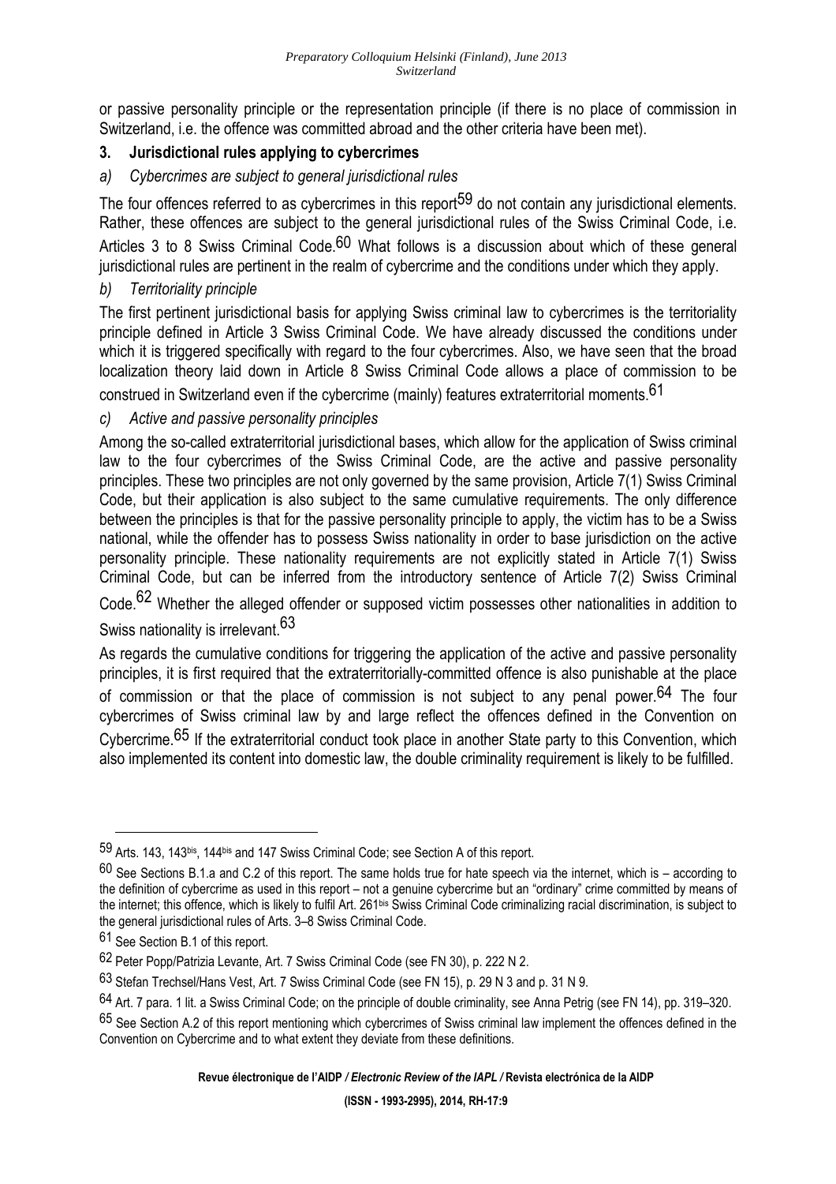or passive personality principle or the representation principle (if there is no place of commission in Switzerland, i.e. the offence was committed abroad and the other criteria have been met).

### 3. Jurisdictional rules applying to cybercrimes

*a) Cybercrimes are subject to general jurisdictional rules*

The four offences referred to as cybercrimes in this report[59] do not contain any jurisdictional elements. Rather, these offences are subject to the general jurisdictional rules of the Swiss Criminal Code, i.e. Articles 3 to 8 Swiss Criminal Code.[60] What follows is a discussion about which of these general jurisdictional rules are pertinent in the realm of cybercrime and the conditions under which they apply.

*b) Territoriality principle*

The first pertinent jurisdictional basis for applying Swiss criminal law to cybercrimes is the territoriality principle defined in Article 3 Swiss Criminal Code. We have already discussed the conditions under which it is triggered specifically with regard to the four cybercrimes. Also, we have seen that the broad localization theory laid down in Article 8 Swiss Criminal Code allows a place of commission to be construed in Switzerland even if the cybercrime (mainly) features extraterritorial moments.[61]

*c) Active and passive personality principles*

Among the so-called extraterritorial jurisdictional bases, which allow for the application of Swiss criminal law to the four cybercrimes of the Swiss Criminal Code, are the active and passive personality principles. These two principles are not only governed by the same provision, Article 7(1) Swiss Criminal Code, but their application is also subject to the same cumulative requirements. The only difference between the principles is that for the passive personality principle to apply, the victim has to be a Swiss national, while the offender has to possess Swiss nationality in order to base jurisdiction on the active personality principle. These nationality requirements are not explicitly stated in Article 7(1) Swiss Criminal Code, but can be inferred from the introductory sentence of Article 7(2) Swiss Criminal Code.[62] Whether the alleged offender or supposed victim possesses other nationalities in addition to Swiss nationality is irrelevant.[63]

As regards the cumulative conditions for triggering the application of the active and passive personality principles, it is first required that the extraterritorially-committed offence is also punishable at the place of commission or that the place of commission is not subject to any penal power.[64] The four cybercrimes of Swiss criminal law by and large reflect the offences defined in the Convention on Cybercrime.[65] If the extraterritorial conduct took place in another State party to this Convention, which also implemented its content into domestic law, the double criminality requirement is likely to be fulfilled.

---

[59] Arts. 143, 143bis, 144bis and 147 Swiss Criminal Code; see Section A of this report.

[60] See Sections B.1.a and C.2 of this report. The same holds true for hate speech via the internet, which is – according to the definition of cybercrime as used in this report – not a genuine cybercrime but an "ordinary" crime committed by means of the internet; this offence, which is likely to fulfil Art. 261bis Swiss Criminal Code criminalizing racial discrimination, is subject to the general jurisdictional rules of Arts. 3–8 Swiss Criminal Code.

[61] See Section B.1 of this report.

[62] Peter Popp/Patrizia Levante, Art. 7 Swiss Criminal Code (see FN 30), p. 222 N 2.

[63] Stefan Trechsel/Hans Vest, Art. 7 Swiss Criminal Code (see FN 15), p. 29 N 3 and p. 31 N 9.

[64] Art. 7 para. 1 lit. a Swiss Criminal Code; on the principle of double criminality, see Anna Petrig (see FN 14), pp. 319–320.

[65] See Section A.2 of this report mentioning which cybercrimes of Swiss criminal law implement the offences defined in the Convention on Cybercrime and to what extent they deviate from these definitions.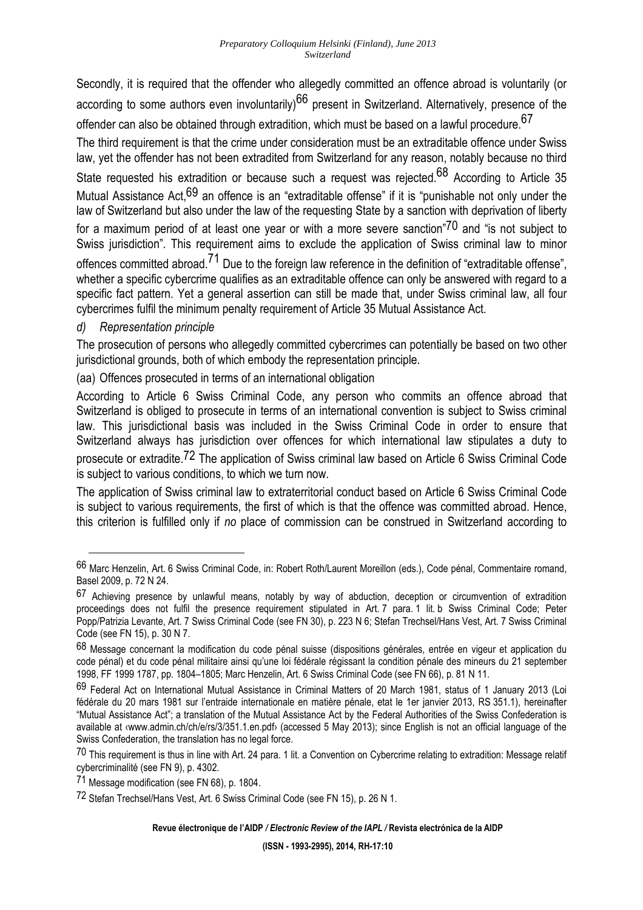Secondly, it is required that the offender who allegedly committed an offence abroad is voluntarily (or according to some authors even involuntarily)[66] present in Switzerland. Alternatively, presence of the offender can also be obtained through extradition, which must be based on a lawful procedure.[67]

The third requirement is that the crime under consideration must be an extraditable offence under Swiss law, yet the offender has not been extradited from Switzerland for any reason, notably because no third State requested his extradition or because such a request was rejected.[68] According to Article 35 Mutual Assistance Act,[69] an offence is an "extraditable offense" if it is "punishable not only under the law of Switzerland but also under the law of the requesting State by a sanction with deprivation of liberty for a maximum period of at least one year or with a more severe sanction"[70] and "is not subject to Swiss jurisdiction". This requirement aims to exclude the application of Swiss criminal law to minor offences committed abroad.[71] Due to the foreign law reference in the definition of "extraditable offense", whether a specific cybercrime qualifies as an extraditable offence can only be answered with regard to a specific fact pattern. Yet a general assertion can still be made that, under Swiss criminal law, all four cybercrimes fulfil the minimum penalty requirement of Article 35 Mutual Assistance Act.

*d) Representation principle*

The prosecution of persons who allegedly committed cybercrimes can potentially be based on two other jurisdictional grounds, both of which embody the representation principle.

(aa) Offences prosecuted in terms of an international obligation

According to Article 6 Swiss Criminal Code, any person who commits an offence abroad that Switzerland is obliged to prosecute in terms of an international convention is subject to Swiss criminal law. This jurisdictional basis was included in the Swiss Criminal Code in order to ensure that Switzerland always has jurisdiction over offences for which international law stipulates a duty to prosecute or extradite.[72] The application of Swiss criminal law based on Article 6 Swiss Criminal Code is subject to various conditions, to which we turn now.

The application of Swiss criminal law to extraterritorial conduct based on Article 6 Swiss Criminal Code is subject to various requirements, the first of which is that the offence was committed abroad. Hence, this criterion is fulfilled only if *no* place of commission can be construed in Switzerland according to

---

[66] Marc Henzelin, Art. 6 Swiss Criminal Code, in: Robert Roth/Laurent Moreillon (eds.), Code pénal, Commentaire romand, Basel 2009, p. 72 N 24.

[67] Achieving presence by unlawful means, notably by way of abduction, deception or circumvention of extradition proceedings does not fulfil the presence requirement stipulated in Art. 7 para. 1 lit. b Swiss Criminal Code; Peter Popp/Patrizia Levante, Art. 7 Swiss Criminal Code (see FN 30), p. 223 N 6; Stefan Trechsel/Hans Vest, Art. 7 Swiss Criminal Code (see FN 15), p. 30 N 7.

[68] Message concernant la modification du code pénal suisse (dispositions générales, entrée en vigueur et application du code pénal) et du code pénal militaire ainsi qu'une loi fédérale régissant la condition pénale des mineurs du 21 september 1998, FF 1999 1787, pp. 1804–1805; Marc Henzelin, Art. 6 Swiss Criminal Code (see FN 66), p. 81 N 11.

[69] Federal Act on International Mutual Assistance in Criminal Matters of 20 March 1981, status of 1 January 2013 (Loi fédérale du 20 mars 1981 sur l'entraide internationale en matière pénale, etat le 1er janvier 2013, RS 351.1), hereinafter "Mutual Assistance Act"; a translation of the Mutual Assistance Act by the Federal Authorities of the Swiss Confederation is available at ‹www.admin.ch/ch/e/rs/3/351.1.en.pdf› (accessed 5 May 2013); since English is not an official language of the Swiss Confederation, the translation has no legal force.

[70] This requirement is thus in line with Art. 24 para. 1 lit. a Convention on Cybercrime relating to extradition: Message relatif cybercriminalité (see FN 9), p. 4302.

[71] Message modification (see FN 68), p. 1804.

[72] Stefan Trechsel/Hans Vest, Art. 6 Swiss Criminal Code (see FN 15), p. 26 N 1.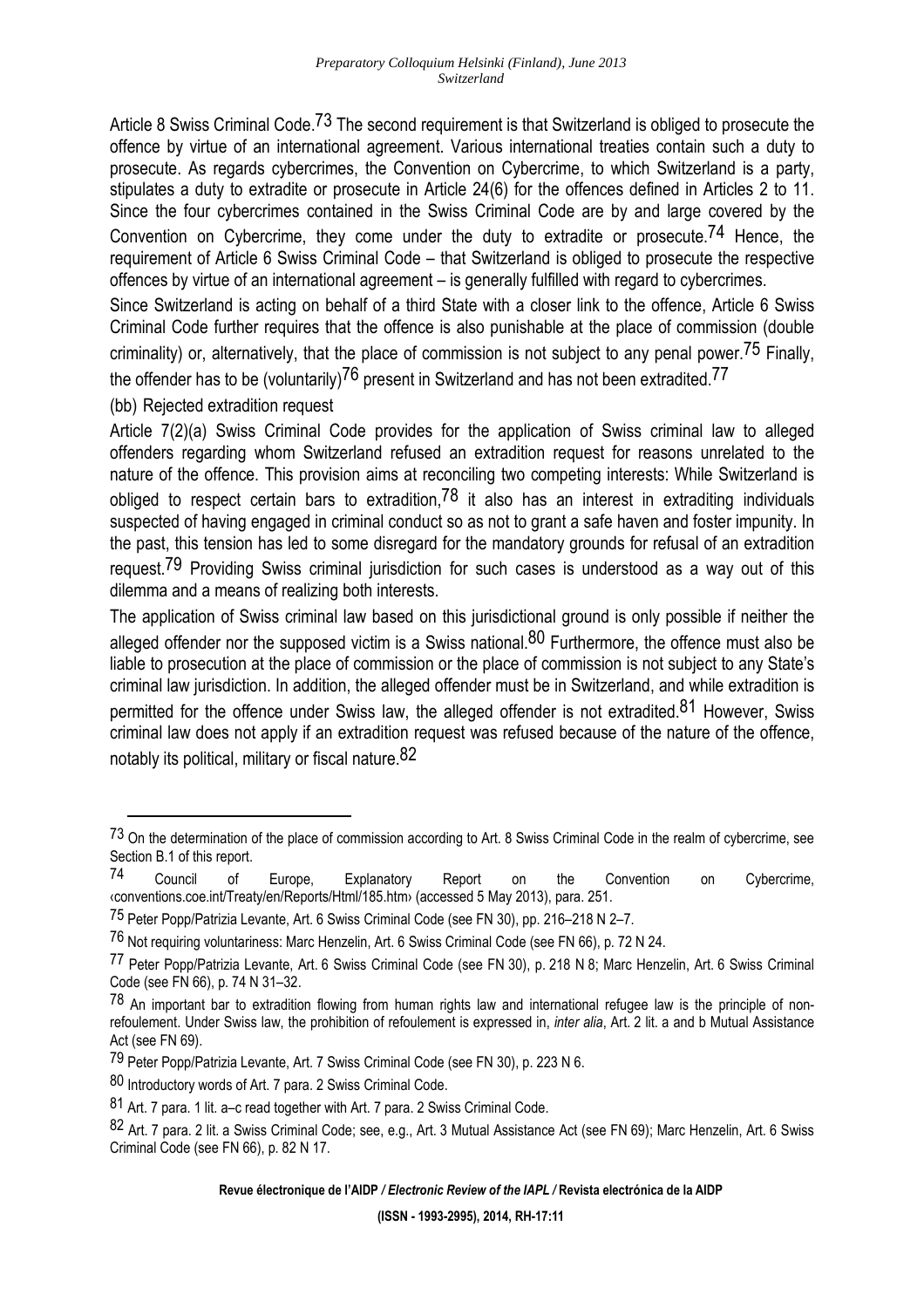Article 8 Swiss Criminal Code.[73] The second requirement is that Switzerland is obliged to prosecute the offence by virtue of an international agreement. Various international treaties contain such a duty to prosecute. As regards cybercrimes, the Convention on Cybercrime, to which Switzerland is a party, stipulates a duty to extradite or prosecute in Article 24(6) for the offences defined in Articles 2 to 11. Since the four cybercrimes contained in the Swiss Criminal Code are by and large covered by the Convention on Cybercrime, they come under the duty to extradite or prosecute.[74] Hence, the requirement of Article 6 Swiss Criminal Code – that Switzerland is obliged to prosecute the respective offences by virtue of an international agreement – is generally fulfilled with regard to cybercrimes.

Since Switzerland is acting on behalf of a third State with a closer link to the offence, Article 6 Swiss Criminal Code further requires that the offence is also punishable at the place of commission (double criminality) or, alternatively, that the place of commission is not subject to any penal power.[75] Finally, the offender has to be (voluntarily)[76] present in Switzerland and has not been extradited.[77]

(bb) Rejected extradition request

Article 7(2)(a) Swiss Criminal Code provides for the application of Swiss criminal law to alleged offenders regarding whom Switzerland refused an extradition request for reasons unrelated to the nature of the offence. This provision aims at reconciling two competing interests: While Switzerland is obliged to respect certain bars to extradition,[78] it also has an interest in extraditing individuals suspected of having engaged in criminal conduct so as not to grant a safe haven and foster impunity. In the past, this tension has led to some disregard for the mandatory grounds for refusal of an extradition request.[79] Providing Swiss criminal jurisdiction for such cases is understood as a way out of this dilemma and a means of realizing both interests.

The application of Swiss criminal law based on this jurisdictional ground is only possible if neither the alleged offender nor the supposed victim is a Swiss national.[80] Furthermore, the offence must also be liable to prosecution at the place of commission or the place of commission is not subject to any State's criminal law jurisdiction. In addition, the alleged offender must be in Switzerland, and while extradition is permitted for the offence under Swiss law, the alleged offender is not extradited.[81] However, Swiss criminal law does not apply if an extradition request was refused because of the nature of the offence, notably its political, military or fiscal nature.[82]

---

[73] On the determination of the place of commission according to Art. 8 Swiss Criminal Code in the realm of cybercrime, see Section B.1 of this report.

[74] Council of Europe, Explanatory Report on the Convention on Cybercrime, ‹conventions.coe.int/Treaty/en/Reports/Html/185.htm› (accessed 5 May 2013), para. 251.

[75] Peter Popp/Patrizia Levante, Art. 6 Swiss Criminal Code (see FN 30), pp. 216–218 N 2–7.

[76] Not requiring voluntariness: Marc Henzelin, Art. 6 Swiss Criminal Code (see FN 66), p. 72 N 24.

[77] Peter Popp/Patrizia Levante, Art. 6 Swiss Criminal Code (see FN 30), p. 218 N 8; Marc Henzelin, Art. 6 Swiss Criminal Code (see FN 66), p. 74 N 31–32.

[78] An important bar to extradition flowing from human rights law and international refugee law is the principle of non-refoulement. Under Swiss law, the prohibition of refoulement is expressed in, *inter alia*, Art. 2 lit. a and b Mutual Assistance Act (see FN 69).

[79] Peter Popp/Patrizia Levante, Art. 7 Swiss Criminal Code (see FN 30), p. 223 N 6.

[80] Introductory words of Art. 7 para. 2 Swiss Criminal Code.

[81] Art. 7 para. 1 lit. a–c read together with Art. 7 para. 2 Swiss Criminal Code.

[82] Art. 7 para. 2 lit. a Swiss Criminal Code; see, e.g., Art. 3 Mutual Assistance Act (see FN 69); Marc Henzelin, Art. 6 Swiss Criminal Code (see FN 66), p. 82 N 17.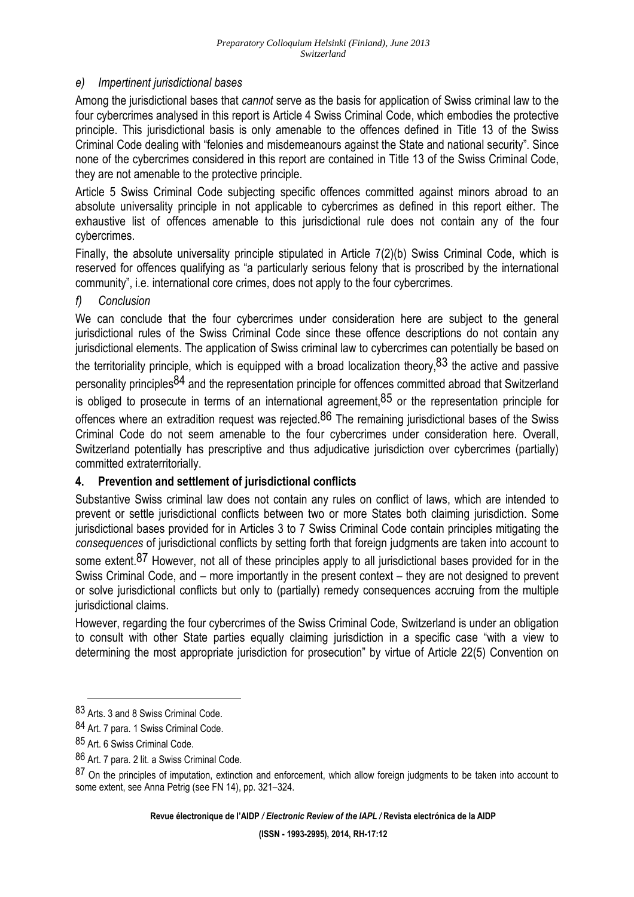*e) Impertinent jurisdictional bases*

Among the jurisdictional bases that *cannot* serve as the basis for application of Swiss criminal law to the four cybercrimes analysed in this report is Article 4 Swiss Criminal Code, which embodies the protective principle. This jurisdictional basis is only amenable to the offences defined in Title 13 of the Swiss Criminal Code dealing with "felonies and misdemeanours against the State and national security". Since none of the cybercrimes considered in this report are contained in Title 13 of the Swiss Criminal Code, they are not amenable to the protective principle.

Article 5 Swiss Criminal Code subjecting specific offences committed against minors abroad to an absolute universality principle in not applicable to cybercrimes as defined in this report either. The exhaustive list of offences amenable to this jurisdictional rule does not contain any of the four cybercrimes.

Finally, the absolute universality principle stipulated in Article 7(2)(b) Swiss Criminal Code, which is reserved for offences qualifying as "a particularly serious felony that is proscribed by the international community", i.e. international core crimes, does not apply to the four cybercrimes.

*f) Conclusion*

We can conclude that the four cybercrimes under consideration here are subject to the general jurisdictional rules of the Swiss Criminal Code since these offence descriptions do not contain any jurisdictional elements. The application of Swiss criminal law to cybercrimes can potentially be based on the territoriality principle, which is equipped with a broad localization theory,[83] the active and passive personality principles[84] and the representation principle for offences committed abroad that Switzerland is obliged to prosecute in terms of an international agreement,[85] or the representation principle for offences where an extradition request was rejected.[86] The remaining jurisdictional bases of the Swiss Criminal Code do not seem amenable to the four cybercrimes under consideration here. Overall, Switzerland potentially has prescriptive and thus adjudicative jurisdiction over cybercrimes (partially) committed extraterritorially.

## 4. Prevention and settlement of jurisdictional conflicts

Substantive Swiss criminal law does not contain any rules on conflict of laws, which are intended to prevent or settle jurisdictional conflicts between two or more States both claiming jurisdiction. Some jurisdictional bases provided for in Articles 3 to 7 Swiss Criminal Code contain principles mitigating the *consequences* of jurisdictional conflicts by setting forth that foreign judgments are taken into account to some extent.[87] However, not all of these principles apply to all jurisdictional bases provided for in the Swiss Criminal Code, and – more importantly in the present context – they are not designed to prevent or solve jurisdictional conflicts but only to (partially) remedy consequences accruing from the multiple jurisdictional claims.

However, regarding the four cybercrimes of the Swiss Criminal Code, Switzerland is under an obligation to consult with other State parties equally claiming jurisdiction in a specific case "with a view to determining the most appropriate jurisdiction for prosecution" by virtue of Article 22(5) Convention on

---

[83] Arts. 3 and 8 Swiss Criminal Code.

[84] Art. 7 para. 1 Swiss Criminal Code.

[85] Art. 6 Swiss Criminal Code.

[86] Art. 7 para. 2 lit. a Swiss Criminal Code.

[87] On the principles of imputation, extinction and enforcement, which allow foreign judgments to be taken into account to some extent, see Anna Petrig (see FN 14), pp. 321–324.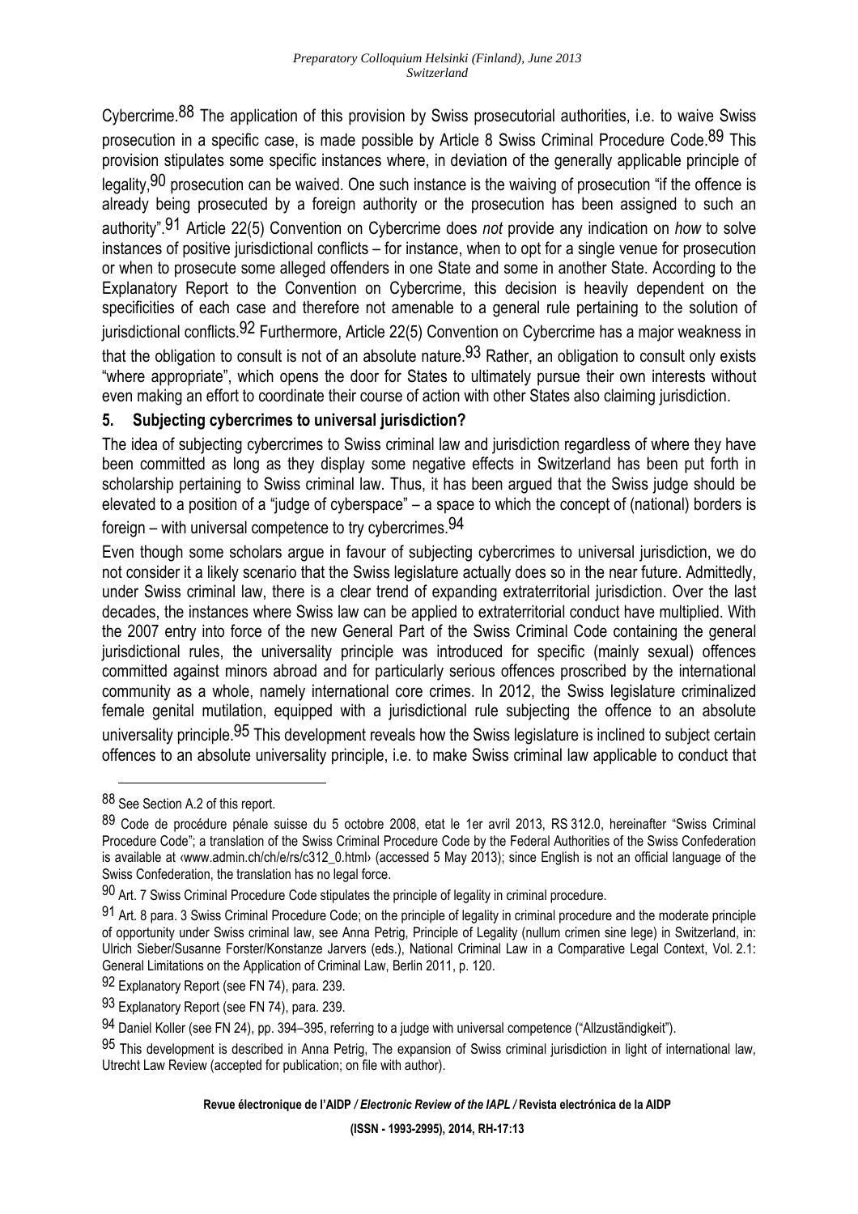Cybercrime.[88] The application of this provision by Swiss prosecutorial authorities, i.e. to waive Swiss prosecution in a specific case, is made possible by Article 8 Swiss Criminal Procedure Code.[89] This provision stipulates some specific instances where, in deviation of the generally applicable principle of legality,[90] prosecution can be waived. One such instance is the waiving of prosecution "if the offence is already being prosecuted by a foreign authority or the prosecution has been assigned to such an authority".[91] Article 22(5) Convention on Cybercrime does *not* provide any indication on *how* to solve instances of positive jurisdictional conflicts – for instance, when to opt for a single venue for prosecution or when to prosecute some alleged offenders in one State and some in another State. According to the Explanatory Report to the Convention on Cybercrime, this decision is heavily dependent on the specificities of each case and therefore not amenable to a general rule pertaining to the solution of jurisdictional conflicts.[92] Furthermore, Article 22(5) Convention on Cybercrime has a major weakness in that the obligation to consult is not of an absolute nature.[93] Rather, an obligation to consult only exists "where appropriate", which opens the door for States to ultimately pursue their own interests without even making an effort to coordinate their course of action with other States also claiming jurisdiction.

## 5. Subjecting cybercrimes to universal jurisdiction?

The idea of subjecting cybercrimes to Swiss criminal law and jurisdiction regardless of where they have been committed as long as they display some negative effects in Switzerland has been put forth in scholarship pertaining to Swiss criminal law. Thus, it has been argued that the Swiss judge should be elevated to a position of a "judge of cyberspace" – a space to which the concept of (national) borders is foreign – with universal competence to try cybercrimes.[94]

Even though some scholars argue in favour of subjecting cybercrimes to universal jurisdiction, we do not consider it a likely scenario that the Swiss legislature actually does so in the near future. Admittedly, under Swiss criminal law, there is a clear trend of expanding extraterritorial jurisdiction. Over the last decades, the instances where Swiss law can be applied to extraterritorial conduct have multiplied. With the 2007 entry into force of the new General Part of the Swiss Criminal Code containing the general jurisdictional rules, the universality principle was introduced for specific (mainly sexual) offences committed against minors abroad and for particularly serious offences proscribed by the international community as a whole, namely international core crimes. In 2012, the Swiss legislature criminalized female genital mutilation, equipped with a jurisdictional rule subjecting the offence to an absolute universality principle.[95] This development reveals how the Swiss legislature is inclined to subject certain offences to an absolute universality principle, i.e. to make Swiss criminal law applicable to conduct that

---

[88] See Section A.2 of this report.

[89] Code de procédure pénale suisse du 5 octobre 2008, etat le 1er avril 2013, RS 312.0, hereinafter "Swiss Criminal Procedure Code"; a translation of the Swiss Criminal Procedure Code by the Federal Authorities of the Swiss Confederation is available at ‹www.admin.ch/ch/e/rs/c312_0.html› (accessed 5 May 2013); since English is not an official language of the Swiss Confederation, the translation has no legal force.

[90] Art. 7 Swiss Criminal Procedure Code stipulates the principle of legality in criminal procedure.

[91] Art. 8 para. 3 Swiss Criminal Procedure Code; on the principle of legality in criminal procedure and the moderate principle of opportunity under Swiss criminal law, see Anna Petrig, Principle of Legality (nullum crimen sine lege) in Switzerland, in: Ulrich Sieber/Susanne Forster/Konstanze Jarvers (eds.), National Criminal Law in a Comparative Legal Context, Vol. 2.1: General Limitations on the Application of Criminal Law, Berlin 2011, p. 120.

[92] Explanatory Report (see FN 74), para. 239.

[93] Explanatory Report (see FN 74), para. 239.

[94] Daniel Koller (see FN 24), pp. 394–395, referring to a judge with universal competence ("Allzuständigkeit").

[95] This development is described in Anna Petrig, The expansion of Swiss criminal jurisdiction in light of international law, Utrecht Law Review (accepted for publication; on file with author).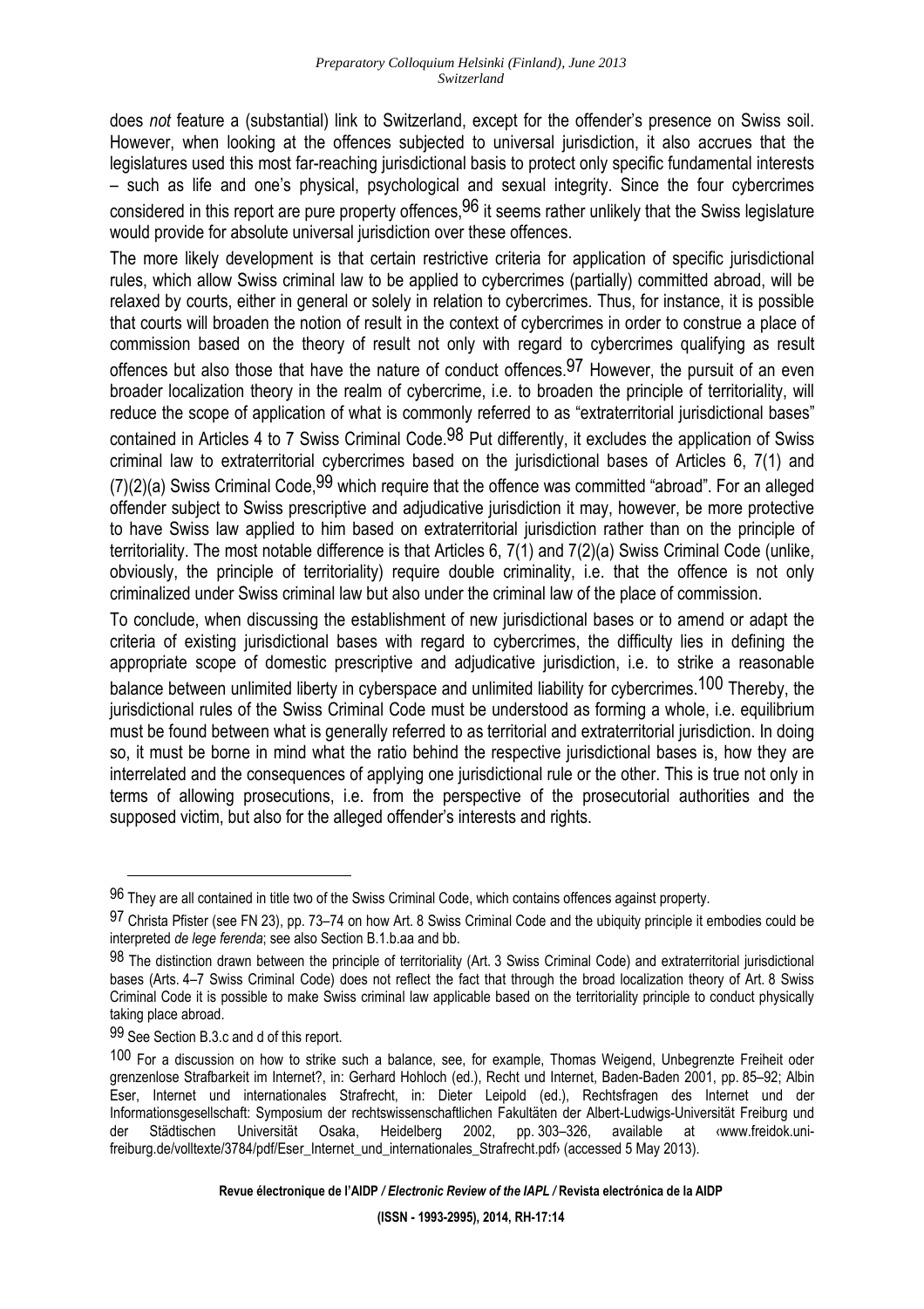does *not* feature a (substantial) link to Switzerland, except for the offender's presence on Swiss soil. However, when looking at the offences subjected to universal jurisdiction, it also accrues that the legislatures used this most far-reaching jurisdictional basis to protect only specific fundamental interests – such as life and one's physical, psychological and sexual integrity. Since the four cybercrimes considered in this report are pure property offences,[96] it seems rather unlikely that the Swiss legislature would provide for absolute universal jurisdiction over these offences.

The more likely development is that certain restrictive criteria for application of specific jurisdictional rules, which allow Swiss criminal law to be applied to cybercrimes (partially) committed abroad, will be relaxed by courts, either in general or solely in relation to cybercrimes. Thus, for instance, it is possible that courts will broaden the notion of result in the context of cybercrimes in order to construe a place of commission based on the theory of result not only with regard to cybercrimes qualifying as result offences but also those that have the nature of conduct offences.[97] However, the pursuit of an even broader localization theory in the realm of cybercrime, i.e. to broaden the principle of territoriality, will reduce the scope of application of what is commonly referred to as "extraterritorial jurisdictional bases" contained in Articles 4 to 7 Swiss Criminal Code.[98] Put differently, it excludes the application of Swiss criminal law to extraterritorial cybercrimes based on the jurisdictional bases of Articles 6, 7(1) and (7)(2)(a) Swiss Criminal Code,[99] which require that the offence was committed "abroad". For an alleged offender subject to Swiss prescriptive and adjudicative jurisdiction it may, however, be more protective to have Swiss law applied to him based on extraterritorial jurisdiction rather than on the principle of territoriality. The most notable difference is that Articles 6, 7(1) and 7(2)(a) Swiss Criminal Code (unlike, obviously, the principle of territoriality) require double criminality, i.e. that the offence is not only criminalized under Swiss criminal law but also under the criminal law of the place of commission.

To conclude, when discussing the establishment of new jurisdictional bases or to amend or adapt the criteria of existing jurisdictional bases with regard to cybercrimes, the difficulty lies in defining the appropriate scope of domestic prescriptive and adjudicative jurisdiction, i.e. to strike a reasonable balance between unlimited liberty in cyberspace and unlimited liability for cybercrimes.[100] Thereby, the jurisdictional rules of the Swiss Criminal Code must be understood as forming a whole, i.e. equilibrium must be found between what is generally referred to as territorial and extraterritorial jurisdiction. In doing so, it must be borne in mind what the ratio behind the respective jurisdictional bases is, how they are interrelated and the consequences of applying one jurisdictional rule or the other. This is true not only in terms of allowing prosecutions, i.e. from the perspective of the prosecutorial authorities and the supposed victim, but also for the alleged offender's interests and rights.

---

[96] They are all contained in title two of the Swiss Criminal Code, which contains offences against property.

[97] Christa Pfister (see FN 23), pp. 73–74 on how Art. 8 Swiss Criminal Code and the ubiquity principle it embodies could be interpreted *de lege ferenda*; see also Section B.1.b.aa and bb.

[98] The distinction drawn between the principle of territoriality (Art. 3 Swiss Criminal Code) and extraterritorial jurisdictional bases (Arts. 4–7 Swiss Criminal Code) does not reflect the fact that through the broad localization theory of Art. 8 Swiss Criminal Code it is possible to make Swiss criminal law applicable based on the territoriality principle to conduct physically taking place abroad.

[99] See Section B.3.c and d of this report.

[100] For a discussion on how to strike such a balance, see, for example, Thomas Weigend, Unbegrenzte Freiheit oder grenzenlose Strafbarkeit im Internet?, in: Gerhard Hohloch (ed.), Recht und Internet, Baden-Baden 2001, pp. 85–92; Albin Eser, Internet und internationales Strafrecht, in: Dieter Leipold (ed.), Rechtsfragen des Internet und der Informationsgesellschaft: Symposium der rechtswissenschaftlichen Fakultäten der Albert-Ludwigs-Universität Freiburg und der Städtischen Universität Osaka, Heidelberg 2002, pp. 303–326, available at ‹www.freidok.uni-freiburg.de/volltexte/3784/pdf/Eser_Internet_und_internationales_Strafrecht.pdf› (accessed 5 May 2013).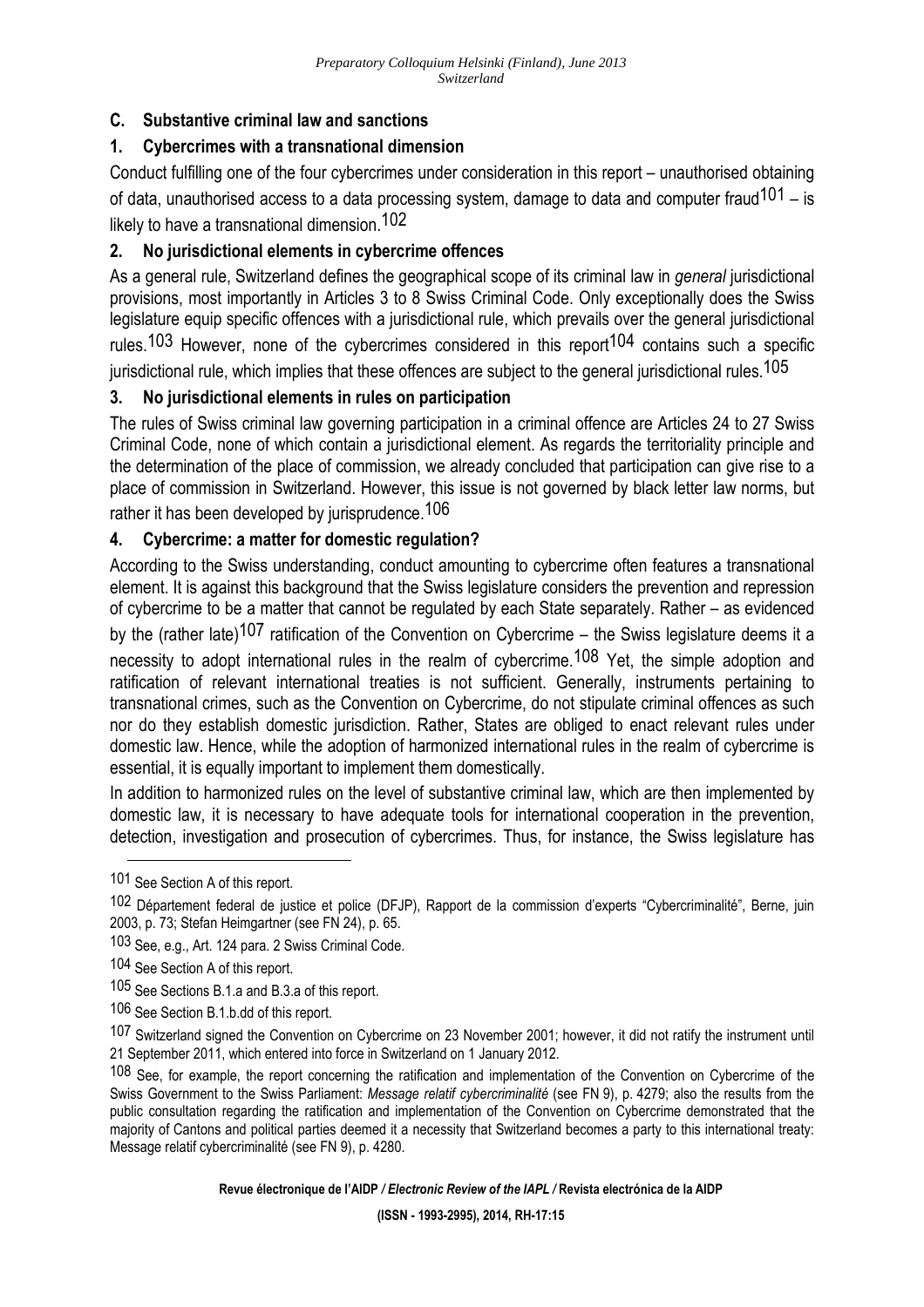## C. Substantive criminal law and sanctions

### 1. Cybercrimes with a transnational dimension

Conduct fulfilling one of the four cybercrimes under consideration in this report – unauthorised obtaining of data, unauthorised access to a data processing system, damage to data and computer fraud[101] – is likely to have a transnational dimension.[102]

### 2. No jurisdictional elements in cybercrime offences

As a general rule, Switzerland defines the geographical scope of its criminal law in *general* jurisdictional provisions, most importantly in Articles 3 to 8 Swiss Criminal Code. Only exceptionally does the Swiss legislature equip specific offences with a jurisdictional rule, which prevails over the general jurisdictional rules.[103] However, none of the cybercrimes considered in this report[104] contains such a specific jurisdictional rule, which implies that these offences are subject to the general jurisdictional rules.[105]

### 3. No jurisdictional elements in rules on participation

The rules of Swiss criminal law governing participation in a criminal offence are Articles 24 to 27 Swiss Criminal Code, none of which contain a jurisdictional element. As regards the territoriality principle and the determination of the place of commission, we already concluded that participation can give rise to a place of commission in Switzerland. However, this issue is not governed by black letter law norms, but rather it has been developed by jurisprudence.[106]

### 4. Cybercrime: a matter for domestic regulation?

According to the Swiss understanding, conduct amounting to cybercrime often features a transnational element. It is against this background that the Swiss legislature considers the prevention and repression of cybercrime to be a matter that cannot be regulated by each State separately. Rather – as evidenced by the (rather late)[107] ratification of the Convention on Cybercrime – the Swiss legislature deems it a necessity to adopt international rules in the realm of cybercrime.[108] Yet, the simple adoption and ratification of relevant international treaties is not sufficient. Generally, instruments pertaining to transnational crimes, such as the Convention on Cybercrime, do not stipulate criminal offences as such nor do they establish domestic jurisdiction. Rather, States are obliged to enact relevant rules under domestic law. Hence, while the adoption of harmonized international rules in the realm of cybercrime is essential, it is equally important to implement them domestically.

In addition to harmonized rules on the level of substantive criminal law, which are then implemented by domestic law, it is necessary to have adequate tools for international cooperation in the prevention, detection, investigation and prosecution of cybercrimes. Thus, for instance, the Swiss legislature has

---

[101] See Section A of this report.

[102] Département federal de justice et police (DFJP), Rapport de la commission d'experts "Cybercriminalité", Berne, juin 2003, p. 73; Stefan Heimgartner (see FN 24), p. 65.

[103] See, e.g., Art. 124 para. 2 Swiss Criminal Code.

[104] See Section A of this report.

[105] See Sections B.1.a and B.3.a of this report.

[106] See Section B.1.b.dd of this report.

[107] Switzerland signed the Convention on Cybercrime on 23 November 2001; however, it did not ratify the instrument until 21 September 2011, which entered into force in Switzerland on 1 January 2012.

[108] See, for example, the report concerning the ratification and implementation of the Convention on Cybercrime of the Swiss Government to the Swiss Parliament: *Message relatif cybercriminalité* (see FN 9), p. 4279; also the results from the public consultation regarding the ratification and implementation of the Convention on Cybercrime demonstrated that the majority of Cantons and political parties deemed it a necessity that Switzerland becomes a party to this international treaty: Message relatif cybercriminalité (see FN 9), p. 4280.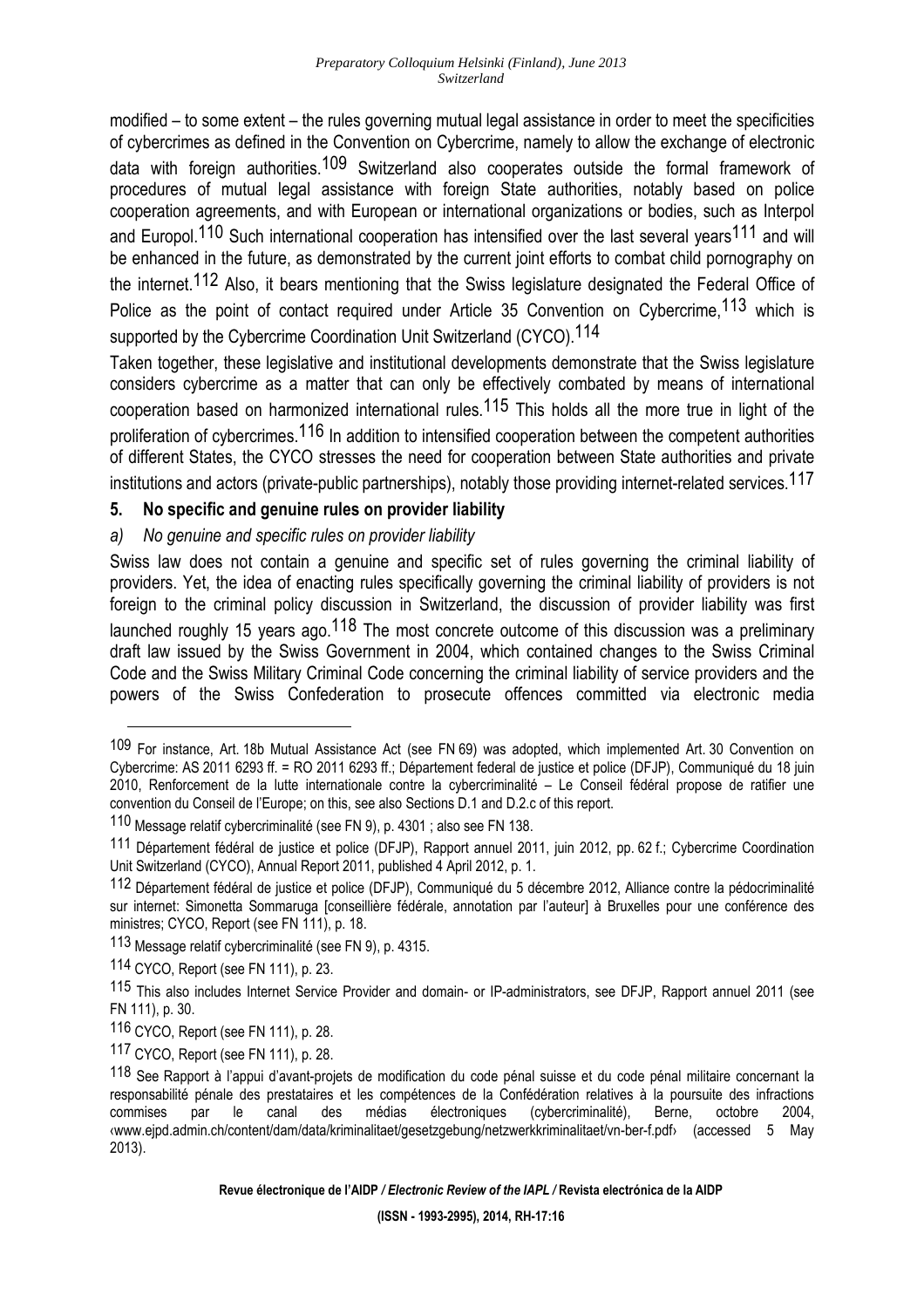modified – to some extent – the rules governing mutual legal assistance in order to meet the specificities of cybercrimes as defined in the Convention on Cybercrime, namely to allow the exchange of electronic data with foreign authorities.[109] Switzerland also cooperates outside the formal framework of procedures of mutual legal assistance with foreign State authorities, notably based on police cooperation agreements, and with European or international organizations or bodies, such as Interpol and Europol.[110] Such international cooperation has intensified over the last several years[111] and will be enhanced in the future, as demonstrated by the current joint efforts to combat child pornography on the internet.[112] Also, it bears mentioning that the Swiss legislature designated the Federal Office of Police as the point of contact required under Article 35 Convention on Cybercrime,[113] which is supported by the Cybercrime Coordination Unit Switzerland (CYCO).[114]

Taken together, these legislative and institutional developments demonstrate that the Swiss legislature considers cybercrime as a matter that can only be effectively combated by means of international cooperation based on harmonized international rules.[115] This holds all the more true in light of the proliferation of cybercrimes.[116] In addition to intensified cooperation between the competent authorities of different States, the CYCO stresses the need for cooperation between State authorities and private institutions and actors (private-public partnerships), notably those providing internet-related services.[117]

## 5. No specific and genuine rules on provider liability

### *a) No genuine and specific rules on provider liability*

Swiss law does not contain a genuine and specific set of rules governing the criminal liability of providers. Yet, the idea of enacting rules specifically governing the criminal liability of providers is not foreign to the criminal policy discussion in Switzerland, the discussion of provider liability was first launched roughly 15 years ago.[118] The most concrete outcome of this discussion was a preliminary draft law issued by the Swiss Government in 2004, which contained changes to the Swiss Criminal Code and the Swiss Military Criminal Code concerning the criminal liability of service providers and the powers of the Swiss Confederation to prosecute offences committed via electronic media

---

[109] For instance, Art. 18b Mutual Assistance Act (see FN 69) was adopted, which implemented Art. 30 Convention on Cybercrime: AS 2011 6293 ff. = RO 2011 6293 ff.; Département federal de justice et police (DFJP), Communiqué du 18 juin 2010, Renforcement de la lutte internationale contre la cybercriminalité – Le Conseil fédéral propose de ratifier une convention du Conseil de l'Europe; on this, see also Sections D.1 and D.2.c of this report.

[110] Message relatif cybercriminalité (see FN 9), p. 4301 ; also see FN 138.

[111] Département fédéral de justice et police (DFJP), Rapport annuel 2011, juin 2012, pp. 62 f.; Cybercrime Coordination Unit Switzerland (CYCO), Annual Report 2011, published 4 April 2012, p. 1.

[112] Département fédéral de justice et police (DFJP), Communiqué du 5 décembre 2012, Alliance contre la pédocriminalité sur internet: Simonetta Sommaruga [conseillière fédérale, annotation par l'auteur] à Bruxelles pour une conférence des ministres; CYCO, Report (see FN 111), p. 18.

[113] Message relatif cybercriminalité (see FN 9), p. 4315.

[114] CYCO, Report (see FN 111), p. 23.

[115] This also includes Internet Service Provider and domain- or IP-administrators, see DFJP, Rapport annuel 2011 (see FN 111), p. 30.

[116] CYCO, Report (see FN 111), p. 28.

[117] CYCO, Report (see FN 111), p. 28.

[118] See Rapport à l'appui d'avant-projets de modification du code pénal suisse et du code pénal militaire concernant la responsabilité pénale des prestataires et les compétences de la Confédération relatives à la poursuite des infractions commises par le canal des médias électroniques (cybercriminalité), Berne, octobre 2004, ‹www.ejpd.admin.ch/content/dam/data/kriminalitaet/gesetzgebung/netzwerkkriminalitaet/vn-ber-f.pdf› (accessed 5 May 2013).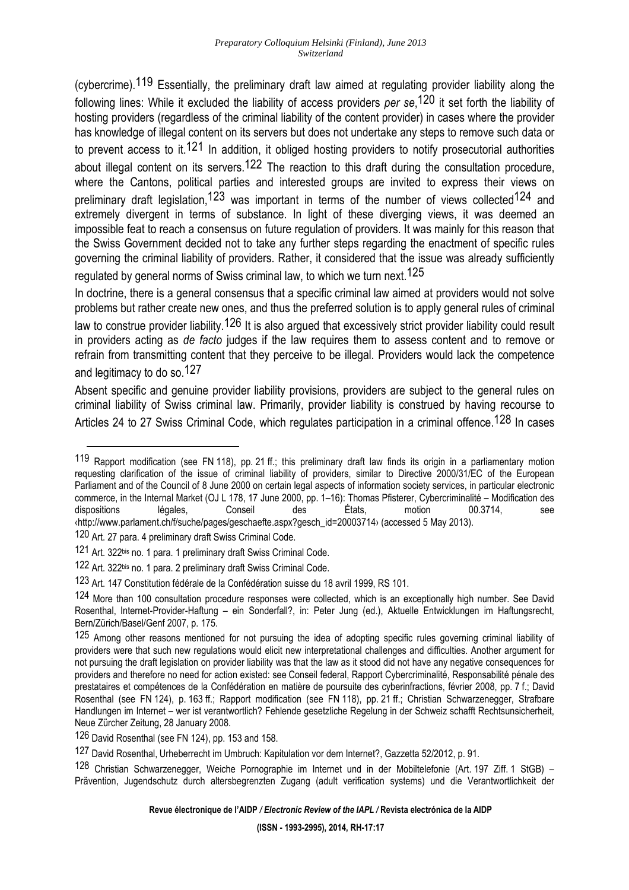(cybercrime).[119] Essentially, the preliminary draft law aimed at regulating provider liability along the following lines: While it excluded the liability of access providers *per se*,[120] it set forth the liability of hosting providers (regardless of the criminal liability of the content provider) in cases where the provider has knowledge of illegal content on its servers but does not undertake any steps to remove such data or to prevent access to it.[121] In addition, it obliged hosting providers to notify prosecutorial authorities about illegal content on its servers.[122] The reaction to this draft during the consultation procedure, where the Cantons, political parties and interested groups are invited to express their views on preliminary draft legislation,[123] was important in terms of the number of views collected[124] and extremely divergent in terms of substance. In light of these diverging views, it was deemed an impossible feat to reach a consensus on future regulation of providers. It was mainly for this reason that the Swiss Government decided not to take any further steps regarding the enactment of specific rules governing the criminal liability of providers. Rather, it considered that the issue was already sufficiently regulated by general norms of Swiss criminal law, to which we turn next.[125]

In doctrine, there is a general consensus that a specific criminal law aimed at providers would not solve problems but rather create new ones, and thus the preferred solution is to apply general rules of criminal law to construe provider liability.[126] It is also argued that excessively strict provider liability could result in providers acting as *de facto* judges if the law requires them to assess content and to remove or refrain from transmitting content that they perceive to be illegal. Providers would lack the competence and legitimacy to do so.[127]

Absent specific and genuine provider liability provisions, providers are subject to the general rules on criminal liability of Swiss criminal law. Primarily, provider liability is construed by having recourse to Articles 24 to 27 Swiss Criminal Code, which regulates participation in a criminal offence.[128] In cases

---

[119] Rapport modification (see FN 118), pp. 21 ff.; this preliminary draft law finds its origin in a parliamentary motion requesting clarification of the issue of criminal liability of providers, similar to Directive 2000/31/EC of the European Parliament and of the Council of 8 June 2000 on certain legal aspects of information society services, in particular electronic commerce, in the Internal Market (OJ L 178, 17 June 2000, pp. 1–16): Thomas Pfisterer, Cybercriminalité – Modification des dispositions légales, Conseil des États, motion 00.3714, see ‹http://www.parlament.ch/f/suche/pages/geschaefte.aspx?gesch_id=20003714› (accessed 5 May 2013).

[120] Art. 27 para. 4 preliminary draft Swiss Criminal Code.

[121] Art. 322bis no. 1 para. 1 preliminary draft Swiss Criminal Code.

[122] Art. 322bis no. 1 para. 2 preliminary draft Swiss Criminal Code.

[123] Art. 147 Constitution fédérale de la Confédération suisse du 18 avril 1999, RS 101.

[124] More than 100 consultation procedure responses were collected, which is an exceptionally high number. See David Rosenthal, Internet-Provider-Haftung – ein Sonderfall?, in: Peter Jung (ed.), Aktuelle Entwicklungen im Haftungsrecht, Bern/Zürich/Basel/Genf 2007, p. 175.

[125] Among other reasons mentioned for not pursuing the idea of adopting specific rules governing criminal liability of providers were that such new regulations would elicit new interpretational challenges and difficulties. Another argument for not pursuing the draft legislation on provider liability was that the law as it stood did not have any negative consequences for providers and therefore no need for action existed: see Conseil federal, Rapport Cybercriminalité, Responsabilité pénale des prestataires et compétences de la Confédération en matière de poursuite des cyberinfractions, février 2008, pp. 7 f.; David Rosenthal (see FN 124), p. 163 ff.; Rapport modification (see FN 118), pp. 21 ff.; Christian Schwarzenegger, Strafbare Handlungen im Internet – wer ist verantwortlich? Fehlende gesetzliche Regelung in der Schweiz schafft Rechtsunsicherheit, Neue Zürcher Zeitung, 28 January 2008.

[126] David Rosenthal (see FN 124), pp. 153 and 158.

[127] David Rosenthal, Urheberrecht im Umbruch: Kapitulation vor dem Internet?, Gazzetta 52/2012, p. 91.

[128] Christian Schwarzenegger, Weiche Pornographie im Internet und in der Mobiltelefonie (Art. 197 Ziff. 1 StGB) – Prävention, Jugendschutz durch altersbegrenzten Zugang (adult verification systems) und die Verantwortlichkeit der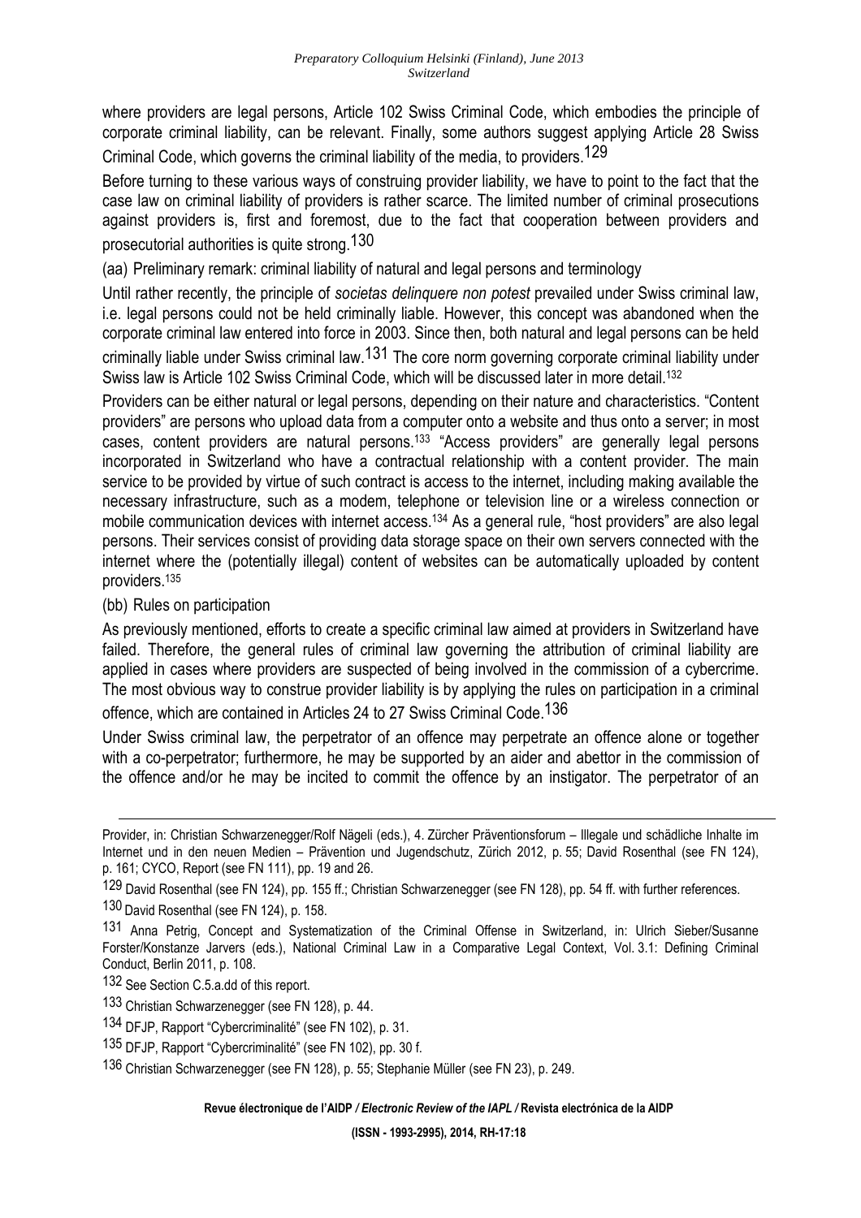where providers are legal persons, Article 102 Swiss Criminal Code, which embodies the principle of corporate criminal liability, can be relevant. Finally, some authors suggest applying Article 28 Swiss Criminal Code, which governs the criminal liability of the media, to providers.[129]

Before turning to these various ways of construing provider liability, we have to point to the fact that the case law on criminal liability of providers is rather scarce. The limited number of criminal prosecutions against providers is, first and foremost, due to the fact that cooperation between providers and prosecutorial authorities is quite strong.[130]

(aa) Preliminary remark: criminal liability of natural and legal persons and terminology

Until rather recently, the principle of *societas delinquere non potest* prevailed under Swiss criminal law, i.e. legal persons could not be held criminally liable. However, this concept was abandoned when the corporate criminal law entered into force in 2003. Since then, both natural and legal persons can be held criminally liable under Swiss criminal law.[131] The core norm governing corporate criminal liability under Swiss law is Article 102 Swiss Criminal Code, which will be discussed later in more detail.[132]

Providers can be either natural or legal persons, depending on their nature and characteristics. "Content providers" are persons who upload data from a computer onto a website and thus onto a server; in most cases, content providers are natural persons.[133] "Access providers" are generally legal persons incorporated in Switzerland who have a contractual relationship with a content provider. The main service to be provided by virtue of such contract is access to the internet, including making available the necessary infrastructure, such as a modem, telephone or television line or a wireless connection or mobile communication devices with internet access.[134] As a general rule, "host providers" are also legal persons. Their services consist of providing data storage space on their own servers connected with the internet where the (potentially illegal) content of websites can be automatically uploaded by content providers.[135]

(bb) Rules on participation

As previously mentioned, efforts to create a specific criminal law aimed at providers in Switzerland have failed. Therefore, the general rules of criminal law governing the attribution of criminal liability are applied in cases where providers are suspected of being involved in the commission of a cybercrime. The most obvious way to construe provider liability is by applying the rules on participation in a criminal offence, which are contained in Articles 24 to 27 Swiss Criminal Code.[136]

Under Swiss criminal law, the perpetrator of an offence may perpetrate an offence alone or together with a co-perpetrator; furthermore, he may be supported by an aider and abettor in the commission of the offence and/or he may be incited to commit the offence by an instigator. The perpetrator of an

---

Provider, in: Christian Schwarzenegger/Rolf Nägeli (eds.), 4. Zürcher Präventionsforum – Illegale und schädliche Inhalte im Internet und in den neuen Medien – Prävention und Jugendschutz, Zürich 2012, p. 55; David Rosenthal (see FN 124), p. 161; CYCO, Report (see FN 111), pp. 19 and 26.

[129] David Rosenthal (see FN 124), pp. 155 ff.; Christian Schwarzenegger (see FN 128), pp. 54 ff. with further references.

[130] David Rosenthal (see FN 124), p. 158.

[131] Anna Petrig, Concept and Systematization of the Criminal Offense in Switzerland, in: Ulrich Sieber/Susanne Forster/Konstanze Jarvers (eds.), National Criminal Law in a Comparative Legal Context, Vol. 3.1: Defining Criminal Conduct, Berlin 2011, p. 108.

[132] See Section C.5.a.dd of this report.

[133] Christian Schwarzenegger (see FN 128), p. 44.

[134] DFJP, Rapport "Cybercriminalité" (see FN 102), p. 31.

[135] DFJP, Rapport "Cybercriminalité" (see FN 102), pp. 30 f.

[136] Christian Schwarzenegger (see FN 128), p. 55; Stephanie Müller (see FN 23), p. 249.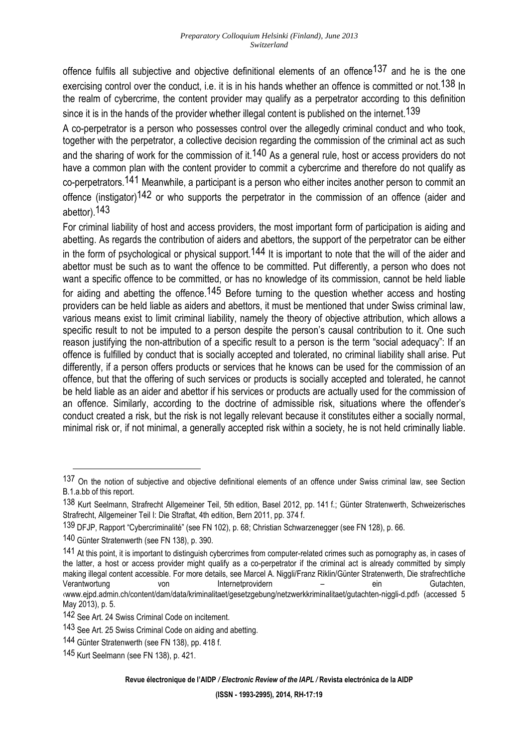offence fulfils all subjective and objective definitional elements of an offence[137] and he is the one exercising control over the conduct, i.e. it is in his hands whether an offence is committed or not.[138] In the realm of cybercrime, the content provider may qualify as a perpetrator according to this definition since it is in the hands of the provider whether illegal content is published on the internet.[139]

A co-perpetrator is a person who possesses control over the allegedly criminal conduct and who took, together with the perpetrator, a collective decision regarding the commission of the criminal act as such and the sharing of work for the commission of it.[140] As a general rule, host or access providers do not have a common plan with the content provider to commit a cybercrime and therefore do not qualify as co-perpetrators.[141] Meanwhile, a participant is a person who either incites another person to commit an offence (instigator)[142] or who supports the perpetrator in the commission of an offence (aider and abettor).[143]

For criminal liability of host and access providers, the most important form of participation is aiding and abetting. As regards the contribution of aiders and abettors, the support of the perpetrator can be either in the form of psychological or physical support.[144] It is important to note that the will of the aider and abettor must be such as to want the offence to be committed. Put differently, a person who does not want a specific offence to be committed, or has no knowledge of its commission, cannot be held liable for aiding and abetting the offence.[145] Before turning to the question whether access and hosting providers can be held liable as aiders and abettors, it must be mentioned that under Swiss criminal law, various means exist to limit criminal liability, namely the theory of objective attribution, which allows a specific result to not be imputed to a person despite the person's causal contribution to it. One such reason justifying the non-attribution of a specific result to a person is the term "social adequacy": If an offence is fulfilled by conduct that is socially accepted and tolerated, no criminal liability shall arise. Put differently, if a person offers products or services that he knows can be used for the commission of an offence, but that the offering of such services or products is socially accepted and tolerated, he cannot be held liable as an aider and abettor if his services or products are actually used for the commission of an offence. Similarly, according to the doctrine of admissible risk, situations where the offender's conduct created a risk, but the risk is not legally relevant because it constitutes either a socially normal, minimal risk or, if not minimal, a generally accepted risk within a society, he is not held criminally liable.

---

[137] On the notion of subjective and objective definitional elements of an offence under Swiss criminal law, see Section B.1.a.bb of this report.

[138] Kurt Seelmann, Strafrecht Allgemeiner Teil, 5th edition, Basel 2012, pp. 141 f.; Günter Stratenwerth, Schweizerisches Strafrecht, Allgemeiner Teil I: Die Straftat, 4th edition, Bern 2011, pp. 374 f.

[139] DFJP, Rapport "Cybercriminalité" (see FN 102), p. 68; Christian Schwarzenegger (see FN 128), p. 66.

[140] Günter Stratenwerth (see FN 138), p. 390.

[141] At this point, it is important to distinguish cybercrimes from computer-related crimes such as pornography as, in cases of the latter, a host or access provider might qualify as a co-perpetrator if the criminal act is already committed by simply making illegal content accessible. For more details, see Marcel A. Niggli/Franz Riklin/Günter Stratenwerth, Die strafrechtliche Verantwortung von Internetprovidern – ein Gutachten, ‹www.ejpd.admin.ch/content/dam/data/kriminalitaet/gesetzgebung/netzwerkkriminalitaet/gutachten-niggli-d.pdf› (accessed 5 May 2013), p. 5.

[142] See Art. 24 Swiss Criminal Code on incitement.

[143] See Art. 25 Swiss Criminal Code on aiding and abetting.

[144] Günter Stratenwerth (see FN 138), pp. 418 f.

[145] Kurt Seelmann (see FN 138), p. 421.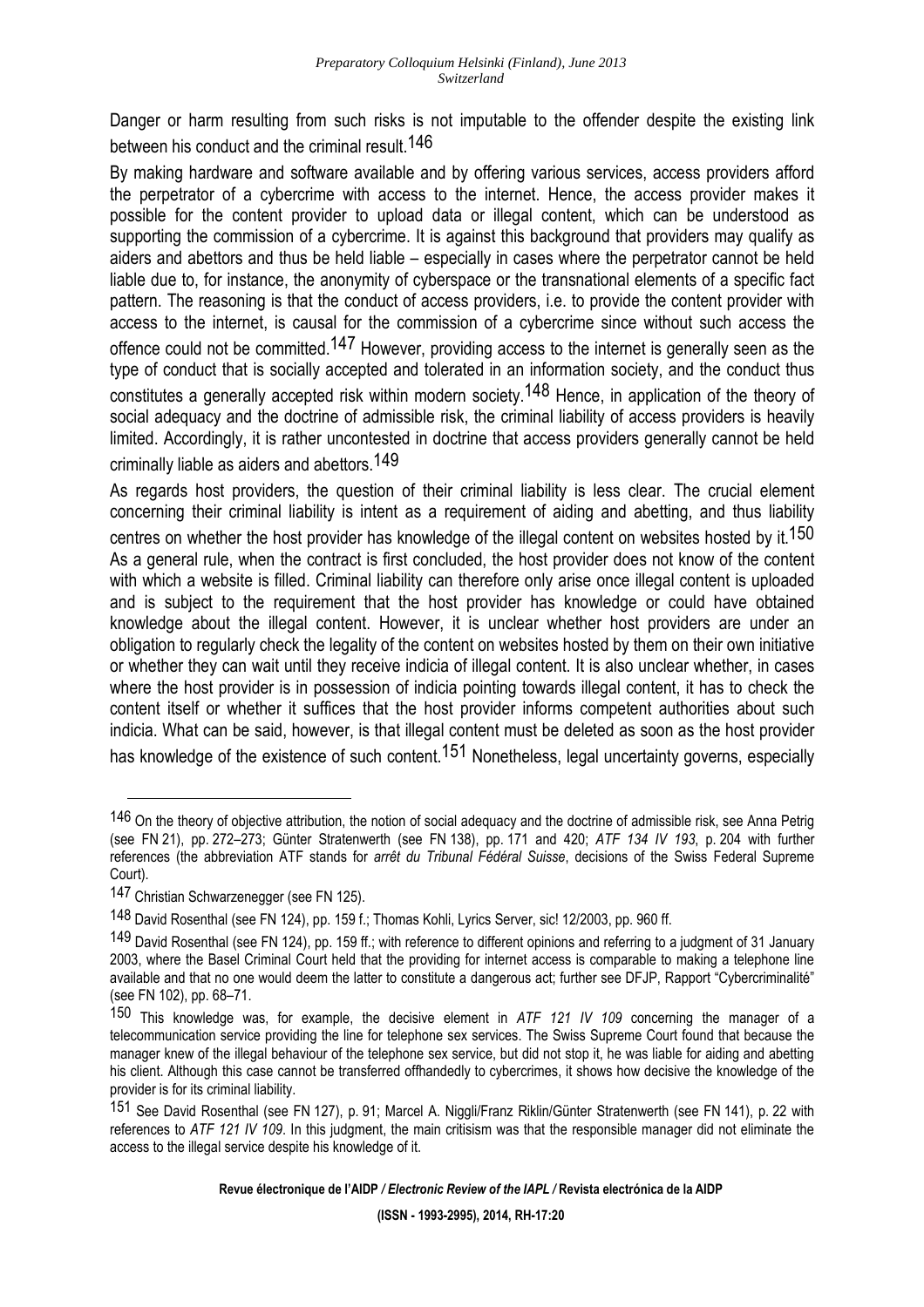Danger or harm resulting from such risks is not imputable to the offender despite the existing link between his conduct and the criminal result.[146]

By making hardware and software available and by offering various services, access providers afford the perpetrator of a cybercrime with access to the internet. Hence, the access provider makes it possible for the content provider to upload data or illegal content, which can be understood as supporting the commission of a cybercrime. It is against this background that providers may qualify as aiders and abettors and thus be held liable – especially in cases where the perpetrator cannot be held liable due to, for instance, the anonymity of cyberspace or the transnational elements of a specific fact pattern. The reasoning is that the conduct of access providers, i.e. to provide the content provider with access to the internet, is causal for the commission of a cybercrime since without such access the offence could not be committed.[147] However, providing access to the internet is generally seen as the type of conduct that is socially accepted and tolerated in an information society, and the conduct thus constitutes a generally accepted risk within modern society.[148] Hence, in application of the theory of social adequacy and the doctrine of admissible risk, the criminal liability of access providers is heavily limited. Accordingly, it is rather uncontested in doctrine that access providers generally cannot be held criminally liable as aiders and abettors.[149]

As regards host providers, the question of their criminal liability is less clear. The crucial element concerning their criminal liability is intent as a requirement of aiding and abetting, and thus liability centres on whether the host provider has knowledge of the illegal content on websites hosted by it.[150] As a general rule, when the contract is first concluded, the host provider does not know of the content with which a website is filled. Criminal liability can therefore only arise once illegal content is uploaded and is subject to the requirement that the host provider has knowledge or could have obtained knowledge about the illegal content. However, it is unclear whether host providers are under an obligation to regularly check the legality of the content on websites hosted by them on their own initiative or whether they can wait until they receive indicia of illegal content. It is also unclear whether, in cases where the host provider is in possession of indicia pointing towards illegal content, it has to check the content itself or whether it suffices that the host provider informs competent authorities about such indicia. What can be said, however, is that illegal content must be deleted as soon as the host provider has knowledge of the existence of such content.[151] Nonetheless, legal uncertainty governs, especially

---

[146] On the theory of objective attribution, the notion of social adequacy and the doctrine of admissible risk, see Anna Petrig (see FN 21), pp. 272–273; Günter Stratenwerth (see FN 138), pp. 171 and 420; *ATF 134 IV 193*, p. 204 with further references (the abbreviation ATF stands for *arrêt du Tribunal Fédéral Suisse*, decisions of the Swiss Federal Supreme Court).

[147] Christian Schwarzenegger (see FN 125).

[148] David Rosenthal (see FN 124), pp. 159 f.; Thomas Kohli, Lyrics Server, sic! 12/2003, pp. 960 ff.

[149] David Rosenthal (see FN 124), pp. 159 ff.; with reference to different opinions and referring to a judgment of 31 January 2003, where the Basel Criminal Court held that the providing for internet access is comparable to making a telephone line available and that no one would deem the latter to constitute a dangerous act; further see DFJP, Rapport "Cybercriminalité" (see FN 102), pp. 68–71.

[150] This knowledge was, for example, the decisive element in *ATF 121 IV 109* concerning the manager of a telecommunication service providing the line for telephone sex services. The Swiss Supreme Court found that because the manager knew of the illegal behaviour of the telephone sex service, but did not stop it, he was liable for aiding and abetting his client. Although this case cannot be transferred offhandedly to cybercrimes, it shows how decisive the knowledge of the provider is for its criminal liability.

[151] See David Rosenthal (see FN 127), p. 91; Marcel A. Niggli/Franz Riklin/Günter Stratenwerth (see FN 141), p. 22 with references to *ATF 121 IV 109*. In this judgment, the main critisism was that the responsible manager did not eliminate the access to the illegal service despite his knowledge of it.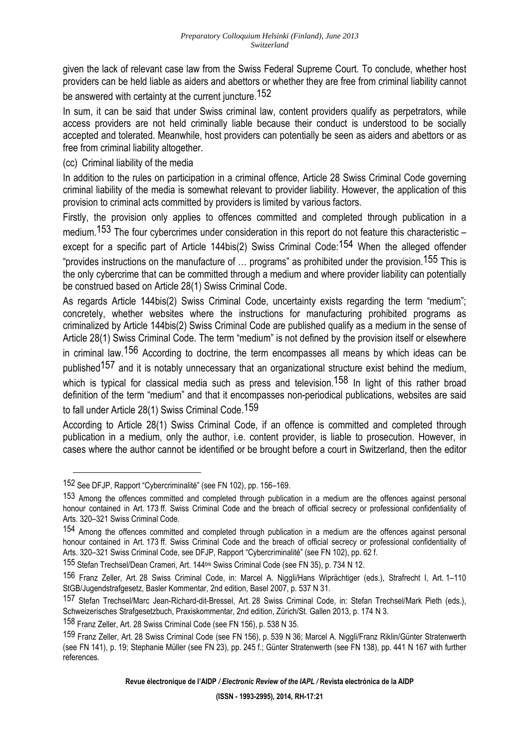given the lack of relevant case law from the Swiss Federal Supreme Court. To conclude, whether host providers can be held liable as aiders and abettors or whether they are free from criminal liability cannot be answered with certainty at the current juncture.[152]

In sum, it can be said that under Swiss criminal law, content providers qualify as perpetrators, while access providers are not held criminally liable because their conduct is understood to be socially accepted and tolerated. Meanwhile, host providers can potentially be seen as aiders and abettors or as free from criminal liability altogether.

(cc) Criminal liability of the media

In addition to the rules on participation in a criminal offence, Article 28 Swiss Criminal Code governing criminal liability of the media is somewhat relevant to provider liability. However, the application of this provision to criminal acts committed by providers is limited by various factors.

Firstly, the provision only applies to offences committed and completed through publication in a medium.[153] The four cybercrimes under consideration in this report do not feature this characteristic – except for a specific part of Article 144bis(2) Swiss Criminal Code:[154] When the alleged offender "provides instructions on the manufacture of … programs" as prohibited under the provision.[155] This is the only cybercrime that can be committed through a medium and where provider liability can potentially be construed based on Article 28(1) Swiss Criminal Code.

As regards Article 144bis(2) Swiss Criminal Code, uncertainty exists regarding the term "medium"; concretely, whether websites where the instructions for manufacturing prohibited programs as criminalized by Article 144bis(2) Swiss Criminal Code are published qualify as a medium in the sense of Article 28(1) Swiss Criminal Code. The term "medium" is not defined by the provision itself or elsewhere in criminal law.[156] According to doctrine, the term encompasses all means by which ideas can be published[157] and it is notably unnecessary that an organizational structure exist behind the medium, which is typical for classical media such as press and television.[158] In light of this rather broad definition of the term "medium" and that it encompasses non-periodical publications, websites are said to fall under Article 28(1) Swiss Criminal Code.[159]

According to Article 28(1) Swiss Criminal Code, if an offence is committed and completed through publication in a medium, only the author, i.e. content provider, is liable to prosecution. However, in cases where the author cannot be identified or be brought before a court in Switzerland, then the editor

---

152 See DFJP, Rapport "Cybercriminalité" (see FN 102), pp. 156–169.

153 Among the offences committed and completed through publication in a medium are the offences against personal honour contained in Art. 173 ff. Swiss Criminal Code and the breach of official secrecy or professional confidentiality of Arts. 320–321 Swiss Criminal Code.

154 Among the offences committed and completed through publication in a medium are the offences against personal honour contained in Art. 173 ff. Swiss Criminal Code and the breach of official secrecy or professional confidentiality of Arts. 320–321 Swiss Criminal Code, see DFJP, Rapport "Cybercriminalité" (see FN 102), pp. 62 f.

155 Stefan Trechsel/Dean Crameri, Art. 144bis Swiss Criminal Code (see FN 35), p. 734 N 12.

156 Franz Zeller, Art. 28 Swiss Criminal Code, in: Marcel A. Niggli/Hans Wiprächtiger (eds.), Strafrecht I, Art. 1–110 StGB/Jugendstrafgesetz, Basler Kommentar, 2nd edition, Basel 2007, p. 537 N 31.

157 Stefan Trechsel/Marc Jean-Richard-dit-Bressel, Art. 28 Swiss Criminal Code, in: Stefan Trechsel/Mark Pieth (eds.), Schweizerisches Strafgesetzbuch, Praxiskommentar, 2nd edition, Zürich/St. Gallen 2013, p. 174 N 3.

158 Franz Zeller, Art. 28 Swiss Criminal Code (see FN 156), p. 538 N 35.

159 Franz Zeller, Art. 28 Swiss Criminal Code (see FN 156), p. 539 N 36; Marcel A. Niggli/Franz Riklin/Günter Stratenwerth (see FN 141), p. 19; Stephanie Müller (see FN 23), pp. 245 f.; Günter Stratenwerth (see FN 138), pp. 441 N 167 with further references.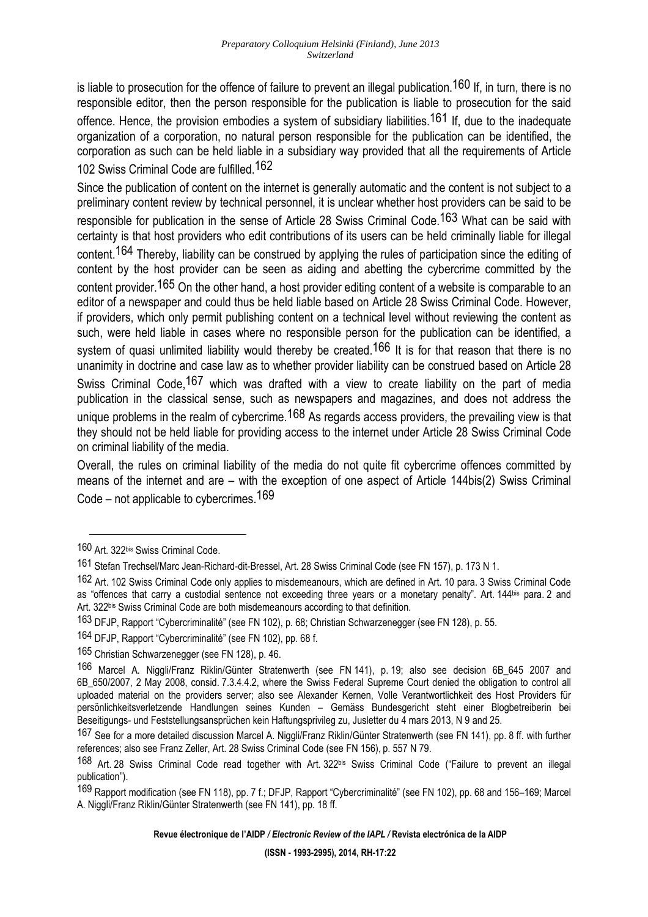is liable to prosecution for the offence of failure to prevent an illegal publication.[160] If, in turn, there is no responsible editor, then the person responsible for the publication is liable to prosecution for the said offence. Hence, the provision embodies a system of subsidiary liabilities.[161] If, due to the inadequate organization of a corporation, no natural person responsible for the publication can be identified, the corporation as such can be held liable in a subsidiary way provided that all the requirements of Article 102 Swiss Criminal Code are fulfilled.[162]

Since the publication of content on the internet is generally automatic and the content is not subject to a preliminary content review by technical personnel, it is unclear whether host providers can be said to be responsible for publication in the sense of Article 28 Swiss Criminal Code.[163] What can be said with certainty is that host providers who edit contributions of its users can be held criminally liable for illegal content.[164] Thereby, liability can be construed by applying the rules of participation since the editing of content by the host provider can be seen as aiding and abetting the cybercrime committed by the content provider.[165] On the other hand, a host provider editing content of a website is comparable to an editor of a newspaper and could thus be held liable based on Article 28 Swiss Criminal Code. However, if providers, which only permit publishing content on a technical level without reviewing the content as such, were held liable in cases where no responsible person for the publication can be identified, a system of quasi unlimited liability would thereby be created.[166] It is for that reason that there is no unanimity in doctrine and case law as to whether provider liability can be construed based on Article 28 Swiss Criminal Code,[167] which was drafted with a view to create liability on the part of media publication in the classical sense, such as newspapers and magazines, and does not address the unique problems in the realm of cybercrime.[168] As regards access providers, the prevailing view is that they should not be held liable for providing access to the internet under Article 28 Swiss Criminal Code on criminal liability of the media.

Overall, the rules on criminal liability of the media do not quite fit cybercrime offences committed by means of the internet and are – with the exception of one aspect of Article 144bis(2) Swiss Criminal Code – not applicable to cybercrimes.[169]

---

[160] Art. 322bis Swiss Criminal Code.

[161] Stefan Trechsel/Marc Jean-Richard-dit-Bressel, Art. 28 Swiss Criminal Code (see FN 157), p. 173 N 1.

[162] Art. 102 Swiss Criminal Code only applies to misdemeanours, which are defined in Art. 10 para. 3 Swiss Criminal Code as "offences that carry a custodial sentence not exceeding three years or a monetary penalty". Art. 144bis para. 2 and Art. 322bis Swiss Criminal Code are both misdemeanours according to that definition.

[163] DFJP, Rapport "Cybercriminalité" (see FN 102), p. 68; Christian Schwarzenegger (see FN 128), p. 55.

[164] DFJP, Rapport "Cybercriminalité" (see FN 102), pp. 68 f.

[165] Christian Schwarzenegger (see FN 128), p. 46.

[166] Marcel A. Niggli/Franz Riklin/Günter Stratenwerth (see FN 141), p. 19; also see decision 6B_645 2007 and 6B_650/2007, 2 May 2008, consid. 7.3.4.4.2, where the Swiss Federal Supreme Court denied the obligation to control all uploaded material on the providers server; also see Alexander Kernen, Volle Verantwortlichkeit des Host Providers für persönlichkeitsverletzende Handlungen seines Kunden – Gemäss Bundesgericht steht einer Blogbetreiberin bei Beseitigungs- und Feststellungsansprüchen kein Haftungsprivileg zu, Jusletter du 4 mars 2013, N 9 and 25.

[167] See for a more detailed discussion Marcel A. Niggli/Franz Riklin/Günter Stratenwerth (see FN 141), pp. 8 ff. with further references; also see Franz Zeller, Art. 28 Swiss Criminal Code (see FN 156), p. 557 N 79.

[168] Art. 28 Swiss Criminal Code read together with Art. 322bis Swiss Criminal Code ("Failure to prevent an illegal publication").

[169] Rapport modification (see FN 118), pp. 7 f.; DFJP, Rapport "Cybercriminalité" (see FN 102), pp. 68 and 156–169; Marcel A. Niggli/Franz Riklin/Günter Stratenwerth (see FN 141), pp. 18 ff.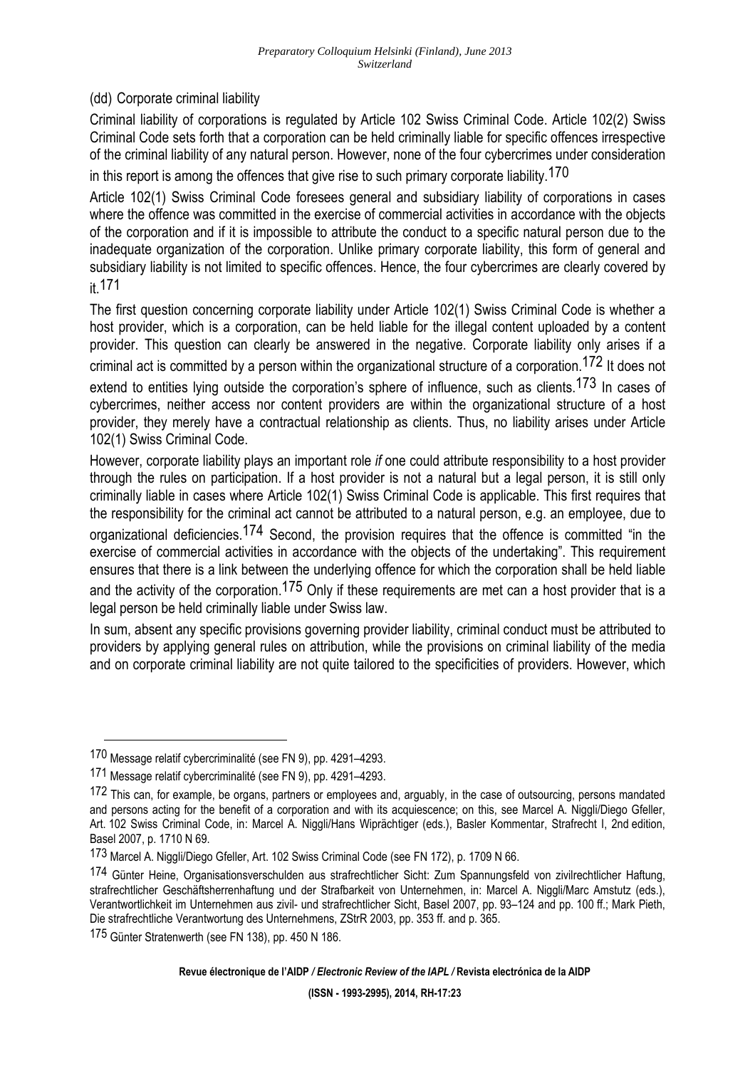(dd) Corporate criminal liability

Criminal liability of corporations is regulated by Article 102 Swiss Criminal Code. Article 102(2) Swiss Criminal Code sets forth that a corporation can be held criminally liable for specific offences irrespective of the criminal liability of any natural person. However, none of the four cybercrimes under consideration in this report is among the offences that give rise to such primary corporate liability.[170]

Article 102(1) Swiss Criminal Code foresees general and subsidiary liability of corporations in cases where the offence was committed in the exercise of commercial activities in accordance with the objects of the corporation and if it is impossible to attribute the conduct to a specific natural person due to the inadequate organization of the corporation. Unlike primary corporate liability, this form of general and subsidiary liability is not limited to specific offences. Hence, the four cybercrimes are clearly covered by it.[171]

The first question concerning corporate liability under Article 102(1) Swiss Criminal Code is whether a host provider, which is a corporation, can be held liable for the illegal content uploaded by a content provider. This question can clearly be answered in the negative. Corporate liability only arises if a criminal act is committed by a person within the organizational structure of a corporation.[172] It does not extend to entities lying outside the corporation's sphere of influence, such as clients.[173] In cases of cybercrimes, neither access nor content providers are within the organizational structure of a host provider, they merely have a contractual relationship as clients. Thus, no liability arises under Article 102(1) Swiss Criminal Code.

However, corporate liability plays an important role *if* one could attribute responsibility to a host provider through the rules on participation. If a host provider is not a natural but a legal person, it is still only criminally liable in cases where Article 102(1) Swiss Criminal Code is applicable. This first requires that the responsibility for the criminal act cannot be attributed to a natural person, e.g. an employee, due to organizational deficiencies.[174] Second, the provision requires that the offence is committed "in the exercise of commercial activities in accordance with the objects of the undertaking". This requirement ensures that there is a link between the underlying offence for which the corporation shall be held liable and the activity of the corporation.[175] Only if these requirements are met can a host provider that is a legal person be held criminally liable under Swiss law.

In sum, absent any specific provisions governing provider liability, criminal conduct must be attributed to providers by applying general rules on attribution, while the provisions on criminal liability of the media and on corporate criminal liability are not quite tailored to the specificities of providers. However, which

---

[170] Message relatif cybercriminalité (see FN 9), pp. 4291–4293.

[171] Message relatif cybercriminalité (see FN 9), pp. 4291–4293.

[172] This can, for example, be organs, partners or employees and, arguably, in the case of outsourcing, persons mandated and persons acting for the benefit of a corporation and with its acquiescence; on this, see Marcel A. Niggli/Diego Gfeller, Art. 102 Swiss Criminal Code, in: Marcel A. Niggli/Hans Wiprächtiger (eds.), Basler Kommentar, Strafrecht I, 2nd edition, Basel 2007, p. 1710 N 69.

[173] Marcel A. Niggli/Diego Gfeller, Art. 102 Swiss Criminal Code (see FN 172), p. 1709 N 66.

[174] Günter Heine, Organisationsverschulden aus strafrechtlicher Sicht: Zum Spannungsfeld von zivilrechtlicher Haftung, strafrechtlicher Geschäftsherrenhaftung und der Strafbarkeit von Unternehmen, in: Marcel A. Niggli/Marc Amstutz (eds.), Verantwortlichkeit im Unternehmen aus zivil- und strafrechtlicher Sicht, Basel 2007, pp. 93–124 and pp. 100 ff.; Mark Pieth, Die strafrechtliche Verantwortung des Unternehmens, ZStrR 2003, pp. 353 ff. and p. 365.

[175] Günter Stratenwerth (see FN 138), pp. 450 N 186.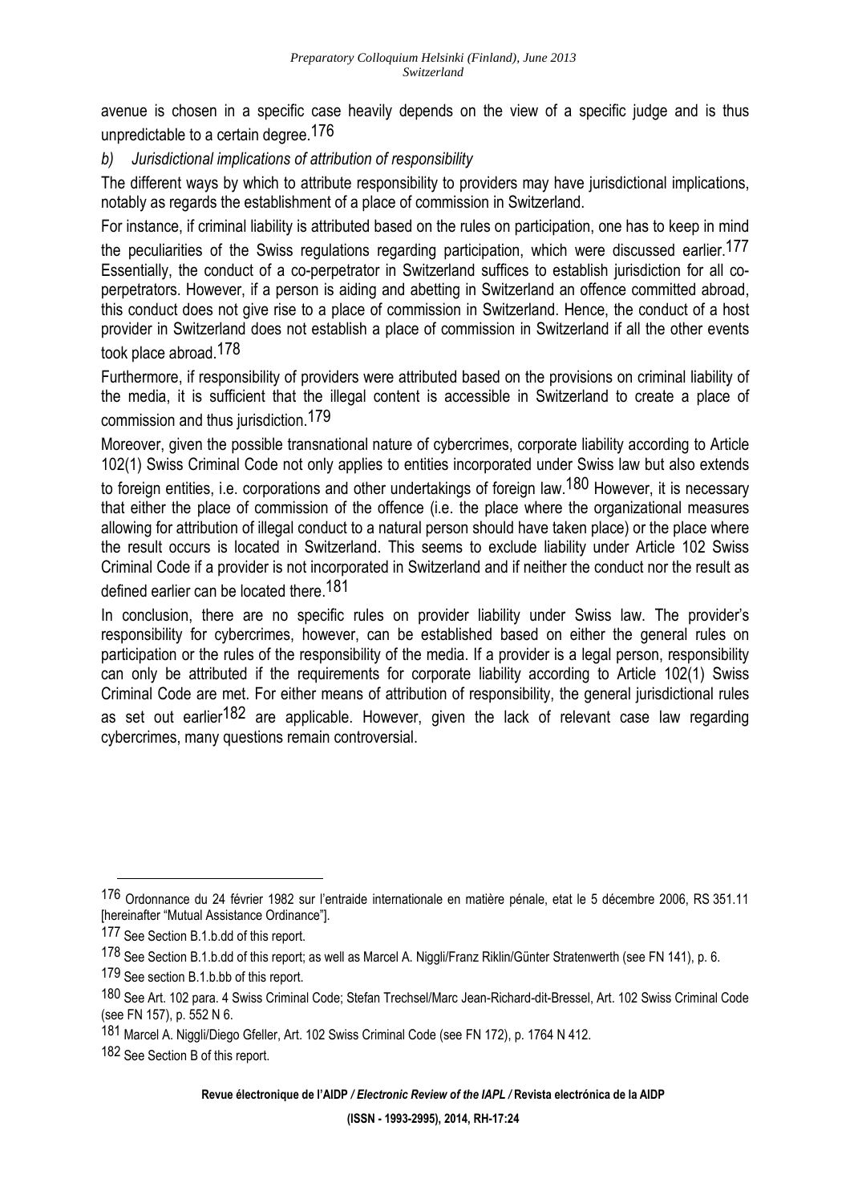avenue is chosen in a specific case heavily depends on the view of a specific judge and is thus unpredictable to a certain degree.[176]

*b) Jurisdictional implications of attribution of responsibility*

The different ways by which to attribute responsibility to providers may have jurisdictional implications, notably as regards the establishment of a place of commission in Switzerland.

For instance, if criminal liability is attributed based on the rules on participation, one has to keep in mind the peculiarities of the Swiss regulations regarding participation, which were discussed earlier.[177] Essentially, the conduct of a co-perpetrator in Switzerland suffices to establish jurisdiction for all co-perpetrators. However, if a person is aiding and abetting in Switzerland an offence committed abroad, this conduct does not give rise to a place of commission in Switzerland. Hence, the conduct of a host provider in Switzerland does not establish a place of commission in Switzerland if all the other events took place abroad.[178]

Furthermore, if responsibility of providers were attributed based on the provisions on criminal liability of the media, it is sufficient that the illegal content is accessible in Switzerland to create a place of commission and thus jurisdiction.[179]

Moreover, given the possible transnational nature of cybercrimes, corporate liability according to Article 102(1) Swiss Criminal Code not only applies to entities incorporated under Swiss law but also extends to foreign entities, i.e. corporations and other undertakings of foreign law.[180] However, it is necessary that either the place of commission of the offence (i.e. the place where the organizational measures allowing for attribution of illegal conduct to a natural person should have taken place) or the place where the result occurs is located in Switzerland. This seems to exclude liability under Article 102 Swiss Criminal Code if a provider is not incorporated in Switzerland and if neither the conduct nor the result as defined earlier can be located there.[181]

In conclusion, there are no specific rules on provider liability under Swiss law. The provider's responsibility for cybercrimes, however, can be established based on either the general rules on participation or the rules of the responsibility of the media. If a provider is a legal person, responsibility can only be attributed if the requirements for corporate liability according to Article 102(1) Swiss Criminal Code are met. For either means of attribution of responsibility, the general jurisdictional rules as set out earlier[182] are applicable. However, given the lack of relevant case law regarding cybercrimes, many questions remain controversial.

---

[176] Ordonnance du 24 février 1982 sur l'entraide internationale en matière pénale, etat le 5 décembre 2006, RS 351.11 [hereinafter "Mutual Assistance Ordinance"].

[177] See Section B.1.b.dd of this report.

[178] See Section B.1.b.dd of this report; as well as Marcel A. Niggli/Franz Riklin/Günter Stratenwerth (see FN 141), p. 6.

[179] See section B.1.b.bb of this report.

[180] See Art. 102 para. 4 Swiss Criminal Code; Stefan Trechsel/Marc Jean-Richard-dit-Bressel, Art. 102 Swiss Criminal Code (see FN 157), p. 552 N 6.

[181] Marcel A. Niggli/Diego Gfeller, Art. 102 Swiss Criminal Code (see FN 172), p. 1764 N 412.

[182] See Section B of this report.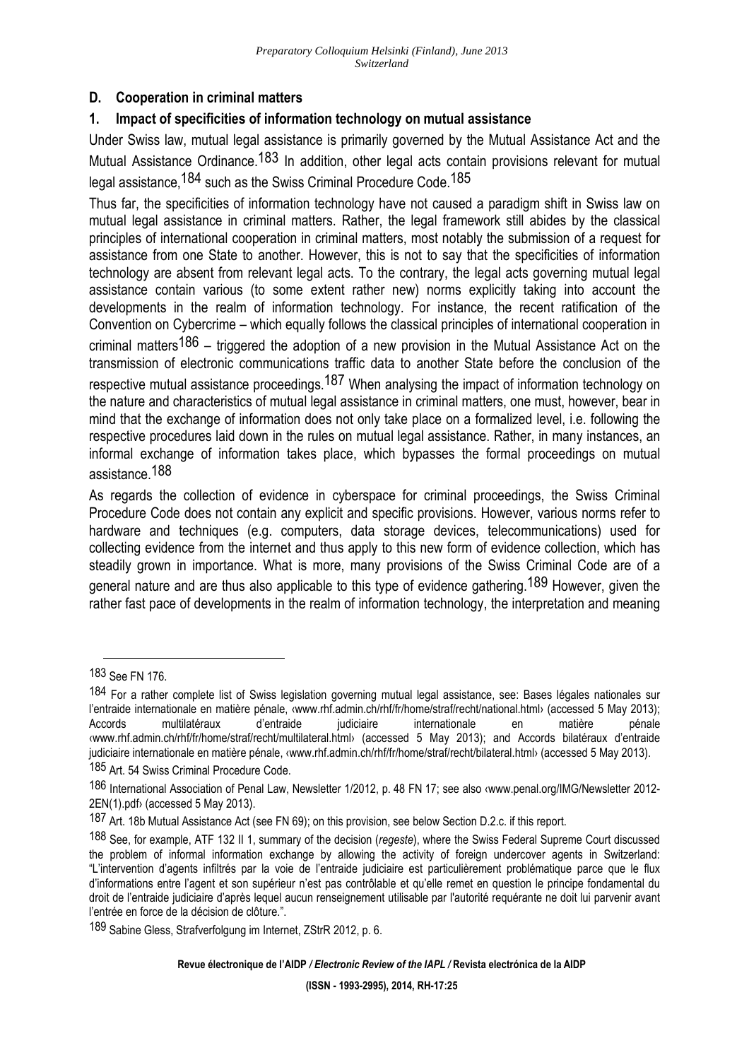## D. Cooperation in criminal matters

### 1. Impact of specificities of information technology on mutual assistance

Under Swiss law, mutual legal assistance is primarily governed by the Mutual Assistance Act and the Mutual Assistance Ordinance.[183] In addition, other legal acts contain provisions relevant for mutual legal assistance,[184] such as the Swiss Criminal Procedure Code.[185]

Thus far, the specificities of information technology have not caused a paradigm shift in Swiss law on mutual legal assistance in criminal matters. Rather, the legal framework still abides by the classical principles of international cooperation in criminal matters, most notably the submission of a request for assistance from one State to another. However, this is not to say that the specificities of information technology are absent from relevant legal acts. To the contrary, the legal acts governing mutual legal assistance contain various (to some extent rather new) norms explicitly taking into account the developments in the realm of information technology. For instance, the recent ratification of the Convention on Cybercrime – which equally follows the classical principles of international cooperation in criminal matters[186] – triggered the adoption of a new provision in the Mutual Assistance Act on the transmission of electronic communications traffic data to another State before the conclusion of the respective mutual assistance proceedings.[187] When analysing the impact of information technology on the nature and characteristics of mutual legal assistance in criminal matters, one must, however, bear in mind that the exchange of information does not only take place on a formalized level, i.e. following the respective procedures laid down in the rules on mutual legal assistance. Rather, in many instances, an informal exchange of information takes place, which bypasses the formal proceedings on mutual assistance.[188]

As regards the collection of evidence in cyberspace for criminal proceedings, the Swiss Criminal Procedure Code does not contain any explicit and specific provisions. However, various norms refer to hardware and techniques (e.g. computers, data storage devices, telecommunications) used for collecting evidence from the internet and thus apply to this new form of evidence collection, which has steadily grown in importance. What is more, many provisions of the Swiss Criminal Code are of a general nature and are thus also applicable to this type of evidence gathering.[189] However, given the rather fast pace of developments in the realm of information technology, the interpretation and meaning

---

[183] See FN 176.

[184] For a rather complete list of Swiss legislation governing mutual legal assistance, see: Bases légales nationales sur l'entraide internationale en matière pénale, ‹www.rhf.admin.ch/rhf/fr/home/straf/recht/national.html› (accessed 5 May 2013); Accords multilatéraux d'entraide judiciaire internationale en matière pénale ‹www.rhf.admin.ch/rhf/fr/home/straf/recht/multilateral.html› (accessed 5 May 2013); and Accords bilatéraux d'entraide judiciaire internationale en matière pénale, ‹www.rhf.admin.ch/rhf/fr/home/straf/recht/bilateral.html› (accessed 5 May 2013).

[185] Art. 54 Swiss Criminal Procedure Code.

[186] International Association of Penal Law, Newsletter 1/2012, p. 48 FN 17; see also ‹www.penal.org/IMG/Newsletter 2012-2EN(1).pdf› (accessed 5 May 2013).

[187] Art. 18b Mutual Assistance Act (see FN 69); on this provision, see below Section D.2.c. if this report.

[188] See, for example, ATF 132 II 1, summary of the decision (*regeste*), where the Swiss Federal Supreme Court discussed the problem of informal information exchange by allowing the activity of foreign undercover agents in Switzerland: "L'intervention d'agents infiltrés par la voie de l'entraide judiciaire est particulièrement problématique parce que le flux d'informations entre l'agent et son supérieur n'est pas contrôlable et qu'elle remet en question le principe fondamental du droit de l'entraide judiciaire d'après lequel aucun renseignement utilisable par l'autorité requérante ne doit lui parvenir avant l'entrée en force de la décision de clôture.".

[189] Sabine Gless, Strafverfolgung im Internet, ZStrR 2012, p. 6.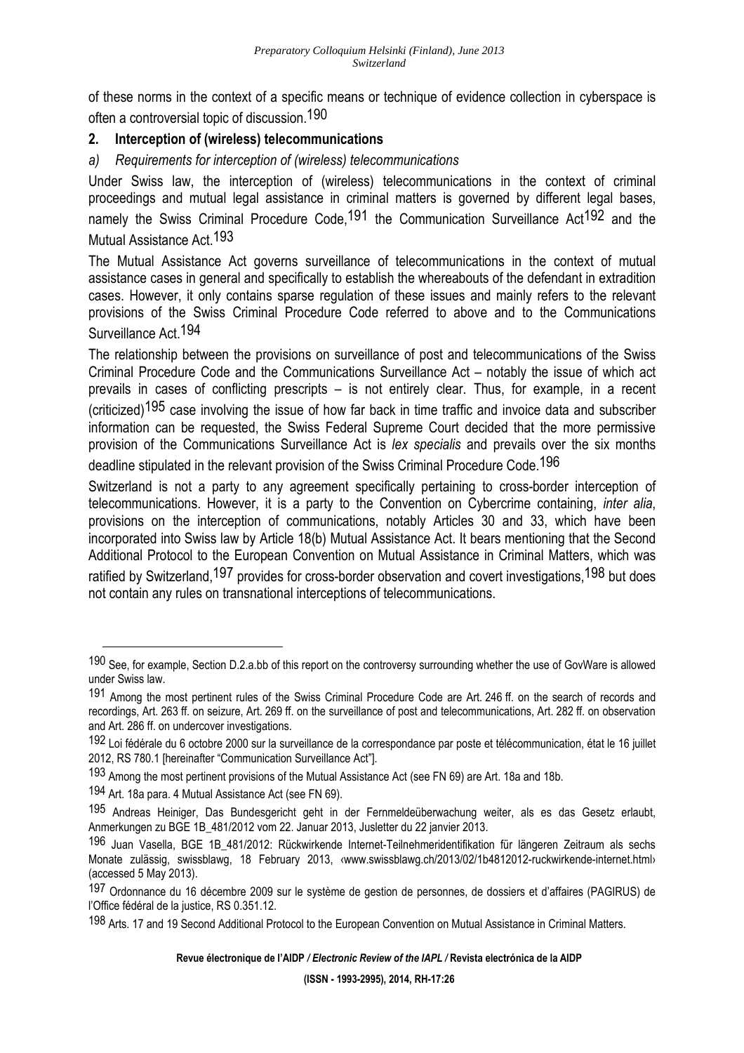of these norms in the context of a specific means or technique of evidence collection in cyberspace is often a controversial topic of discussion.[190]

## 2. Interception of (wireless) telecommunications

### *a) Requirements for interception of (wireless) telecommunications*

Under Swiss law, the interception of (wireless) telecommunications in the context of criminal proceedings and mutual legal assistance in criminal matters is governed by different legal bases, namely the Swiss Criminal Procedure Code,[191] the Communication Surveillance Act[192] and the Mutual Assistance Act.[193]

The Mutual Assistance Act governs surveillance of telecommunications in the context of mutual assistance cases in general and specifically to establish the whereabouts of the defendant in extradition cases. However, it only contains sparse regulation of these issues and mainly refers to the relevant provisions of the Swiss Criminal Procedure Code referred to above and to the Communications Surveillance Act.[194]

The relationship between the provisions on surveillance of post and telecommunications of the Swiss Criminal Procedure Code and the Communications Surveillance Act – notably the issue of which act prevails in cases of conflicting prescripts – is not entirely clear. Thus, for example, in a recent (criticized)[195] case involving the issue of how far back in time traffic and invoice data and subscriber information can be requested, the Swiss Federal Supreme Court decided that the more permissive provision of the Communications Surveillance Act is *lex specialis* and prevails over the six months deadline stipulated in the relevant provision of the Swiss Criminal Procedure Code.[196]

Switzerland is not a party to any agreement specifically pertaining to cross-border interception of telecommunications. However, it is a party to the Convention on Cybercrime containing, *inter alia*, provisions on the interception of communications, notably Articles 30 and 33, which have been incorporated into Swiss law by Article 18(b) Mutual Assistance Act. It bears mentioning that the Second Additional Protocol to the European Convention on Mutual Assistance in Criminal Matters, which was ratified by Switzerland,[197] provides for cross-border observation and covert investigations,[198] but does not contain any rules on transnational interceptions of telecommunications.

---

[190] See, for example, Section D.2.a.bb of this report on the controversy surrounding whether the use of GovWare is allowed under Swiss law.

[191] Among the most pertinent rules of the Swiss Criminal Procedure Code are Art. 246 ff. on the search of records and recordings, Art. 263 ff. on seizure, Art. 269 ff. on the surveillance of post and telecommunications, Art. 282 ff. on observation and Art. 286 ff. on undercover investigations.

[192] Loi fédérale du 6 octobre 2000 sur la surveillance de la correspondance par poste et télécommunication, état le 16 juillet 2012, RS 780.1 [hereinafter "Communication Surveillance Act"].

[193] Among the most pertinent provisions of the Mutual Assistance Act (see FN 69) are Art. 18a and 18b.

[194] Art. 18a para. 4 Mutual Assistance Act (see FN 69).

[195] Andreas Heiniger, Das Bundesgericht geht in der Fernmeldeüberwachung weiter, als es das Gesetz erlaubt, Anmerkungen zu BGE 1B_481/2012 vom 22. Januar 2013, Jusletter du 22 janvier 2013.

[196] Juan Vasella, BGE 1B_481/2012: Rückwirkende Internet-Teilnehmeridentifikation für längeren Zeitraum als sechs Monate zulässig, swissblawg, 18 February 2013, ‹www.swissblawg.ch/2013/02/1b4812012-ruckwirkende-internet.html› (accessed 5 May 2013).

[197] Ordonnance du 16 décembre 2009 sur le système de gestion de personnes, de dossiers et d'affaires (PAGIRUS) de l'Office fédéral de la justice, RS 0.351.12.

[198] Arts. 17 and 19 Second Additional Protocol to the European Convention on Mutual Assistance in Criminal Matters.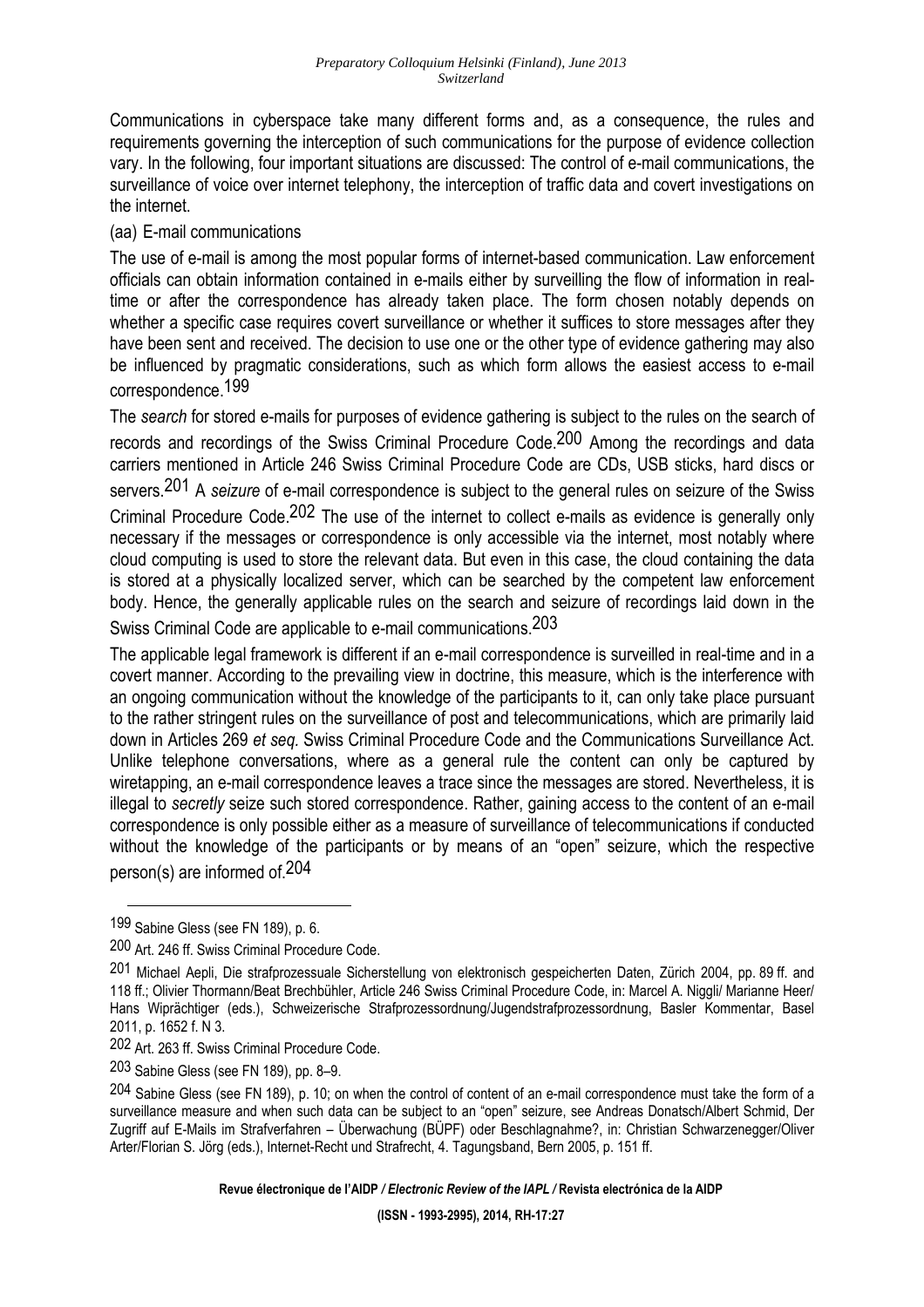Communications in cyberspace take many different forms and, as a consequence, the rules and requirements governing the interception of such communications for the purpose of evidence collection vary. In the following, four important situations are discussed: The control of e-mail communications, the surveillance of voice over internet telephony, the interception of traffic data and covert investigations on the internet.

(aa) E-mail communications

The use of e-mail is among the most popular forms of internet-based communication. Law enforcement officials can obtain information contained in e-mails either by surveilling the flow of information in real-time or after the correspondence has already taken place. The form chosen notably depends on whether a specific case requires covert surveillance or whether it suffices to store messages after they have been sent and received. The decision to use one or the other type of evidence gathering may also be influenced by pragmatic considerations, such as which form allows the easiest access to e-mail correspondence.[199]

The *search* for stored e-mails for purposes of evidence gathering is subject to the rules on the search of records and recordings of the Swiss Criminal Procedure Code.[200] Among the recordings and data carriers mentioned in Article 246 Swiss Criminal Procedure Code are CDs, USB sticks, hard discs or servers.[201] A *seizure* of e-mail correspondence is subject to the general rules on seizure of the Swiss Criminal Procedure Code.[202] The use of the internet to collect e-mails as evidence is generally only necessary if the messages or correspondence is only accessible via the internet, most notably where cloud computing is used to store the relevant data. But even in this case, the cloud containing the data is stored at a physically localized server, which can be searched by the competent law enforcement body. Hence, the generally applicable rules on the search and seizure of recordings laid down in the Swiss Criminal Code are applicable to e-mail communications.[203]

The applicable legal framework is different if an e-mail correspondence is surveilled in real-time and in a covert manner. According to the prevailing view in doctrine, this measure, which is the interference with an ongoing communication without the knowledge of the participants to it, can only take place pursuant to the rather stringent rules on the surveillance of post and telecommunications, which are primarily laid down in Articles 269 *et seq.* Swiss Criminal Procedure Code and the Communications Surveillance Act. Unlike telephone conversations, where as a general rule the content can only be captured by wiretapping, an e-mail correspondence leaves a trace since the messages are stored. Nevertheless, it is illegal to *secretly* seize such stored correspondence. Rather, gaining access to the content of an e-mail correspondence is only possible either as a measure of surveillance of telecommunications if conducted without the knowledge of the participants or by means of an "open" seizure, which the respective person(s) are informed of.[204]

---

[199] Sabine Gless (see FN 189), p. 6.

[200] Art. 246 ff. Swiss Criminal Procedure Code.

[201] Michael Aepli, Die strafprozessuale Sicherstellung von elektronisch gespeicherten Daten, Zürich 2004, pp. 89 ff. and 118 ff.; Olivier Thormann/Beat Brechbühler, Article 246 Swiss Criminal Procedure Code, in: Marcel A. Niggli/ Marianne Heer/ Hans Wiprächtiger (eds.), Schweizerische Strafprozessordnung/Jugendstrafprozessordnung, Basler Kommentar, Basel 2011, p. 1652 f. N 3.

[202] Art. 263 ff. Swiss Criminal Procedure Code.

[203] Sabine Gless (see FN 189), pp. 8–9.

[204] Sabine Gless (see FN 189), p. 10; on when the control of content of an e-mail correspondence must take the form of a surveillance measure and when such data can be subject to an "open" seizure, see Andreas Donatsch/Albert Schmid, Der Zugriff auf E-Mails im Strafverfahren – Überwachung (BÜPF) oder Beschlagnahme?, in: Christian Schwarzenegger/Oliver Arter/Florian S. Jörg (eds.), Internet-Recht und Strafrecht, 4. Tagungsband, Bern 2005, p. 151 ff.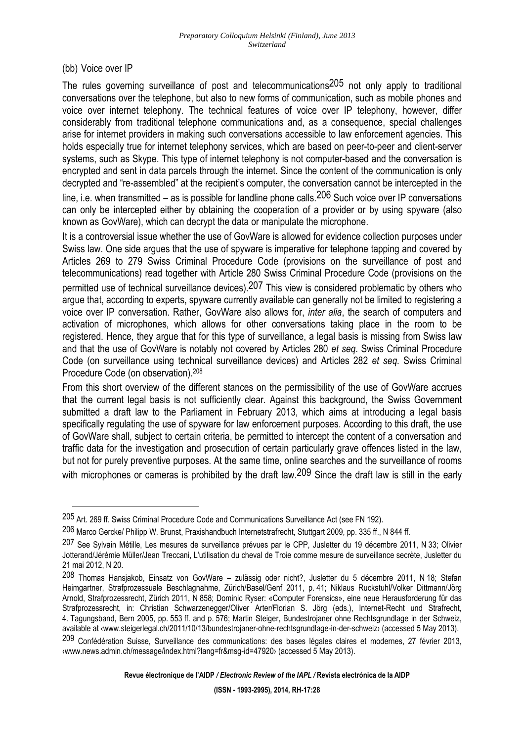(bb) Voice over IP

The rules governing surveillance of post and telecommunications[205] not only apply to traditional conversations over the telephone, but also to new forms of communication, such as mobile phones and voice over internet telephony. The technical features of voice over IP telephony, however, differ considerably from traditional telephone communications and, as a consequence, special challenges arise for internet providers in making such conversations accessible to law enforcement agencies. This holds especially true for internet telephony services, which are based on peer-to-peer and client-server systems, such as Skype. This type of internet telephony is not computer-based and the conversation is encrypted and sent in data parcels through the internet. Since the content of the communication is only decrypted and "re-assembled" at the recipient's computer, the conversation cannot be intercepted in the line, i.e. when transmitted – as is possible for landline phone calls.[206] Such voice over IP conversations can only be intercepted either by obtaining the cooperation of a provider or by using spyware (also known as GovWare), which can decrypt the data or manipulate the microphone.

It is a controversial issue whether the use of GovWare is allowed for evidence collection purposes under Swiss law. One side argues that the use of spyware is imperative for telephone tapping and covered by Articles 269 to 279 Swiss Criminal Procedure Code (provisions on the surveillance of post and telecommunications) read together with Article 280 Swiss Criminal Procedure Code (provisions on the permitted use of technical surveillance devices).[207] This view is considered problematic by others who argue that, according to experts, spyware currently available can generally not be limited to registering a voice over IP conversation. Rather, GovWare also allows for, *inter alia*, the search of computers and activation of microphones, which allows for other conversations taking place in the room to be registered. Hence, they argue that for this type of surveillance, a legal basis is missing from Swiss law and that the use of GovWare is notably not covered by Articles 280 *et seq.* Swiss Criminal Procedure Code (on surveillance using technical surveillance devices) and Articles 282 *et seq.* Swiss Criminal Procedure Code (on observation).[208]

From this short overview of the different stances on the permissibility of the use of GovWare accrues that the current legal basis is not sufficiently clear. Against this background, the Swiss Government submitted a draft law to the Parliament in February 2013, which aims at introducing a legal basis specifically regulating the use of spyware for law enforcement purposes. According to this draft, the use of GovWare shall, subject to certain criteria, be permitted to intercept the content of a conversation and traffic data for the investigation and prosecution of certain particularly grave offences listed in the law, but not for purely preventive purposes. At the same time, online searches and the surveillance of rooms with microphones or cameras is prohibited by the draft law.[209] Since the draft law is still in the early

---

[205] Art. 269 ff. Swiss Criminal Procedure Code and Communications Surveillance Act (see FN 192).

[206] Marco Gercke/ Philipp W. Brunst, Praxishandbuch Internetstrafrecht, Stuttgart 2009, pp. 335 ff., N 844 ff.

[207] See Sylvain Métille, Les mesures de surveillance prévues par le CPP, Jusletter du 19 décembre 2011, N 33; Olivier Jotterand/Jérémie Müller/Jean Treccani, L'utilisation du cheval de Troie comme mesure de surveillance secrète, Jusletter du 21 mai 2012, N 20.

[208] Thomas Hansjakob, Einsatz von GovWare – zulässig oder nicht?, Jusletter du 5 décembre 2011, N 18; Stefan Heimgartner, Strafprozessuale Beschlagnahme, Zürich/Basel/Genf 2011, p. 41; Niklaus Ruckstuhl/Volker Dittmann/Jörg Arnold, Strafprozessrecht, Zürich 2011, N 858; Dominic Ryser: «Computer Forensics», eine neue Herausforderung für das Strafprozessrecht, in: Christian Schwarzenegger/Oliver Arter/Florian S. Jörg (eds.), Internet-Recht und Strafrecht, 4. Tagungsband, Bern 2005, pp. 553 ff. and p. 576; Martin Steiger, Bundestrojaner ohne Rechtsgrundlage in der Schweiz, available at ‹www.steigerlegal.ch/2011/10/13/bundestrojaner-ohne-rechtsgrundlage-in-der-schweiz› (accessed 5 May 2013).

[209] Confédération Suisse, Surveillance des communications: des bases légales claires et modernes, 27 février 2013, ‹www.news.admin.ch/message/index.html?lang=fr&msg-id=47920› (accessed 5 May 2013).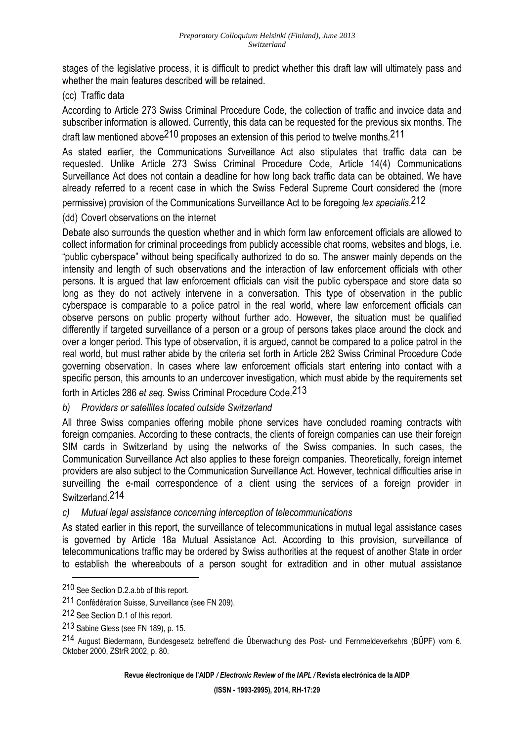stages of the legislative process, it is difficult to predict whether this draft law will ultimately pass and whether the main features described will be retained.

(cc) Traffic data

According to Article 273 Swiss Criminal Procedure Code, the collection of traffic and invoice data and subscriber information is allowed. Currently, this data can be requested for the previous six months. The draft law mentioned above[210] proposes an extension of this period to twelve months.[211]

As stated earlier, the Communications Surveillance Act also stipulates that traffic data can be requested. Unlike Article 273 Swiss Criminal Procedure Code, Article 14(4) Communications Surveillance Act does not contain a deadline for how long back traffic data can be obtained. We have already referred to a recent case in which the Swiss Federal Supreme Court considered the (more permissive) provision of the Communications Surveillance Act to be foregoing *lex specialis*.[212]

(dd) Covert observations on the internet

Debate also surrounds the question whether and in which form law enforcement officials are allowed to collect information for criminal proceedings from publicly accessible chat rooms, websites and blogs, i.e. "public cyberspace" without being specifically authorized to do so. The answer mainly depends on the intensity and length of such observations and the interaction of law enforcement officials with other persons. It is argued that law enforcement officials can visit the public cyberspace and store data so long as they do not actively intervene in a conversation. This type of observation in the public cyberspace is comparable to a police patrol in the real world, where law enforcement officials can observe persons on public property without further ado. However, the situation must be qualified differently if targeted surveillance of a person or a group of persons takes place around the clock and over a longer period. This type of observation, it is argued, cannot be compared to a police patrol in the real world, but must rather abide by the criteria set forth in Article 282 Swiss Criminal Procedure Code governing observation. In cases where law enforcement officials start entering into contact with a specific person, this amounts to an undercover investigation, which must abide by the requirements set forth in Articles 286 *et seq.* Swiss Criminal Procedure Code.[213]

*b) Providers or satellites located outside Switzerland*

All three Swiss companies offering mobile phone services have concluded roaming contracts with foreign companies. According to these contracts, the clients of foreign companies can use their foreign SIM cards in Switzerland by using the networks of the Swiss companies. In such cases, the Communication Surveillance Act also applies to these foreign companies. Theoretically, foreign internet providers are also subject to the Communication Surveillance Act. However, technical difficulties arise in surveilling the e-mail correspondence of a client using the services of a foreign provider in Switzerland.[214]

*c) Mutual legal assistance concerning interception of telecommunications*

As stated earlier in this report, the surveillance of telecommunications in mutual legal assistance cases is governed by Article 18a Mutual Assistance Act. According to this provision, surveillance of telecommunications traffic may be ordered by Swiss authorities at the request of another State in order to establish the whereabouts of a person sought for extradition and in other mutual assistance

---

[210] See Section D.2.a.bb of this report.

[211] Confédération Suisse, Surveillance (see FN 209).

[212] See Section D.1 of this report.

[213] Sabine Gless (see FN 189), p. 15.

[214] August Biedermann, Bundesgesetz betreffend die Überwachung des Post- und Fernmeldeverkehrs (BÜPF) vom 6. Oktober 2000, ZStrR 2002, p. 80.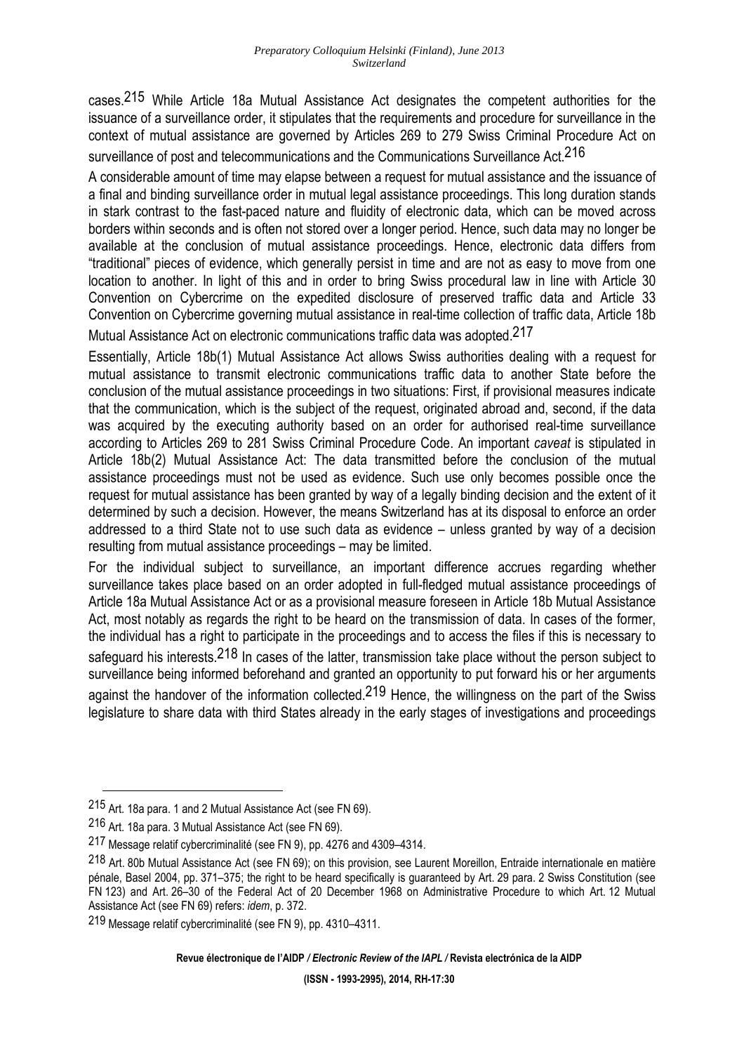cases.[215] While Article 18a Mutual Assistance Act designates the competent authorities for the issuance of a surveillance order, it stipulates that the requirements and procedure for surveillance in the context of mutual assistance are governed by Articles 269 to 279 Swiss Criminal Procedure Act on surveillance of post and telecommunications and the Communications Surveillance Act.[216]

A considerable amount of time may elapse between a request for mutual assistance and the issuance of a final and binding surveillance order in mutual legal assistance proceedings. This long duration stands in stark contrast to the fast-paced nature and fluidity of electronic data, which can be moved across borders within seconds and is often not stored over a longer period. Hence, such data may no longer be available at the conclusion of mutual assistance proceedings. Hence, electronic data differs from "traditional" pieces of evidence, which generally persist in time and are not as easy to move from one location to another. In light of this and in order to bring Swiss procedural law in line with Article 30 Convention on Cybercrime on the expedited disclosure of preserved traffic data and Article 33 Convention on Cybercrime governing mutual assistance in real-time collection of traffic data, Article 18b Mutual Assistance Act on electronic communications traffic data was adopted.[217]

Essentially, Article 18b(1) Mutual Assistance Act allows Swiss authorities dealing with a request for mutual assistance to transmit electronic communications traffic data to another State before the conclusion of the mutual assistance proceedings in two situations: First, if provisional measures indicate that the communication, which is the subject of the request, originated abroad and, second, if the data was acquired by the executing authority based on an order for authorised real-time surveillance according to Articles 269 to 281 Swiss Criminal Procedure Code. An important *caveat* is stipulated in Article 18b(2) Mutual Assistance Act: The data transmitted before the conclusion of the mutual assistance proceedings must not be used as evidence. Such use only becomes possible once the request for mutual assistance has been granted by way of a legally binding decision and the extent of it determined by such a decision. However, the means Switzerland has at its disposal to enforce an order addressed to a third State not to use such data as evidence – unless granted by way of a decision resulting from mutual assistance proceedings – may be limited.

For the individual subject to surveillance, an important difference accrues regarding whether surveillance takes place based on an order adopted in full-fledged mutual assistance proceedings of Article 18a Mutual Assistance Act or as a provisional measure foreseen in Article 18b Mutual Assistance Act, most notably as regards the right to be heard on the transmission of data. In cases of the former, the individual has a right to participate in the proceedings and to access the files if this is necessary to safeguard his interests.[218] In cases of the latter, transmission take place without the person subject to surveillance being informed beforehand and granted an opportunity to put forward his or her arguments against the handover of the information collected.[219] Hence, the willingness on the part of the Swiss legislature to share data with third States already in the early stages of investigations and proceedings

---

[215] Art. 18a para. 1 and 2 Mutual Assistance Act (see FN 69).

[216] Art. 18a para. 3 Mutual Assistance Act (see FN 69).

[217] Message relatif cybercriminalité (see FN 9), pp. 4276 and 4309–4314.

[218] Art. 80b Mutual Assistance Act (see FN 69); on this provision, see Laurent Moreillon, Entraide internationale en matière pénale, Basel 2004, pp. 371–375; the right to be heard specifically is guaranteed by Art. 29 para. 2 Swiss Constitution (see FN 123) and Art. 26–30 of the Federal Act of 20 December 1968 on Administrative Procedure to which Art. 12 Mutual Assistance Act (see FN 69) refers: *idem*, p. 372.

[219] Message relatif cybercriminalité (see FN 9), pp. 4310–4311.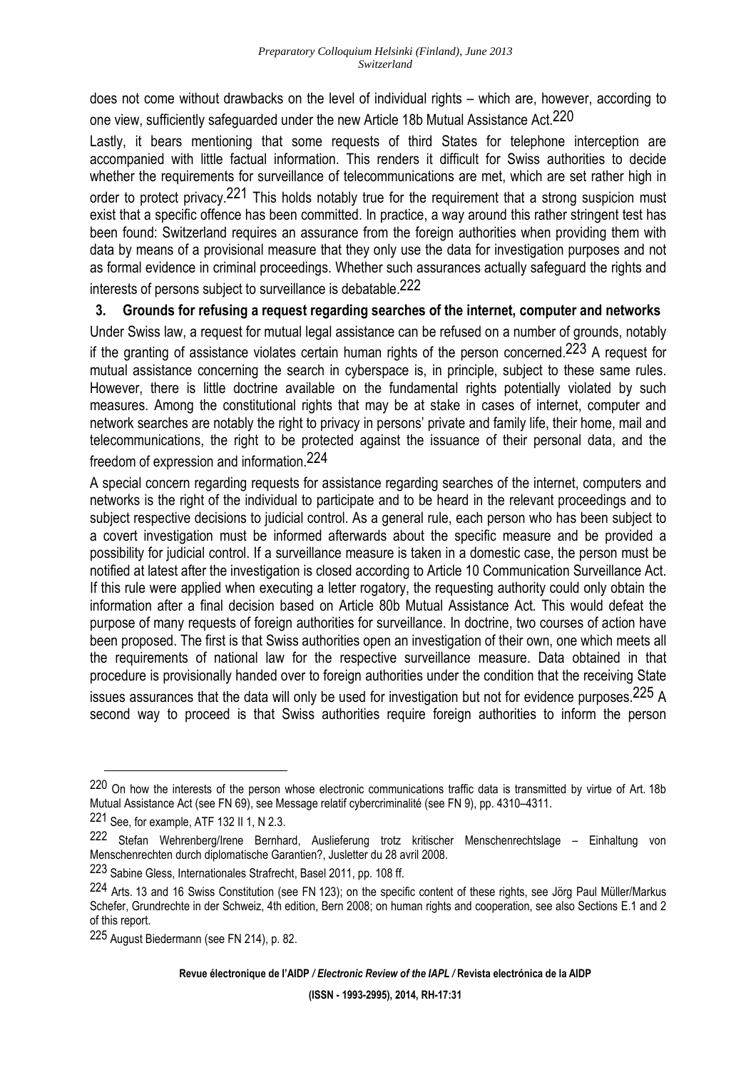does not come without drawbacks on the level of individual rights – which are, however, according to one view, sufficiently safeguarded under the new Article 18b Mutual Assistance Act.[220]

Lastly, it bears mentioning that some requests of third States for telephone interception are accompanied with little factual information. This renders it difficult for Swiss authorities to decide whether the requirements for surveillance of telecommunications are met, which are set rather high in order to protect privacy.[221] This holds notably true for the requirement that a strong suspicion must exist that a specific offence has been committed. In practice, a way around this rather stringent test has been found: Switzerland requires an assurance from the foreign authorities when providing them with data by means of a provisional measure that they only use the data for investigation purposes and not as formal evidence in criminal proceedings. Whether such assurances actually safeguard the rights and interests of persons subject to surveillance is debatable.[222]

### 3. Grounds for refusing a request regarding searches of the internet, computer and networks

Under Swiss law, a request for mutual legal assistance can be refused on a number of grounds, notably if the granting of assistance violates certain human rights of the person concerned.[223] A request for mutual assistance concerning the search in cyberspace is, in principle, subject to these same rules. However, there is little doctrine available on the fundamental rights potentially violated by such measures. Among the constitutional rights that may be at stake in cases of internet, computer and network searches are notably the right to privacy in persons' private and family life, their home, mail and telecommunications, the right to be protected against the issuance of their personal data, and the freedom of expression and information.[224]

A special concern regarding requests for assistance regarding searches of the internet, computers and networks is the right of the individual to participate and to be heard in the relevant proceedings and to subject respective decisions to judicial control. As a general rule, each person who has been subject to a covert investigation must be informed afterwards about the specific measure and be provided a possibility for judicial control. If a surveillance measure is taken in a domestic case, the person must be notified at latest after the investigation is closed according to Article 10 Communication Surveillance Act. If this rule were applied when executing a letter rogatory, the requesting authority could only obtain the information after a final decision based on Article 80b Mutual Assistance Act. This would defeat the purpose of many requests of foreign authorities for surveillance. In doctrine, two courses of action have been proposed. The first is that Swiss authorities open an investigation of their own, one which meets all the requirements of national law for the respective surveillance measure. Data obtained in that procedure is provisionally handed over to foreign authorities under the condition that the receiving State issues assurances that the data will only be used for investigation but not for evidence purposes.[225] A second way to proceed is that Swiss authorities require foreign authorities to inform the person

---

[220] On how the interests of the person whose electronic communications traffic data is transmitted by virtue of Art. 18b Mutual Assistance Act (see FN 69), see Message relatif cybercriminalité (see FN 9), pp. 4310–4311.

[221] See, for example, ATF 132 II 1, N 2.3.

[222] Stefan Wehrenberg/Irene Bernhard, Auslieferung trotz kritischer Menschenrechtslage – Einhaltung von Menschenrechten durch diplomatische Garantien?, Jusletter du 28 avril 2008.

[223] Sabine Gless, Internationales Strafrecht, Basel 2011, pp. 108 ff.

[224] Arts. 13 and 16 Swiss Constitution (see FN 123); on the specific content of these rights, see Jörg Paul Müller/Markus Schefer, Grundrechte in der Schweiz, 4th edition, Bern 2008; on human rights and cooperation, see also Sections E.1 and 2 of this report.

[225] August Biedermann (see FN 214), p. 82.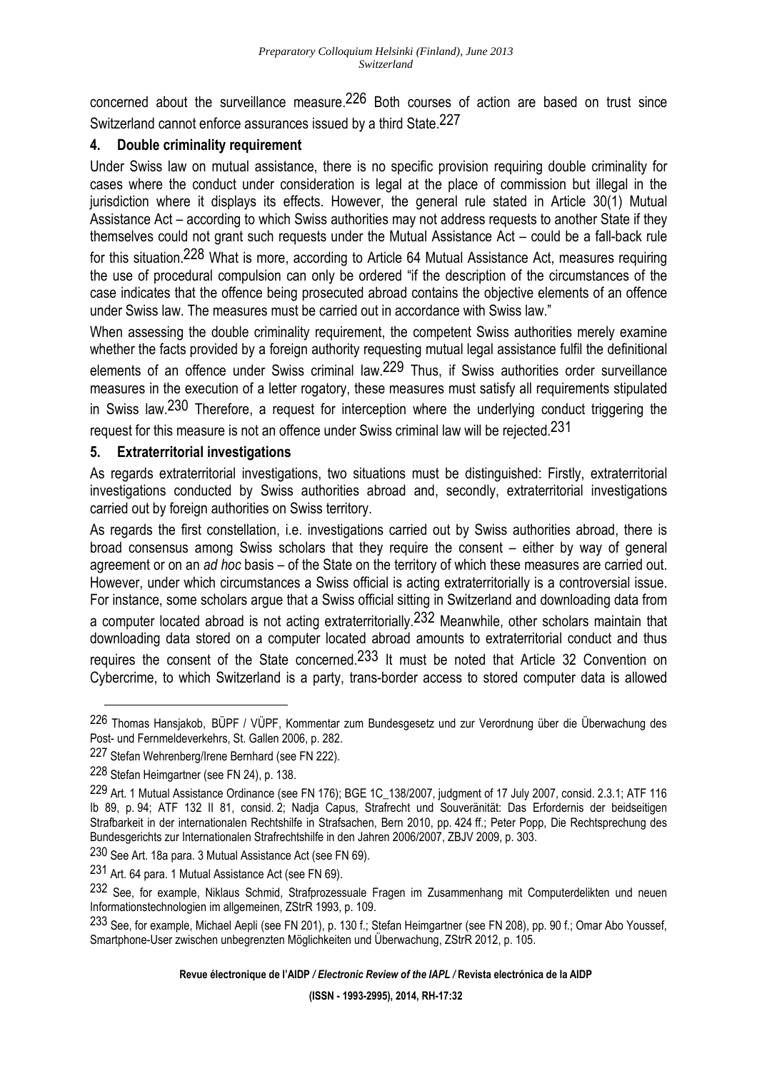concerned about the surveillance measure.[226] Both courses of action are based on trust since Switzerland cannot enforce assurances issued by a third State.[227]

## 4. Double criminality requirement

Under Swiss law on mutual assistance, there is no specific provision requiring double criminality for cases where the conduct under consideration is legal at the place of commission but illegal in the jurisdiction where it displays its effects. However, the general rule stated in Article 30(1) Mutual Assistance Act – according to which Swiss authorities may not address requests to another State if they themselves could not grant such requests under the Mutual Assistance Act – could be a fall-back rule for this situation.[228] What is more, according to Article 64 Mutual Assistance Act, measures requiring the use of procedural compulsion can only be ordered "if the description of the circumstances of the case indicates that the offence being prosecuted abroad contains the objective elements of an offence under Swiss law. The measures must be carried out in accordance with Swiss law."

When assessing the double criminality requirement, the competent Swiss authorities merely examine whether the facts provided by a foreign authority requesting mutual legal assistance fulfil the definitional elements of an offence under Swiss criminal law.[229] Thus, if Swiss authorities order surveillance measures in the execution of a letter rogatory, these measures must satisfy all requirements stipulated in Swiss law.[230] Therefore, a request for interception where the underlying conduct triggering the request for this measure is not an offence under Swiss criminal law will be rejected.[231]

## 5. Extraterritorial investigations

As regards extraterritorial investigations, two situations must be distinguished: Firstly, extraterritorial investigations conducted by Swiss authorities abroad and, secondly, extraterritorial investigations carried out by foreign authorities on Swiss territory.

As regards the first constellation, i.e. investigations carried out by Swiss authorities abroad, there is broad consensus among Swiss scholars that they require the consent – either by way of general agreement or on an *ad hoc* basis – of the State on the territory of which these measures are carried out. However, under which circumstances a Swiss official is acting extraterritorially is a controversial issue. For instance, some scholars argue that a Swiss official sitting in Switzerland and downloading data from a computer located abroad is not acting extraterritorially.[232] Meanwhile, other scholars maintain that downloading data stored on a computer located abroad amounts to extraterritorial conduct and thus requires the consent of the State concerned.[233] It must be noted that Article 32 Convention on Cybercrime, to which Switzerland is a party, trans-border access to stored computer data is allowed

---

[226] Thomas Hansjakob, BÜPF / VÜPF, Kommentar zum Bundesgesetz und zur Verordnung über die Überwachung des Post- und Fernmeldeverkehrs, St. Gallen 2006, p. 282.

[227] Stefan Wehrenberg/Irene Bernhard (see FN 222).

[228] Stefan Heimgartner (see FN 24), p. 138.

[229] Art. 1 Mutual Assistance Ordinance (see FN 176); BGE 1C_138/2007, judgment of 17 July 2007, consid. 2.3.1; ATF 116 Ib 89, p. 94; ATF 132 II 81, consid. 2; Nadja Capus, Strafrecht und Souveränität: Das Erfordernis der beidseitigen Strafbarkeit in der internationalen Rechtshilfe in Strafsachen, Bern 2010, pp. 424 ff.; Peter Popp, Die Rechtsprechung des Bundesgerichts zur Internationalen Strafrechtshilfe in den Jahren 2006/2007, ZBJV 2009, p. 303.

[230] See Art. 18a para. 3 Mutual Assistance Act (see FN 69).

[231] Art. 64 para. 1 Mutual Assistance Act (see FN 69).

[232] See, for example, Niklaus Schmid, Strafprozessuale Fragen im Zusammenhang mit Computerdelikten und neuen Informationstechnologien im allgemeinen, ZStrR 1993, p. 109.

[233] See, for example, Michael Aepli (see FN 201), p. 130 f.; Stefan Heimgartner (see FN 208), pp. 90 f.; Omar Abo Youssef, Smartphone-User zwischen unbegrenzten Möglichkeiten und Überwachung, ZStrR 2012, p. 105.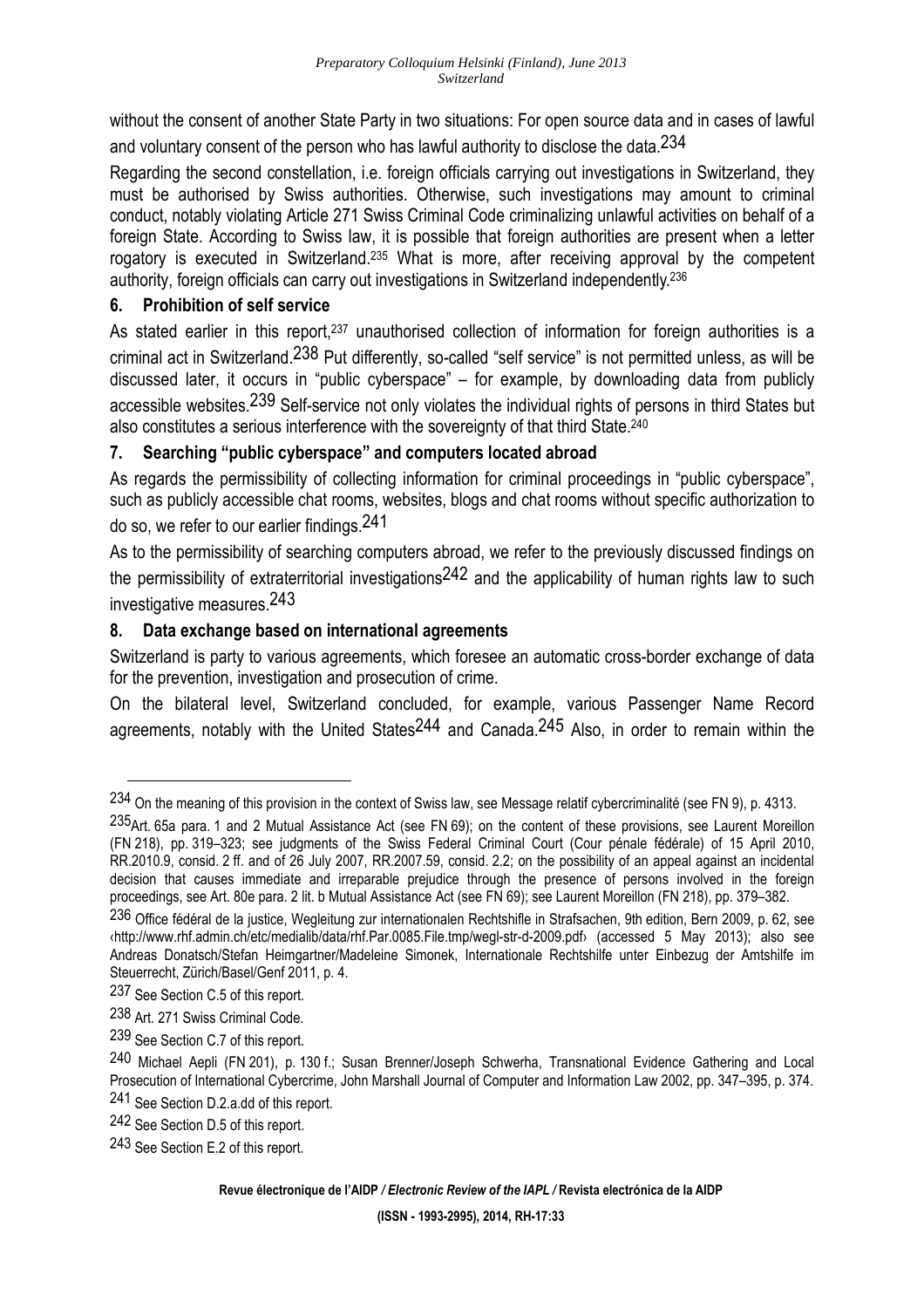without the consent of another State Party in two situations: For open source data and in cases of lawful and voluntary consent of the person who has lawful authority to disclose the data.[234]

Regarding the second constellation, i.e. foreign officials carrying out investigations in Switzerland, they must be authorised by Swiss authorities. Otherwise, such investigations may amount to criminal conduct, notably violating Article 271 Swiss Criminal Code criminalizing unlawful activities on behalf of a foreign State. According to Swiss law, it is possible that foreign authorities are present when a letter rogatory is executed in Switzerland.[235] What is more, after receiving approval by the competent authority, foreign officials can carry out investigations in Switzerland independently.[236]

### 6. Prohibition of self service

As stated earlier in this report,[237] unauthorised collection of information for foreign authorities is a criminal act in Switzerland.[238] Put differently, so-called "self service" is not permitted unless, as will be discussed later, it occurs in "public cyberspace" – for example, by downloading data from publicly accessible websites.[239] Self-service not only violates the individual rights of persons in third States but also constitutes a serious interference with the sovereignty of that third State.[240]

### 7. Searching "public cyberspace" and computers located abroad

As regards the permissibility of collecting information for criminal proceedings in "public cyberspace", such as publicly accessible chat rooms, websites, blogs and chat rooms without specific authorization to do so, we refer to our earlier findings.[241]

As to the permissibility of searching computers abroad, we refer to the previously discussed findings on the permissibility of extraterritorial investigations[242] and the applicability of human rights law to such investigative measures.[243]

### 8. Data exchange based on international agreements

Switzerland is party to various agreements, which foresee an automatic cross-border exchange of data for the prevention, investigation and prosecution of crime.

On the bilateral level, Switzerland concluded, for example, various Passenger Name Record agreements, notably with the United States[244] and Canada.[245] Also, in order to remain within the

---

[234] On the meaning of this provision in the context of Swiss law, see Message relatif cybercriminalité (see FN 9), p. 4313.

[235] Art. 65a para. 1 and 2 Mutual Assistance Act (see FN 69); on the content of these provisions, see Laurent Moreillon (FN 218), pp. 319–323; see judgments of the Swiss Federal Criminal Court (Cour pénale fédérale) of 15 April 2010, RR.2010.9, consid. 2 ff. and of 26 July 2007, RR.2007.59, consid. 2.2; on the possibility of an appeal against an incidental decision that causes immediate and irreparable prejudice through the presence of persons involved in the foreign proceedings, see Art. 80e para. 2 lit. b Mutual Assistance Act (see FN 69); see Laurent Moreillon (FN 218), pp. 379–382.

[236] Office fédéral de la justice, Wegleitung zur internationalen Rechtshifle in Strafsachen, 9th edition, Bern 2009, p. 62, see ‹http://www.rhf.admin.ch/etc/medialib/data/rhf.Par.0085.File.tmp/wegl-str-d-2009.pdf› (accessed 5 May 2013); also see Andreas Donatsch/Stefan Heimgartner/Madeleine Simonek, Internationale Rechtshilfe unter Einbezug der Amtshilfe im Steuerrecht, Zürich/Basel/Genf 2011, p. 4.

[237] See Section C.5 of this report.

[238] Art. 271 Swiss Criminal Code.

[239] See Section C.7 of this report.

[240] Michael Aepli (FN 201), p. 130 f.; Susan Brenner/Joseph Schwerha, Transnational Evidence Gathering and Local Prosecution of International Cybercrime, John Marshall Journal of Computer and Information Law 2002, pp. 347–395, p. 374.

[241] See Section D.2.a.dd of this report.

[242] See Section D.5 of this report.

[243] See Section E.2 of this report.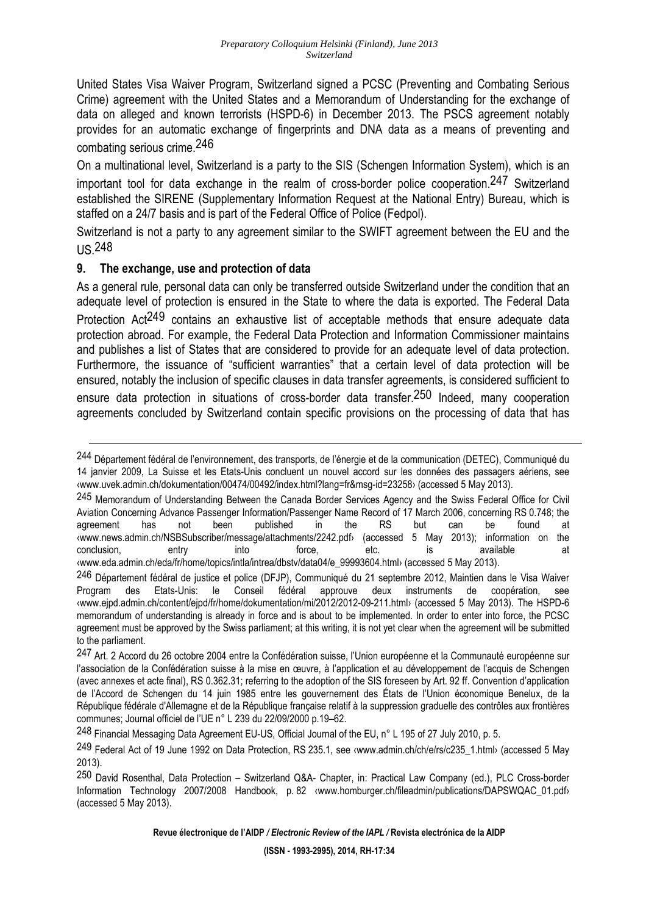United States Visa Waiver Program, Switzerland signed a PCSC (Preventing and Combating Serious Crime) agreement with the United States and a Memorandum of Understanding for the exchange of data on alleged and known terrorists (HSPD-6) in December 2013. The PSCS agreement notably provides for an automatic exchange of fingerprints and DNA data as a means of preventing and combating serious crime.[246]

On a multinational level, Switzerland is a party to the SIS (Schengen Information System), which is an important tool for data exchange in the realm of cross-border police cooperation.[247] Switzerland established the SIRENE (Supplementary Information Request at the National Entry) Bureau, which is staffed on a 24/7 basis and is part of the Federal Office of Police (Fedpol).

Switzerland is not a party to any agreement similar to the SWIFT agreement between the EU and the US.[248]

## 9. The exchange, use and protection of data

As a general rule, personal data can only be transferred outside Switzerland under the condition that an adequate level of protection is ensured in the State to where the data is exported. The Federal Data Protection Act[249] contains an exhaustive list of acceptable methods that ensure adequate data protection abroad. For example, the Federal Data Protection and Information Commissioner maintains and publishes a list of States that are considered to provide for an adequate level of data protection. Furthermore, the issuance of "sufficient warranties" that a certain level of data protection will be ensured, notably the inclusion of specific clauses in data transfer agreements, is considered sufficient to ensure data protection in situations of cross-border data transfer.[250] Indeed, many cooperation agreements concluded by Switzerland contain specific provisions on the processing of data that has

---

[244] Département fédéral de l'environnement, des transports, de l'énergie et de la communication (DETEC), Communiqué du 14 janvier 2009, La Suisse et les Etats-Unis concluent un nouvel accord sur les données des passagers aériens, see ‹www.uvek.admin.ch/dokumentation/00474/00492/index.html?lang=fr&msg-id=23258› (accessed 5 May 2013).

[245] Memorandum of Understanding Between the Canada Border Services Agency and the Swiss Federal Office for Civil Aviation Concerning Advance Passenger Information/Passenger Name Record of 17 March 2006, concerning RS 0.748; the agreement has not been published in the RS but can be found at ‹www.news.admin.ch/NSBSubscriber/message/attachments/2242.pdf› (accessed 5 May 2013); information on the conclusion, entry into force, etc. is available at ‹www.eda.admin.ch/eda/fr/home/topics/intla/intrea/dbstv/data04/e_99993604.html› (accessed 5 May 2013).

[246] Département fédéral de justice et police (DFJP), Communiqué du 21 septembre 2012, Maintien dans le Visa Waiver Program des Etats-Unis: le Conseil fédéral approuve deux instruments de coopération, see ‹www.ejpd.admin.ch/content/ejpd/fr/home/dokumentation/mi/2012/2012-09-211.html› (accessed 5 May 2013). The HSPD-6 memorandum of understanding is already in force and is about to be implemented. In order to enter into force, the PCSC agreement must be approved by the Swiss parliament; at this writing, it is not yet clear when the agreement will be submitted to the parliament.

[247] Art. 2 Accord du 26 octobre 2004 entre la Confédération suisse, l'Union européenne et la Communauté européenne sur l'association de la Confédération suisse à la mise en œuvre, à l'application et au développement de l'acquis de Schengen (avec annexes et acte final), RS 0.362.31; referring to the adoption of the SIS foreseen by Art. 92 ff. Convention d'application de l'Accord de Schengen du 14 juin 1985 entre les gouvernement des États de l'Union économique Benelux, de la République fédérale d'Allemagne et de la République française relatif à la suppression graduelle des contrôles aux frontières communes; Journal officiel de l'UE n° L 239 du 22/09/2000 p.19–62.

[248] Financial Messaging Data Agreement EU-US, Official Journal of the EU, n° L 195 of 27 July 2010, p. 5.

[249] Federal Act of 19 June 1992 on Data Protection, RS 235.1, see ‹www.admin.ch/ch/e/rs/c235_1.html› (accessed 5 May 2013).

[250] David Rosenthal, Data Protection – Switzerland Q&A- Chapter, in: Practical Law Company (ed.), PLC Cross-border Information Technology 2007/2008 Handbook, p. 82 ‹www.homburger.ch/fileadmin/publications/DAPSWQAC_01.pdf› (accessed 5 May 2013).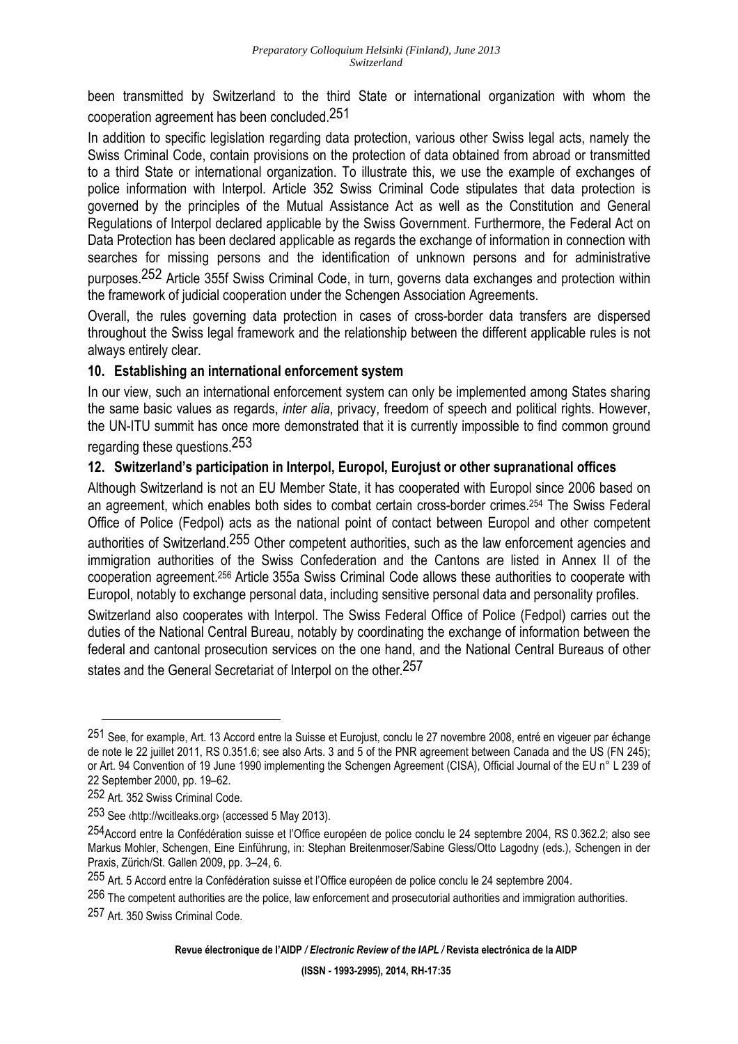been transmitted by Switzerland to the third State or international organization with whom the cooperation agreement has been concluded.[251]

In addition to specific legislation regarding data protection, various other Swiss legal acts, namely the Swiss Criminal Code, contain provisions on the protection of data obtained from abroad or transmitted to a third State or international organization. To illustrate this, we use the example of exchanges of police information with Interpol. Article 352 Swiss Criminal Code stipulates that data protection is governed by the principles of the Mutual Assistance Act as well as the Constitution and General Regulations of Interpol declared applicable by the Swiss Government. Furthermore, the Federal Act on Data Protection has been declared applicable as regards the exchange of information in connection with searches for missing persons and the identification of unknown persons and for administrative purposes.[252] Article 355f Swiss Criminal Code, in turn, governs data exchanges and protection within the framework of judicial cooperation under the Schengen Association Agreements.

Overall, the rules governing data protection in cases of cross-border data transfers are dispersed throughout the Swiss legal framework and the relationship between the different applicable rules is not always entirely clear.

### 10. Establishing an international enforcement system

In our view, such an international enforcement system can only be implemented among States sharing the same basic values as regards, *inter alia*, privacy, freedom of speech and political rights. However, the UN-ITU summit has once more demonstrated that it is currently impossible to find common ground regarding these questions.[253]

### 12. Switzerland's participation in Interpol, Europol, Eurojust or other supranational offices

Although Switzerland is not an EU Member State, it has cooperated with Europol since 2006 based on an agreement, which enables both sides to combat certain cross-border crimes.[254] The Swiss Federal Office of Police (Fedpol) acts as the national point of contact between Europol and other competent authorities of Switzerland.[255] Other competent authorities, such as the law enforcement agencies and immigration authorities of the Swiss Confederation and the Cantons are listed in Annex II of the cooperation agreement.[256] Article 355a Swiss Criminal Code allows these authorities to cooperate with Europol, notably to exchange personal data, including sensitive personal data and personality profiles.

Switzerland also cooperates with Interpol. The Swiss Federal Office of Police (Fedpol) carries out the duties of the National Central Bureau, notably by coordinating the exchange of information between the federal and cantonal prosecution services on the one hand, and the National Central Bureaus of other states and the General Secretariat of Interpol on the other.[257]

---

[251] See, for example, Art. 13 Accord entre la Suisse et Eurojust, conclu le 27 novembre 2008, entré en vigeuer par échange de note le 22 juillet 2011, RS 0.351.6; see also Arts. 3 and 5 of the PNR agreement between Canada and the US (FN 245); or Art. 94 Convention of 19 June 1990 implementing the Schengen Agreement (CISA), Official Journal of the EU n° L 239 of 22 September 2000, pp. 19–62.

[252] Art. 352 Swiss Criminal Code.

[253] See ‹http://wcitleaks.org› (accessed 5 May 2013).

[254] Accord entre la Confédération suisse et l'Office européen de police conclu le 24 septembre 2004, RS 0.362.2; also see Markus Mohler, Schengen, Eine Einführung, in: Stephan Breitenmoser/Sabine Gless/Otto Lagodny (eds.), Schengen in der Praxis, Zürich/St. Gallen 2009, pp. 3–24, 6.

[255] Art. 5 Accord entre la Confédération suisse et l'Office européen de police conclu le 24 septembre 2004.

[256] The competent authorities are the police, law enforcement and prosecutorial authorities and immigration authorities.

[257] Art. 350 Swiss Criminal Code.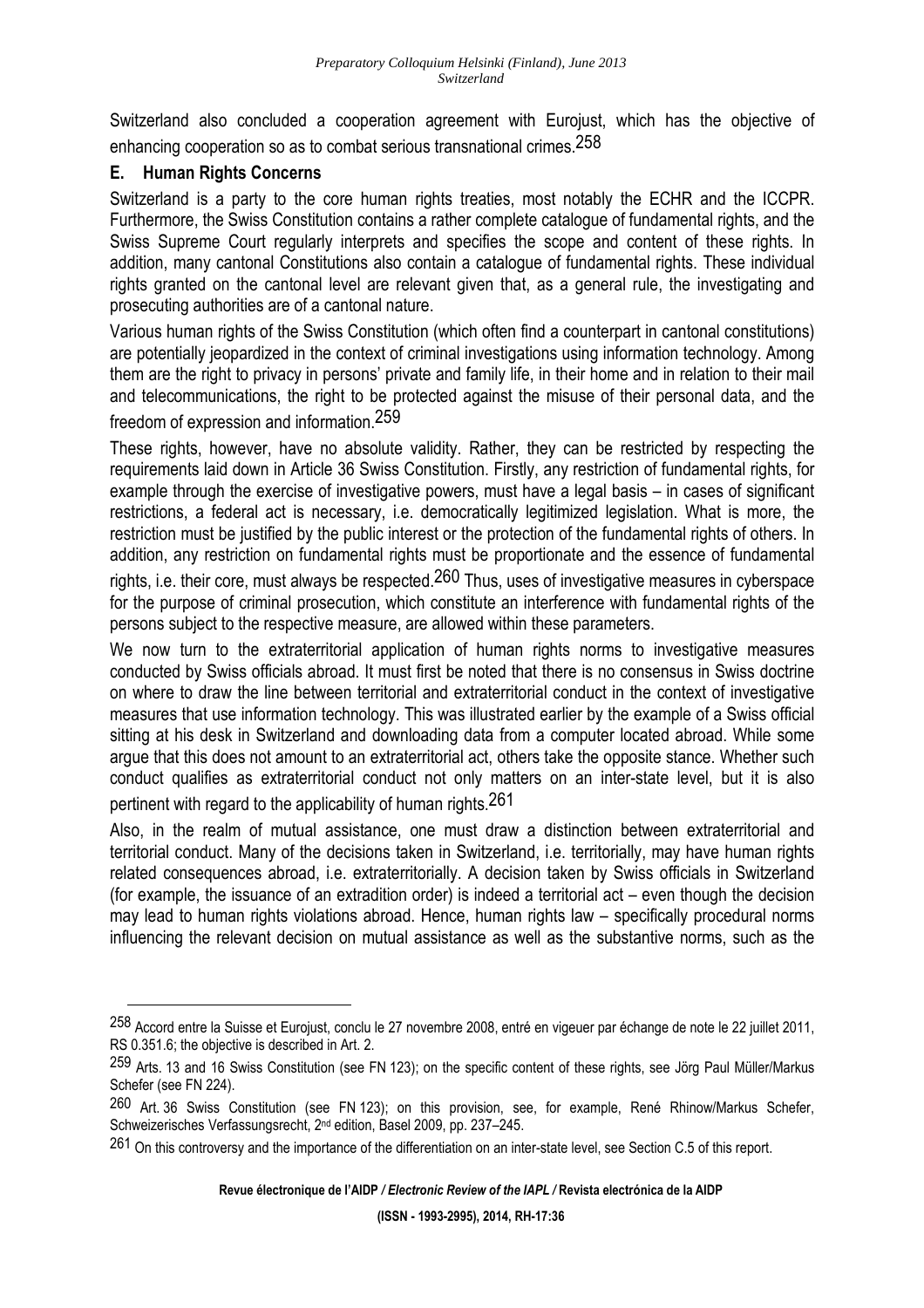Switzerland also concluded a cooperation agreement with Eurojust, which has the objective of enhancing cooperation so as to combat serious transnational crimes.[258]

## E. Human Rights Concerns

Switzerland is a party to the core human rights treaties, most notably the ECHR and the ICCPR. Furthermore, the Swiss Constitution contains a rather complete catalogue of fundamental rights, and the Swiss Supreme Court regularly interprets and specifies the scope and content of these rights. In addition, many cantonal Constitutions also contain a catalogue of fundamental rights. These individual rights granted on the cantonal level are relevant given that, as a general rule, the investigating and prosecuting authorities are of a cantonal nature.

Various human rights of the Swiss Constitution (which often find a counterpart in cantonal constitutions) are potentially jeopardized in the context of criminal investigations using information technology. Among them are the right to privacy in persons' private and family life, in their home and in relation to their mail and telecommunications, the right to be protected against the misuse of their personal data, and the freedom of expression and information.[259]

These rights, however, have no absolute validity. Rather, they can be restricted by respecting the requirements laid down in Article 36 Swiss Constitution. Firstly, any restriction of fundamental rights, for example through the exercise of investigative powers, must have a legal basis – in cases of significant restrictions, a federal act is necessary, i.e. democratically legitimized legislation. What is more, the restriction must be justified by the public interest or the protection of the fundamental rights of others. In addition, any restriction on fundamental rights must be proportionate and the essence of fundamental rights, i.e. their core, must always be respected.[260] Thus, uses of investigative measures in cyberspace for the purpose of criminal prosecution, which constitute an interference with fundamental rights of the persons subject to the respective measure, are allowed within these parameters.

We now turn to the extraterritorial application of human rights norms to investigative measures conducted by Swiss officials abroad. It must first be noted that there is no consensus in Swiss doctrine on where to draw the line between territorial and extraterritorial conduct in the context of investigative measures that use information technology. This was illustrated earlier by the example of a Swiss official sitting at his desk in Switzerland and downloading data from a computer located abroad. While some argue that this does not amount to an extraterritorial act, others take the opposite stance. Whether such conduct qualifies as extraterritorial conduct not only matters on an inter-state level, but it is also pertinent with regard to the applicability of human rights.[261]

Also, in the realm of mutual assistance, one must draw a distinction between extraterritorial and territorial conduct. Many of the decisions taken in Switzerland, i.e. territorially, may have human rights related consequences abroad, i.e. extraterritorially. A decision taken by Swiss officials in Switzerland (for example, the issuance of an extradition order) is indeed a territorial act – even though the decision may lead to human rights violations abroad. Hence, human rights law – specifically procedural norms influencing the relevant decision on mutual assistance as well as the substantive norms, such as the

---

[258] Accord entre la Suisse et Eurojust, conclu le 27 novembre 2008, entré en vigeuer par échange de note le 22 juillet 2011, RS 0.351.6; the objective is described in Art. 2.

[259] Arts. 13 and 16 Swiss Constitution (see FN 123); on the specific content of these rights, see Jörg Paul Müller/Markus Schefer (see FN 224).

[260] Art. 36 Swiss Constitution (see FN 123); on this provision, see, for example, René Rhinow/Markus Schefer, Schweizerisches Verfassungsrecht, 2nd edition, Basel 2009, pp. 237–245.

[261] On this controversy and the importance of the differentiation on an inter-state level, see Section C.5 of this report.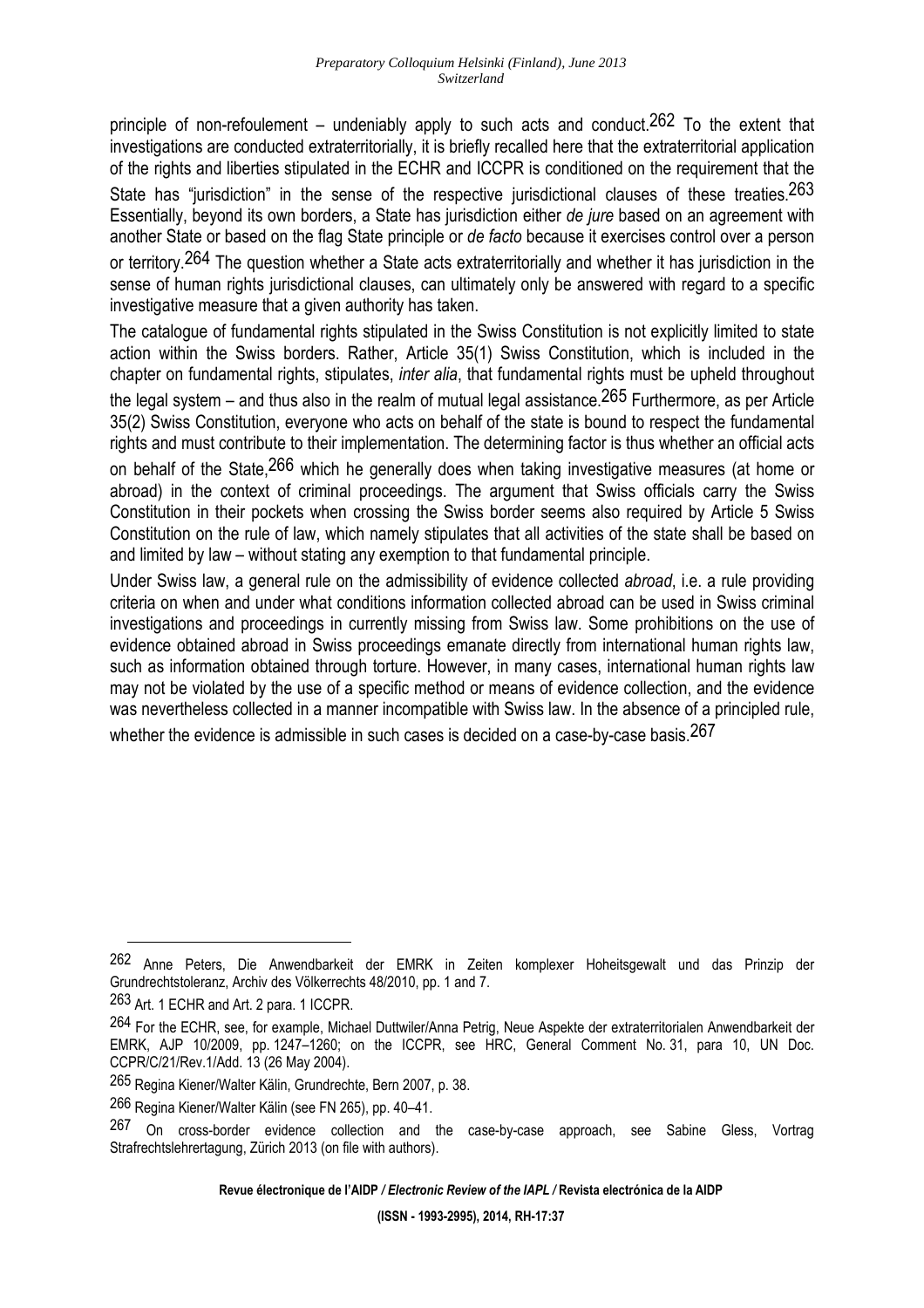principle of non-refoulement – undeniably apply to such acts and conduct.[262] To the extent that investigations are conducted extraterritorially, it is briefly recalled here that the extraterritorial application of the rights and liberties stipulated in the ECHR and ICCPR is conditioned on the requirement that the State has "jurisdiction" in the sense of the respective jurisdictional clauses of these treaties.[263] Essentially, beyond its own borders, a State has jurisdiction either *de jure* based on an agreement with another State or based on the flag State principle or *de facto* because it exercises control over a person or territory.[264] The question whether a State acts extraterritorially and whether it has jurisdiction in the sense of human rights jurisdictional clauses, can ultimately only be answered with regard to a specific investigative measure that a given authority has taken.

The catalogue of fundamental rights stipulated in the Swiss Constitution is not explicitly limited to state action within the Swiss borders. Rather, Article 35(1) Swiss Constitution, which is included in the chapter on fundamental rights, stipulates, *inter alia*, that fundamental rights must be upheld throughout the legal system – and thus also in the realm of mutual legal assistance.[265] Furthermore, as per Article 35(2) Swiss Constitution, everyone who acts on behalf of the state is bound to respect the fundamental rights and must contribute to their implementation. The determining factor is thus whether an official acts on behalf of the State,[266] which he generally does when taking investigative measures (at home or abroad) in the context of criminal proceedings. The argument that Swiss officials carry the Swiss Constitution in their pockets when crossing the Swiss border seems also required by Article 5 Swiss Constitution on the rule of law, which namely stipulates that all activities of the state shall be based on and limited by law – without stating any exemption to that fundamental principle.

Under Swiss law, a general rule on the admissibility of evidence collected *abroad*, i.e. a rule providing criteria on when and under what conditions information collected abroad can be used in Swiss criminal investigations and proceedings in currently missing from Swiss law. Some prohibitions on the use of evidence obtained abroad in Swiss proceedings emanate directly from international human rights law, such as information obtained through torture. However, in many cases, international human rights law may not be violated by the use of a specific method or means of evidence collection, and the evidence was nevertheless collected in a manner incompatible with Swiss law. In the absence of a principled rule, whether the evidence is admissible in such cases is decided on a case-by-case basis.[267]

---

[262] Anne Peters, Die Anwendbarkeit der EMRK in Zeiten komplexer Hoheitsgewalt und das Prinzip der Grundrechtstoleranz, Archiv des Völkerrechts 48/2010, pp. 1 and 7.

[263] Art. 1 ECHR and Art. 2 para. 1 ICCPR.

[264] For the ECHR, see, for example, Michael Duttwiler/Anna Petrig, Neue Aspekte der extraterritorialen Anwendbarkeit der EMRK, AJP 10/2009, pp. 1247–1260; on the ICCPR, see HRC, General Comment No. 31, para 10, UN Doc. CCPR/C/21/Rev.1/Add. 13 (26 May 2004).

[265] Regina Kiener/Walter Kälin, Grundrechte, Bern 2007, p. 38.

[266] Regina Kiener/Walter Kälin (see FN 265), pp. 40–41.

[267] On cross-border evidence collection and the case-by-case approach, see Sabine Gless, Vortrag Strafrechtslehrertagung, Zürich 2013 (on file with authors).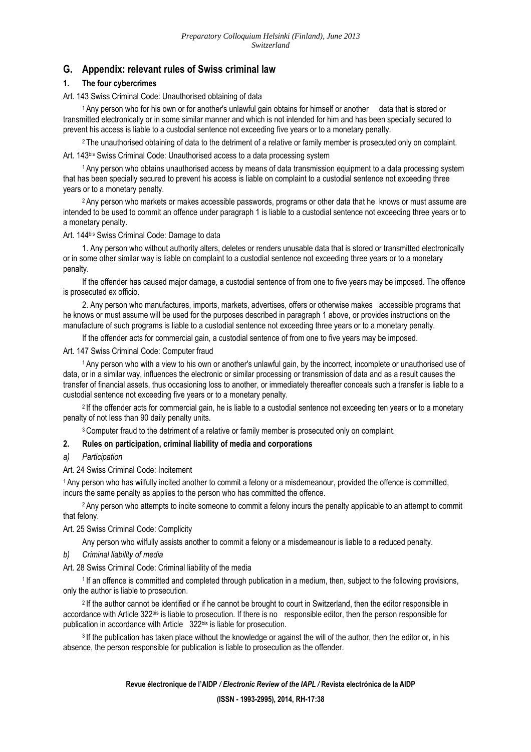## G. Appendix: relevant rules of Swiss criminal law

### 1. The four cybercrimes

Art. 143 Swiss Criminal Code: Unauthorised obtaining of data

1 Any person who for his own or for another's unlawful gain obtains for himself or another data that is stored or transmitted electronically or in some similar manner and which is not intended for him and has been specially secured to prevent his access is liable to a custodial sentence not exceeding five years or to a monetary penalty.

2 The unauthorised obtaining of data to the detriment of a relative or family member is prosecuted only on complaint.

Art. 143bis Swiss Criminal Code: Unauthorised access to a data processing system

1 Any person who obtains unauthorised access by means of data transmission equipment to a data processing system that has been specially secured to prevent his access is liable on complaint to a custodial sentence not exceeding three years or to a monetary penalty.

2 Any person who markets or makes accessible passwords, programs or other data that he knows or must assume are intended to be used to commit an offence under paragraph 1 is liable to a custodial sentence not exceeding three years or to a monetary penalty.

Art. 144bis Swiss Criminal Code: Damage to data

1. Any person who without authority alters, deletes or renders unusable data that is stored or transmitted electronically or in some other similar way is liable on complaint to a custodial sentence not exceeding three years or to a monetary penalty.

If the offender has caused major damage, a custodial sentence of from one to five years may be imposed. The offence is prosecuted ex officio.

2. Any person who manufactures, imports, markets, advertises, offers or otherwise makes accessible programs that he knows or must assume will be used for the purposes described in paragraph 1 above, or provides instructions on the manufacture of such programs is liable to a custodial sentence not exceeding three years or to a monetary penalty.

If the offender acts for commercial gain, a custodial sentence of from one to five years may be imposed.

Art. 147 Swiss Criminal Code: Computer fraud

1 Any person who with a view to his own or another's unlawful gain, by the incorrect, incomplete or unauthorised use of data, or in a similar way, influences the electronic or similar processing or transmission of data and as a result causes the transfer of financial assets, thus occasioning loss to another, or immediately thereafter conceals such a transfer is liable to a custodial sentence not exceeding five years or to a monetary penalty.

2 If the offender acts for commercial gain, he is liable to a custodial sentence not exceeding ten years or to a monetary penalty of not less than 90 daily penalty units.

3 Computer fraud to the detriment of a relative or family member is prosecuted only on complaint.

### 2. Rules on participation, criminal liability of media and corporations

*a) Participation*

Art. 24 Swiss Criminal Code: Incitement

1 Any person who has wilfully incited another to commit a felony or a misdemeanour, provided the offence is committed, incurs the same penalty as applies to the person who has committed the offence.

2 Any person who attempts to incite someone to commit a felony incurs the penalty applicable to an attempt to commit that felony.

Art. 25 Swiss Criminal Code: Complicity

Any person who wilfully assists another to commit a felony or a misdemeanour is liable to a reduced penalty.

*b) Criminal liability of media*

Art. 28 Swiss Criminal Code: Criminal liability of the media

1 If an offence is committed and completed through publication in a medium, then, subject to the following provisions, only the author is liable to prosecution.

2 If the author cannot be identified or if he cannot be brought to court in Switzerland, then the editor responsible in accordance with Article 322bis is liable to prosecution. If there is no responsible editor, then the person responsible for publication in accordance with Article 322bis is liable for prosecution.

3 If the publication has taken place without the knowledge or against the will of the author, then the editor or, in his absence, the person responsible for publication is liable to prosecution as the offender.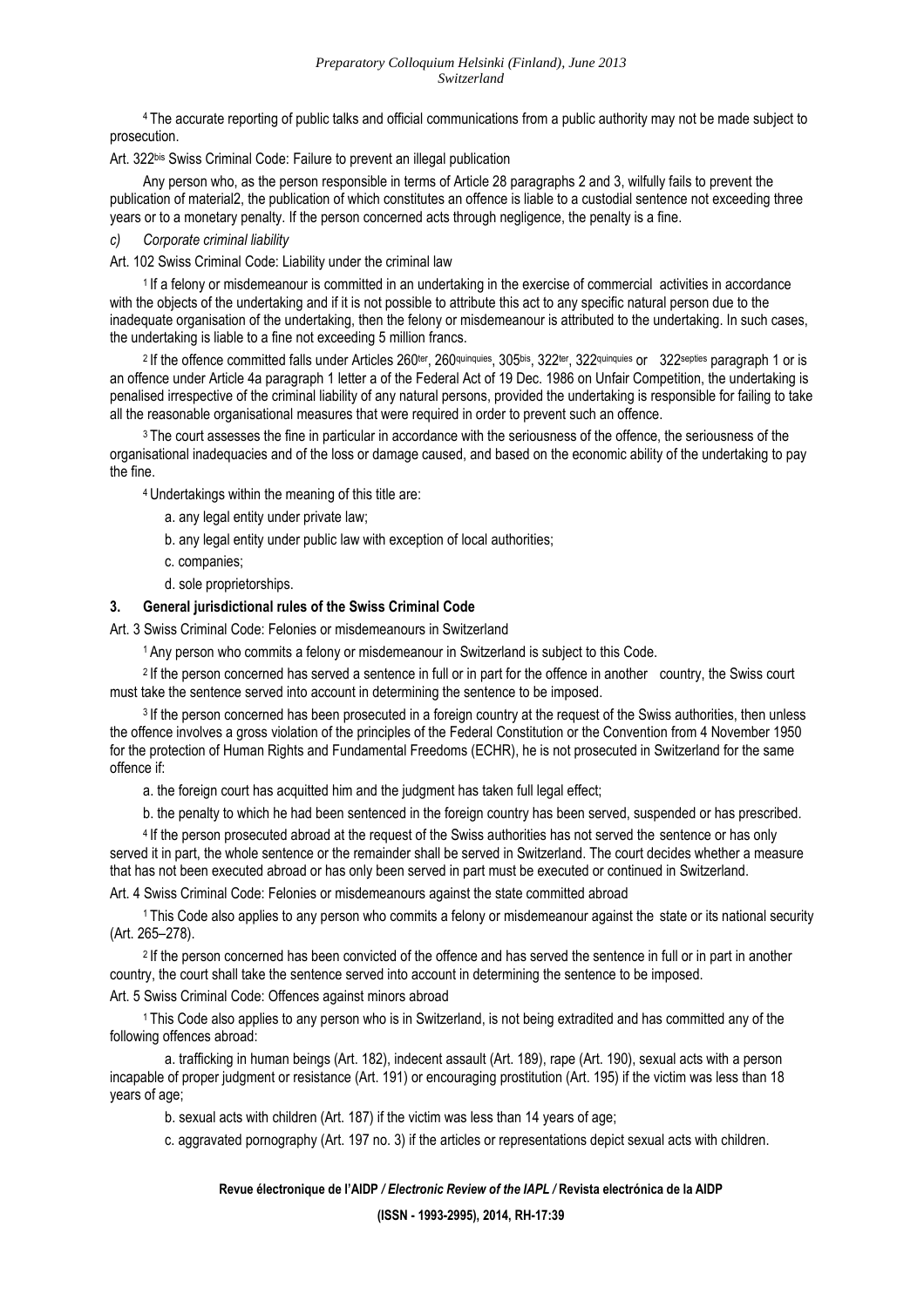[4] The accurate reporting of public talks and official communications from a public authority may not be made subject to prosecution.

Art. 322[bis] Swiss Criminal Code: Failure to prevent an illegal publication

Any person who, as the person responsible in terms of Article 28 paragraphs 2 and 3, wilfully fails to prevent the publication of material2, the publication of which constitutes an offence is liable to a custodial sentence not exceeding three years or to a monetary penalty. If the person concerned acts through negligence, the penalty is a fine.

*c) Corporate criminal liability*

Art. 102 Swiss Criminal Code: Liability under the criminal law

[1] If a felony or misdemeanour is committed in an undertaking in the exercise of commercial activities in accordance with the objects of the undertaking and if it is not possible to attribute this act to any specific natural person due to the inadequate organisation of the undertaking, then the felony or misdemeanour is attributed to the undertaking. In such cases, the undertaking is liable to a fine not exceeding 5 million francs.

[2] If the offence committed falls under Articles 260[ter], 260[quinquies], 305[bis], 322[ter], 322[quinquies] or 322[septies] paragraph 1 or is an offence under Article 4a paragraph 1 letter a of the Federal Act of 19 Dec. 1986 on Unfair Competition, the undertaking is penalised irrespective of the criminal liability of any natural persons, provided the undertaking is responsible for failing to take all the reasonable organisational measures that were required in order to prevent such an offence.

[3] The court assesses the fine in particular in accordance with the seriousness of the offence, the seriousness of the organisational inadequacies and of the loss or damage caused, and based on the economic ability of the undertaking to pay the fine.

[4] Undertakings within the meaning of this title are:

a. any legal entity under private law;

b. any legal entity under public law with exception of local authorities;

c. companies;

d. sole proprietorships.

### 3. General jurisdictional rules of the Swiss Criminal Code

Art. 3 Swiss Criminal Code: Felonies or misdemeanours in Switzerland

[1] Any person who commits a felony or misdemeanour in Switzerland is subject to this Code.

[2] If the person concerned has served a sentence in full or in part for the offence in another country, the Swiss court must take the sentence served into account in determining the sentence to be imposed.

[3] If the person concerned has been prosecuted in a foreign country at the request of the Swiss authorities, then unless the offence involves a gross violation of the principles of the Federal Constitution or the Convention from 4 November 1950 for the protection of Human Rights and Fundamental Freedoms (ECHR), he is not prosecuted in Switzerland for the same offence if:

a. the foreign court has acquitted him and the judgment has taken full legal effect;

b. the penalty to which he had been sentenced in the foreign country has been served, suspended or has prescribed.

[4] If the person prosecuted abroad at the request of the Swiss authorities has not served the sentence or has only served it in part, the whole sentence or the remainder shall be served in Switzerland. The court decides whether a measure that has not been executed abroad or has only been served in part must be executed or continued in Switzerland.

Art. 4 Swiss Criminal Code: Felonies or misdemeanours against the state committed abroad

[1] This Code also applies to any person who commits a felony or misdemeanour against the state or its national security (Art. 265–278).

[2] If the person concerned has been convicted of the offence and has served the sentence in full or in part in another country, the court shall take the sentence served into account in determining the sentence to be imposed.

Art. 5 Swiss Criminal Code: Offences against minors abroad

[1] This Code also applies to any person who is in Switzerland, is not being extradited and has committed any of the following offences abroad:

a. trafficking in human beings (Art. 182), indecent assault (Art. 189), rape (Art. 190), sexual acts with a person incapable of proper judgment or resistance (Art. 191) or encouraging prostitution (Art. 195) if the victim was less than 18 years of age;

b. sexual acts with children (Art. 187) if the victim was less than 14 years of age;

c. aggravated pornography (Art. 197 no. 3) if the articles or representations depict sexual acts with children.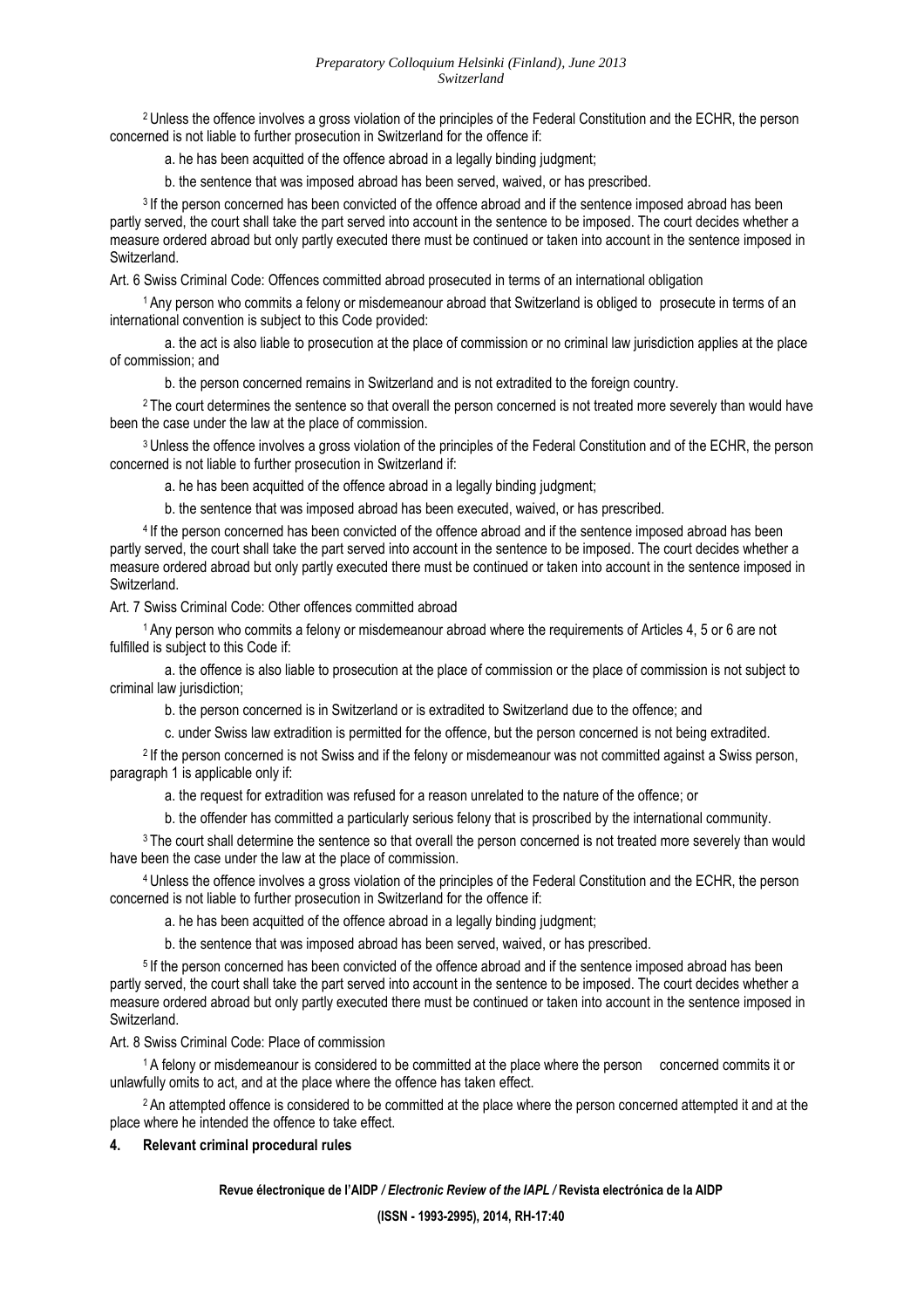[2] Unless the offence involves a gross violation of the principles of the Federal Constitution and the ECHR, the person concerned is not liable to further prosecution in Switzerland for the offence if:

a. he has been acquitted of the offence abroad in a legally binding judgment;

b. the sentence that was imposed abroad has been served, waived, or has prescribed.

[3] If the person concerned has been convicted of the offence abroad and if the sentence imposed abroad has been partly served, the court shall take the part served into account in the sentence to be imposed. The court decides whether a measure ordered abroad but only partly executed there must be continued or taken into account in the sentence imposed in Switzerland.

Art. 6 Swiss Criminal Code: Offences committed abroad prosecuted in terms of an international obligation

[1] Any person who commits a felony or misdemeanour abroad that Switzerland is obliged to prosecute in terms of an international convention is subject to this Code provided:

a. the act is also liable to prosecution at the place of commission or no criminal law jurisdiction applies at the place of commission; and

b. the person concerned remains in Switzerland and is not extradited to the foreign country.

[2] The court determines the sentence so that overall the person concerned is not treated more severely than would have been the case under the law at the place of commission.

[3] Unless the offence involves a gross violation of the principles of the Federal Constitution and of the ECHR, the person concerned is not liable to further prosecution in Switzerland if:

a. he has been acquitted of the offence abroad in a legally binding judgment;

b. the sentence that was imposed abroad has been executed, waived, or has prescribed.

[4] If the person concerned has been convicted of the offence abroad and if the sentence imposed abroad has been partly served, the court shall take the part served into account in the sentence to be imposed. The court decides whether a measure ordered abroad but only partly executed there must be continued or taken into account in the sentence imposed in Switzerland.

Art. 7 Swiss Criminal Code: Other offences committed abroad

[1] Any person who commits a felony or misdemeanour abroad where the requirements of Articles 4, 5 or 6 are not fulfilled is subject to this Code if:

a. the offence is also liable to prosecution at the place of commission or the place of commission is not subject to criminal law jurisdiction;

b. the person concerned is in Switzerland or is extradited to Switzerland due to the offence; and

c. under Swiss law extradition is permitted for the offence, but the person concerned is not being extradited.

[2] If the person concerned is not Swiss and if the felony or misdemeanour was not committed against a Swiss person, paragraph 1 is applicable only if:

a. the request for extradition was refused for a reason unrelated to the nature of the offence; or

b. the offender has committed a particularly serious felony that is proscribed by the international community.

[3] The court shall determine the sentence so that overall the person concerned is not treated more severely than would have been the case under the law at the place of commission.

[4] Unless the offence involves a gross violation of the principles of the Federal Constitution and the ECHR, the person concerned is not liable to further prosecution in Switzerland for the offence if:

a. he has been acquitted of the offence abroad in a legally binding judgment;

b. the sentence that was imposed abroad has been served, waived, or has prescribed.

[5] If the person concerned has been convicted of the offence abroad and if the sentence imposed abroad has been partly served, the court shall take the part served into account in the sentence to be imposed. The court decides whether a measure ordered abroad but only partly executed there must be continued or taken into account in the sentence imposed in Switzerland.

Art. 8 Swiss Criminal Code: Place of commission

[1] A felony or misdemeanour is considered to be committed at the place where the person concerned commits it or unlawfully omits to act, and at the place where the offence has taken effect.

[2] An attempted offence is considered to be committed at the place where the person concerned attempted it and at the place where he intended the offence to take effect.

## 4. Relevant criminal procedural rules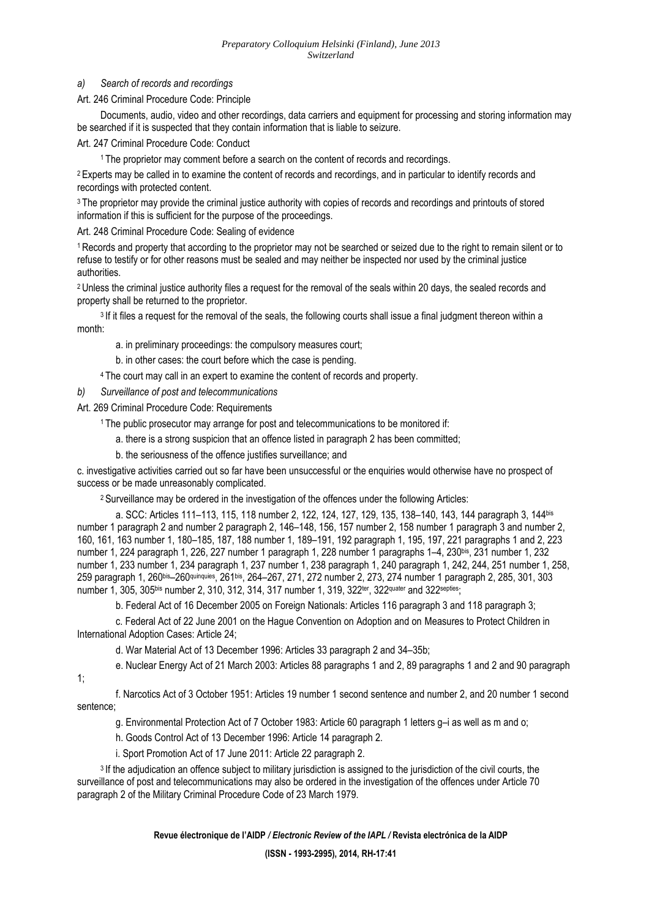*a) Search of records and recordings*

Art. 246 Criminal Procedure Code: Principle

Documents, audio, video and other recordings, data carriers and equipment for processing and storing information may be searched if it is suspected that they contain information that is liable to seizure.

Art. 247 Criminal Procedure Code: Conduct

[1] The proprietor may comment before a search on the content of records and recordings.

[2] Experts may be called in to examine the content of records and recordings, and in particular to identify records and recordings with protected content.

[3] The proprietor may provide the criminal justice authority with copies of records and recordings and printouts of stored information if this is sufficient for the purpose of the proceedings.

Art. 248 Criminal Procedure Code: Sealing of evidence

[1] Records and property that according to the proprietor may not be searched or seized due to the right to remain silent or to refuse to testify or for other reasons must be sealed and may neither be inspected nor used by the criminal justice authorities.

[2] Unless the criminal justice authority files a request for the removal of the seals within 20 days, the sealed records and property shall be returned to the proprietor.

[3] If it files a request for the removal of the seals, the following courts shall issue a final judgment thereon within a month:

a. in preliminary proceedings: the compulsory measures court;

b. in other cases: the court before which the case is pending.

[4] The court may call in an expert to examine the content of records and property.

*b) Surveillance of post and telecommunications*

Art. 269 Criminal Procedure Code: Requirements

[1] The public prosecutor may arrange for post and telecommunications to be monitored if:

a. there is a strong suspicion that an offence listed in paragraph 2 has been committed;

b. the seriousness of the offence justifies surveillance; and

c. investigative activities carried out so far have been unsuccessful or the enquiries would otherwise have no prospect of success or be made unreasonably complicated.

[2] Surveillance may be ordered in the investigation of the offences under the following Articles:

a. SCC: Articles 111–113, 115, 118 number 2, 122, 124, 127, 129, 135, 138–140, 143, 144 paragraph 3, 144bis number 1 paragraph 2 and number 2 paragraph 2, 146–148, 156, 157 number 2, 158 number 1 paragraph 3 and number 2, 160, 161, 163 number 1, 180–185, 187, 188 number 1, 189–191, 192 paragraph 1, 195, 197, 221 paragraphs 1 and 2, 223 number 1, 224 paragraph 1, 226, 227 number 1 paragraph 1, 228 number 1 paragraphs 1–4, 230bis, 231 number 1, 232 number 1, 233 number 1, 234 paragraph 1, 237 number 1, 238 paragraph 1, 240 paragraph 1, 242, 244, 251 number 1, 258, 259 paragraph 1, 260bis–260quinquies, 261bis, 264–267, 271, 272 number 2, 273, 274 number 1 paragraph 2, 285, 301, 303 number 1, 305, 305bis number 2, 310, 312, 314, 317 number 1, 319, 322ter, 322quater and 322septies;

b. Federal Act of 16 December 2005 on Foreign Nationals: Articles 116 paragraph 3 and 118 paragraph 3;

c. Federal Act of 22 June 2001 on the Hague Convention on Adoption and on Measures to Protect Children in International Adoption Cases: Article 24;

d. War Material Act of 13 December 1996: Articles 33 paragraph 2 and 34–35b;

e. Nuclear Energy Act of 21 March 2003: Articles 88 paragraphs 1 and 2, 89 paragraphs 1 and 2 and 90 paragraph 1;

f. Narcotics Act of 3 October 1951: Articles 19 number 1 second sentence and number 2, and 20 number 1 second sentence;

g. Environmental Protection Act of 7 October 1983: Article 60 paragraph 1 letters g–i as well as m and o;

h. Goods Control Act of 13 December 1996: Article 14 paragraph 2.

i. Sport Promotion Act of 17 June 2011: Article 22 paragraph 2.

[3] If the adjudication an offence subject to military jurisdiction is assigned to the jurisdiction of the civil courts, the surveillance of post and telecommunications may also be ordered in the investigation of the offences under Article 70 paragraph 2 of the Military Criminal Procedure Code of 23 March 1979.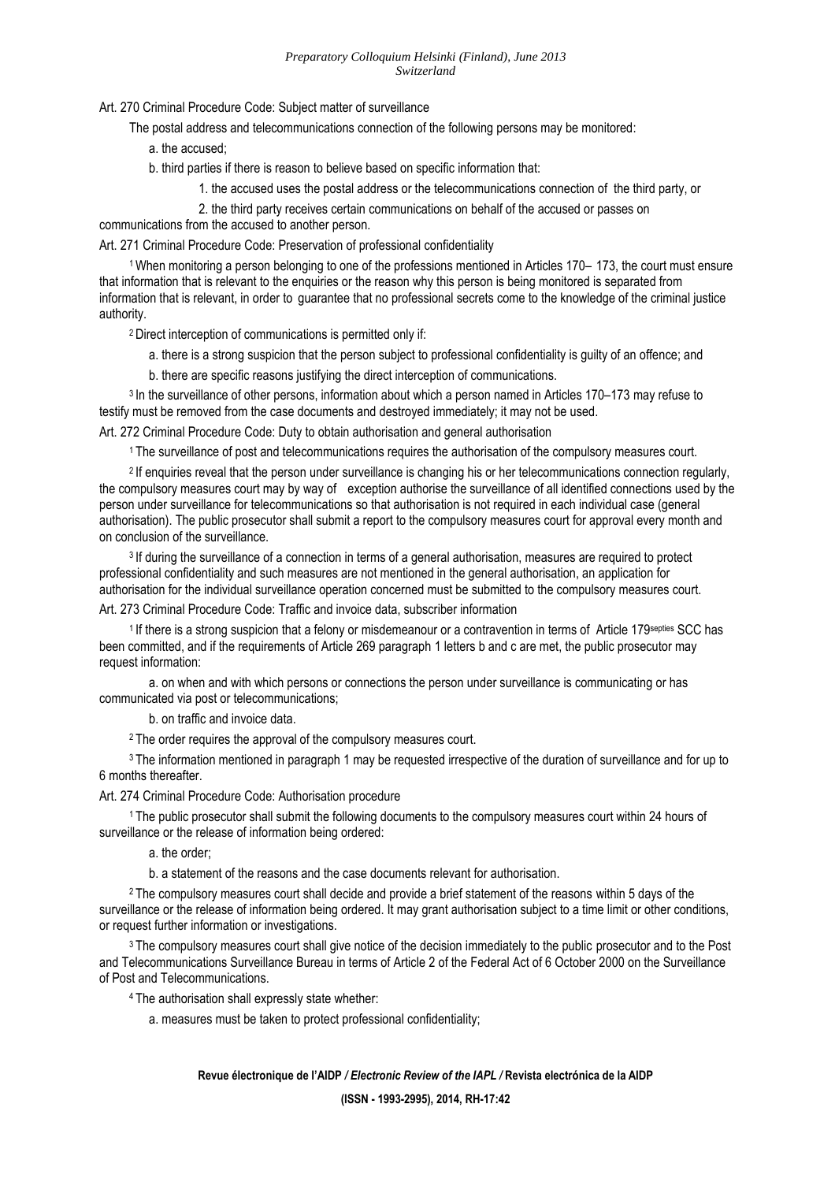Art. 270 Criminal Procedure Code: Subject matter of surveillance

The postal address and telecommunications connection of the following persons may be monitored:

a. the accused;

b. third parties if there is reason to believe based on specific information that:

1. the accused uses the postal address or the telecommunications connection of the third party, or

2. the third party receives certain communications on behalf of the accused or passes on communications from the accused to another person.

Art. 271 Criminal Procedure Code: Preservation of professional confidentiality

1 When monitoring a person belonging to one of the professions mentioned in Articles 170– 173, the court must ensure that information that is relevant to the enquiries or the reason why this person is being monitored is separated from information that is relevant, in order to guarantee that no professional secrets come to the knowledge of the criminal justice authority.

2 Direct interception of communications is permitted only if:

a. there is a strong suspicion that the person subject to professional confidentiality is guilty of an offence; and

b. there are specific reasons justifying the direct interception of communications.

3 In the surveillance of other persons, information about which a person named in Articles 170–173 may refuse to testify must be removed from the case documents and destroyed immediately; it may not be used.

Art. 272 Criminal Procedure Code: Duty to obtain authorisation and general authorisation

1 The surveillance of post and telecommunications requires the authorisation of the compulsory measures court.

2 If enquiries reveal that the person under surveillance is changing his or her telecommunications connection regularly, the compulsory measures court may by way of exception authorise the surveillance of all identified connections used by the person under surveillance for telecommunications so that authorisation is not required in each individual case (general authorisation). The public prosecutor shall submit a report to the compulsory measures court for approval every month and on conclusion of the surveillance.

3 If during the surveillance of a connection in terms of a general authorisation, measures are required to protect professional confidentiality and such measures are not mentioned in the general authorisation, an application for authorisation for the individual surveillance operation concerned must be submitted to the compulsory measures court.

Art. 273 Criminal Procedure Code: Traffic and invoice data, subscriber information

1 If there is a strong suspicion that a felony or misdemeanour or a contravention in terms of Article 179septies SCC has been committed, and if the requirements of Article 269 paragraph 1 letters b and c are met, the public prosecutor may request information:

a. on when and with which persons or connections the person under surveillance is communicating or has communicated via post or telecommunications;

b. on traffic and invoice data.

2 The order requires the approval of the compulsory measures court.

3 The information mentioned in paragraph 1 may be requested irrespective of the duration of surveillance and for up to 6 months thereafter.

Art. 274 Criminal Procedure Code: Authorisation procedure

1 The public prosecutor shall submit the following documents to the compulsory measures court within 24 hours of surveillance or the release of information being ordered:

a. the order;

b. a statement of the reasons and the case documents relevant for authorisation.

2 The compulsory measures court shall decide and provide a brief statement of the reasons within 5 days of the surveillance or the release of information being ordered. It may grant authorisation subject to a time limit or other conditions, or request further information or investigations.

3 The compulsory measures court shall give notice of the decision immediately to the public prosecutor and to the Post and Telecommunications Surveillance Bureau in terms of Article 2 of the Federal Act of 6 October 2000 on the Surveillance of Post and Telecommunications.

4 The authorisation shall expressly state whether:

a. measures must be taken to protect professional confidentiality;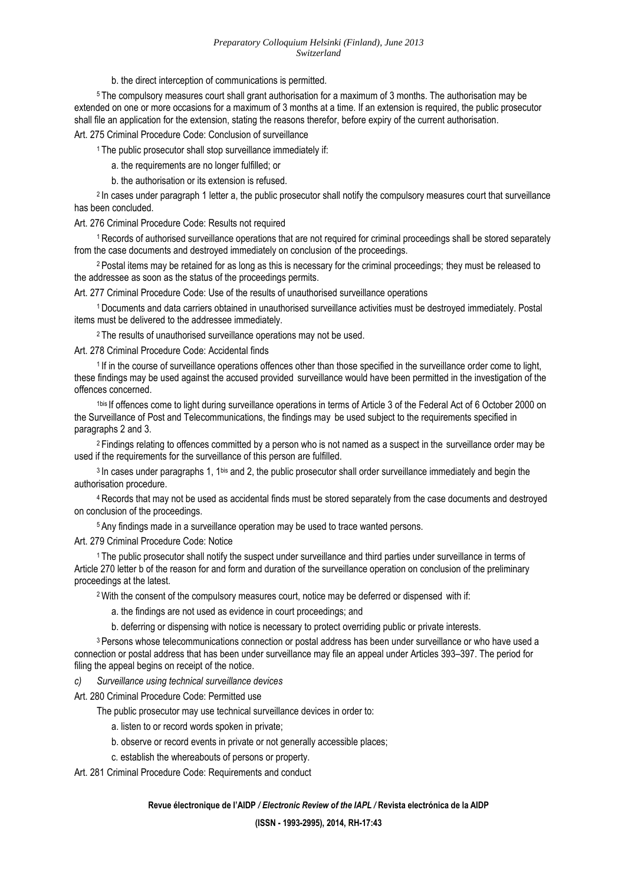b. the direct interception of communications is permitted.

[5] The compulsory measures court shall grant authorisation for a maximum of 3 months. The authorisation may be extended on one or more occasions for a maximum of 3 months at a time. If an extension is required, the public prosecutor shall file an application for the extension, stating the reasons therefor, before expiry of the current authorisation.

Art. 275 Criminal Procedure Code: Conclusion of surveillance

[1] The public prosecutor shall stop surveillance immediately if:

a. the requirements are no longer fulfilled; or

b. the authorisation or its extension is refused.

[2] In cases under paragraph 1 letter a, the public prosecutor shall notify the compulsory measures court that surveillance has been concluded.

Art. 276 Criminal Procedure Code: Results not required

[1] Records of authorised surveillance operations that are not required for criminal proceedings shall be stored separately from the case documents and destroyed immediately on conclusion of the proceedings.

[2] Postal items may be retained for as long as this is necessary for the criminal proceedings; they must be released to the addressee as soon as the status of the proceedings permits.

Art. 277 Criminal Procedure Code: Use of the results of unauthorised surveillance operations

[1] Documents and data carriers obtained in unauthorised surveillance activities must be destroyed immediately. Postal items must be delivered to the addressee immediately.

[2] The results of unauthorised surveillance operations may not be used.

Art. 278 Criminal Procedure Code: Accidental finds

[1] If in the course of surveillance operations offences other than those specified in the surveillance order come to light, these findings may be used against the accused provided surveillance would have been permitted in the investigation of the offences concerned.

[1bis] If offences come to light during surveillance operations in terms of Article 3 of the Federal Act of 6 October 2000 on the Surveillance of Post and Telecommunications, the findings may be used subject to the requirements specified in paragraphs 2 and 3.

[2] Findings relating to offences committed by a person who is not named as a suspect in the surveillance order may be used if the requirements for the surveillance of this person are fulfilled.

[3] In cases under paragraphs 1, 1bis and 2, the public prosecutor shall order surveillance immediately and begin the authorisation procedure.

[4] Records that may not be used as accidental finds must be stored separately from the case documents and destroyed on conclusion of the proceedings.

[5] Any findings made in a surveillance operation may be used to trace wanted persons.

Art. 279 Criminal Procedure Code: Notice

[1] The public prosecutor shall notify the suspect under surveillance and third parties under surveillance in terms of Article 270 letter b of the reason for and form and duration of the surveillance operation on conclusion of the preliminary proceedings at the latest.

[2] With the consent of the compulsory measures court, notice may be deferred or dispensed with if:

a. the findings are not used as evidence in court proceedings; and

b. deferring or dispensing with notice is necessary to protect overriding public or private interests.

[3] Persons whose telecommunications connection or postal address has been under surveillance or who have used a connection or postal address that has been under surveillance may file an appeal under Articles 393–397. The period for filing the appeal begins on receipt of the notice.

*c) Surveillance using technical surveillance devices*

Art. 280 Criminal Procedure Code: Permitted use

The public prosecutor may use technical surveillance devices in order to:

a. listen to or record words spoken in private;

b. observe or record events in private or not generally accessible places;

c. establish the whereabouts of persons or property.

Art. 281 Criminal Procedure Code: Requirements and conduct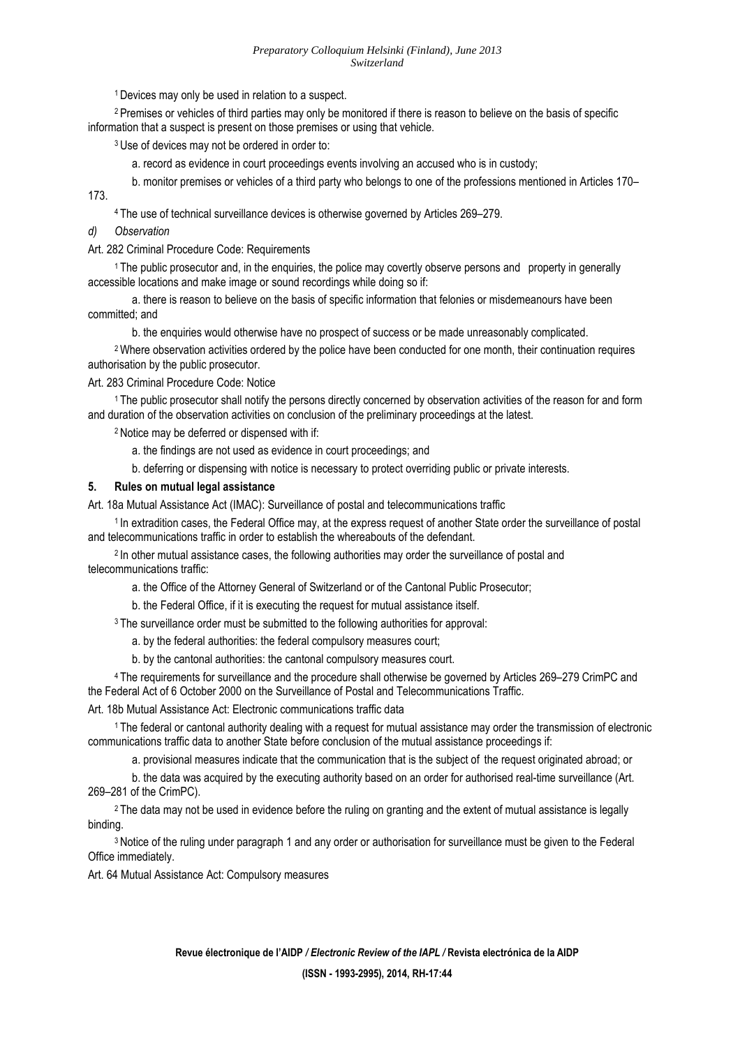[1] Devices may only be used in relation to a suspect.

[2] Premises or vehicles of third parties may only be monitored if there is reason to believe on the basis of specific information that a suspect is present on those premises or using that vehicle.

[3] Use of devices may not be ordered in order to:

a. record as evidence in court proceedings events involving an accused who is in custody;

b. monitor premises or vehicles of a third party who belongs to one of the professions mentioned in Articles 170–173.

[4] The use of technical surveillance devices is otherwise governed by Articles 269–279.

*d) Observation*

Art. 282 Criminal Procedure Code: Requirements

[1] The public prosecutor and, in the enquiries, the police may covertly observe persons and property in generally accessible locations and make image or sound recordings while doing so if:

a. there is reason to believe on the basis of specific information that felonies or misdemeanours have been committed; and

b. the enquiries would otherwise have no prospect of success or be made unreasonably complicated.

[2] Where observation activities ordered by the police have been conducted for one month, their continuation requires authorisation by the public prosecutor.

Art. 283 Criminal Procedure Code: Notice

[1] The public prosecutor shall notify the persons directly concerned by observation activities of the reason for and form and duration of the observation activities on conclusion of the preliminary proceedings at the latest.

[2] Notice may be deferred or dispensed with if:

a. the findings are not used as evidence in court proceedings; and

b. deferring or dispensing with notice is necessary to protect overriding public or private interests.

## 5. Rules on mutual legal assistance

Art. 18a Mutual Assistance Act (IMAC): Surveillance of postal and telecommunications traffic

[1] In extradition cases, the Federal Office may, at the express request of another State order the surveillance of postal and telecommunications traffic in order to establish the whereabouts of the defendant.

[2] In other mutual assistance cases, the following authorities may order the surveillance of postal and telecommunications traffic:

a. the Office of the Attorney General of Switzerland or of the Cantonal Public Prosecutor;

b. the Federal Office, if it is executing the request for mutual assistance itself.

[3] The surveillance order must be submitted to the following authorities for approval:

a. by the federal authorities: the federal compulsory measures court;

b. by the cantonal authorities: the cantonal compulsory measures court.

[4] The requirements for surveillance and the procedure shall otherwise be governed by Articles 269–279 CrimPC and the Federal Act of 6 October 2000 on the Surveillance of Postal and Telecommunications Traffic.

Art. 18b Mutual Assistance Act: Electronic communications traffic data

[1] The federal or cantonal authority dealing with a request for mutual assistance may order the transmission of electronic communications traffic data to another State before conclusion of the mutual assistance proceedings if:

a. provisional measures indicate that the communication that is the subject of the request originated abroad; or

b. the data was acquired by the executing authority based on an order for authorised real-time surveillance (Art. 269–281 of the CrimPC).

[2] The data may not be used in evidence before the ruling on granting and the extent of mutual assistance is legally binding.

[3] Notice of the ruling under paragraph 1 and any order or authorisation for surveillance must be given to the Federal Office immediately.

Art. 64 Mutual Assistance Act: Compulsory measures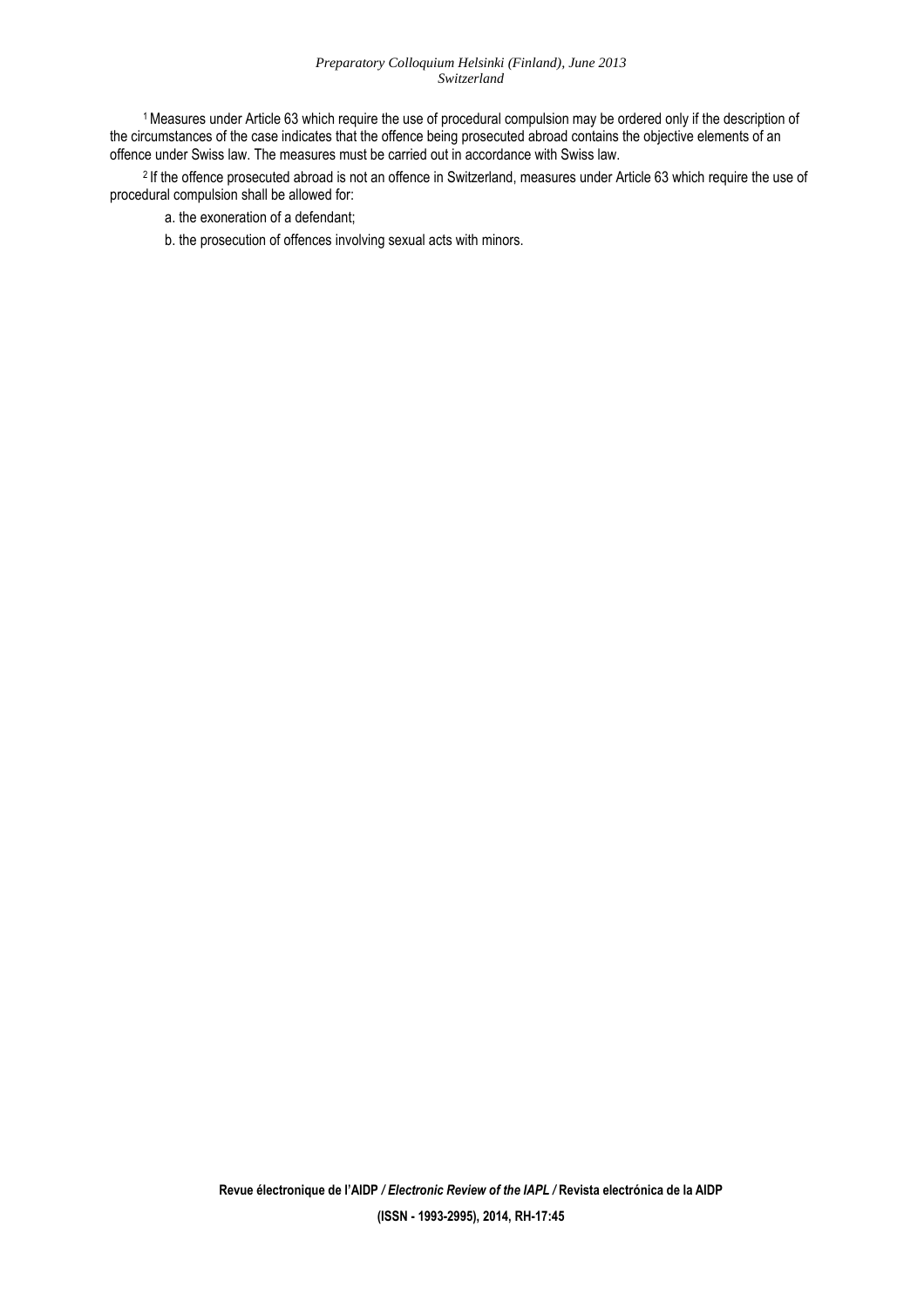[1] Measures under Article 63 which require the use of procedural compulsion may be ordered only if the description of the circumstances of the case indicates that the offence being prosecuted abroad contains the objective elements of an offence under Swiss law. The measures must be carried out in accordance with Swiss law.

[2] If the offence prosecuted abroad is not an offence in Switzerland, measures under Article 63 which require the use of procedural compulsion shall be allowed for:

a. the exoneration of a defendant;

b. the prosecution of offences involving sexual acts with minors.